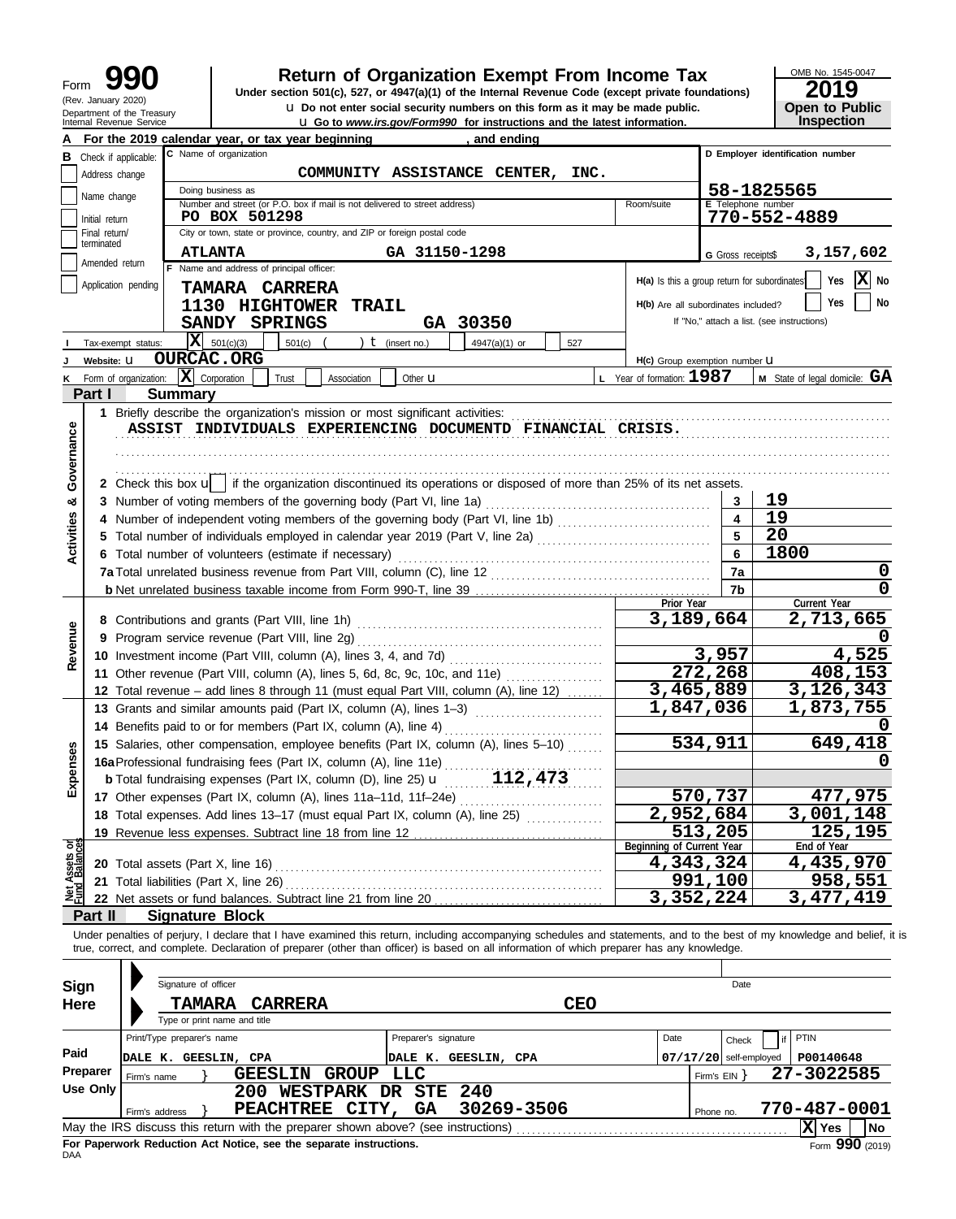Form **990** (Rev. January 2020) Department of the Treasury Internal Revenue Service

# Return of Organization Exempt From Income Tax

**Under section 501(c), 527, or 4947(a)(1) of the Internal Revenue Code (except private foundations)**

u Do not enter social security numbers on this form as it may be made public.

u Go to *www.irs.gov/Form990* for instructions and the latest information.

OMB No. 1545-0047

**2019**

**Open to Public Inspection**

**A** For the 2019 calendar year, or tax year beginning , and ending

**B** Check if applicable:
- Address change
- Name change
- Initial return
- Final return/terminated
- Amended return
- Application pending

**C** Name of organization: COMMUNITY ASSISTANCE CENTER, INC.

Doing business as

Number and street (or P.O. box if mail is not delivered to street address): PO BOX 501298 Room/suite

City or town, state or province, country, and ZIP or foreign postal code: ATLANTA GA 31150-1298

**D** Employer identification number: 58-1825565

**E** Telephone number: 770-552-4889

**G** Gross receipts$ 3,157,602

**F** Name and address of principal officer: TAMARA CARRERA, 1130 HIGHTOWER TRAIL, SANDY SPRINGS GA 30350

**H(a)** Is this a group return for subordinates? Yes [ ] No [X]

**H(b)** Are all subordinates included? Yes [ ] No [ ] If "No," attach a list. (see instructions)

**I** Tax-exempt status: [X] 501(c)(3) [ ] 501(c) ( ) t (insert no.) [ ] 4947(a)(1) or [ ] 527

**J** Website: u OURCAC.ORG

**H(c)** Group exemption number u

**K** Form of organization: [X] Corporation [ ] Trust [ ] Association [ ] Other u

**L** Year of formation: 1987 **M** State of legal domicile: GA

## Part I Summary

**Activities & Governance**

1 Briefly describe the organization's mission or most significant activities:
ASSIST INDIVIDUALS EXPERIENCING DOCUMENTD FINANCIAL CRISIS.

2 Check this box u [ ] if the organization discontinued its operations or disposed of more than 25% of its net assets.

| | | |
|---|---|---|
| 3 Number of voting members of the governing body (Part VI, line 1a) | 3 | 19 |
| 4 Number of independent voting members of the governing body (Part VI, line 1b) | 4 | 19 |
| 5 Total number of individuals employed in calendar year 2019 (Part V, line 2a) | 5 | 20 |
| 6 Total number of volunteers (estimate if necessary) | 6 | 1800 |
| 7a Total unrelated business revenue from Part VIII, column (C), line 12 | 7a | 0 |
| b Net unrelated business taxable income from Form 990-T, line 39 | 7b | 0 |

| | Prior Year | Current Year |
|---|---|---|
| **Revenue** | | |
| 8 Contributions and grants (Part VIII, line 1h) | 3,189,664 | 2,713,665 |
| 9 Program service revenue (Part VIII, line 2g) | | 0 |
| 10 Investment income (Part VIII, column (A), lines 3, 4, and 7d) | 3,957 | 4,525 |
| 11 Other revenue (Part VIII, column (A), lines 5, 6d, 8c, 9c, 10c, and 11e) | 272,268 | 408,153 |
| 12 Total revenue – add lines 8 through 11 (must equal Part VIII, column (A), line 12) | 3,465,889 | 3,126,343 |
| **Expenses** | | |
| 13 Grants and similar amounts paid (Part IX, column (A), lines 1–3) | 1,847,036 | 1,873,755 |
| 14 Benefits paid to or for members (Part IX, column (A), line 4) | | 0 |
| 15 Salaries, other compensation, employee benefits (Part IX, column (A), lines 5–10) | 534,911 | 649,418 |
| 16a Professional fundraising fees (Part IX, column (A), line 11e) | | 0 |
| b Total fundraising expenses (Part IX, column (D), line 25) u 112,473 | | |
| 17 Other expenses (Part IX, column (A), lines 11a–11d, 11f–24e) | 570,737 | 477,975 |
| 18 Total expenses. Add lines 13–17 (must equal Part IX, column (A), line 25) | 2,952,684 | 3,001,148 |
| 19 Revenue less expenses. Subtract line 18 from line 12 | 513,205 | 125,195 |
| **Net Assets or Fund Balances** | Beginning of Current Year | End of Year |
| 20 Total assets (Part X, line 16) | 4,343,324 | 4,435,970 |
| 21 Total liabilities (Part X, line 26) | 991,100 | 958,551 |
| 22 Net assets or fund balances. Subtract line 21 from line 20 | 3,352,224 | 3,477,419 |

## Part II Signature Block

Under penalties of perjury, I declare that I have examined this return, including accompanying schedules and statements, and to the best of my knowledge and belief, it is true, correct, and complete. Declaration of preparer (other than officer) is based on all information of which preparer has any knowledge.

**Sign Here**

Signature of officer — Date

TAMARA CARRERA CEO
Type or print name and title

**Paid Preparer Use Only**

| Print/Type preparer's name | Preparer's signature | Date | Check [ ] if self-employed | PTIN |
|---|---|---|---|---|
| DALE K. GEESLIN, CPA | DALE K. GEESLIN, CPA | 07/17/20 | | P00140648 |

Firm's name } GEESLIN GROUP LLC — Firm's EIN } 27-3022585

Firm's address } 200 WESTPARK DR STE 240, PEACHTREE CITY, GA 30269-3506 — Phone no. 770-487-0001

May the IRS discuss this return with the preparer shown above? (see instructions) [X] Yes [ ] No

**For Paperwork Reduction Act Notice, see the separate instructions.**

DAA Form **990** (2019)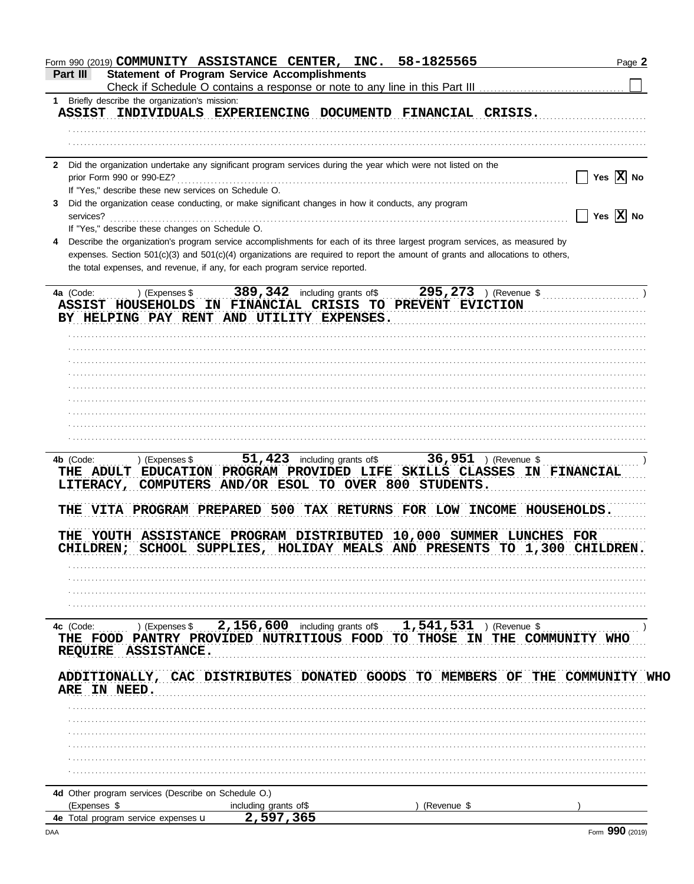Form 990 (2019) **COMMUNITY ASSISTANCE CENTER, INC. 58-1825565**

## Part III Statement of Program Service Accomplishments

Check if Schedule O contains a response or note to any line in this Part III ☐

**1** Briefly describe the organization's mission:

ASSIST INDIVIDUALS EXPERIENCING DOCUMENTD FINANCIAL CRISIS.

**2** Did the organization undertake any significant program services during the year which were not listed on the prior Form 990 or 990-EZ? ☐ Yes ☒ No

If "Yes," describe these new services on Schedule O.

**3** Did the organization cease conducting, or make significant changes in how it conducts, any program services? ☐ Yes ☒ No

If "Yes," describe these changes on Schedule O.

**4** Describe the organization's program service accomplishments for each of its three largest program services, as measured by expenses. Section 501(c)(3) and 501(c)(4) organizations are required to report the amount of grants and allocations to others, the total expenses, and revenue, if any, for each program service reported.

**4a** (Code: ) (Expenses $ 389,342 including grants of$ 295,273 ) (Revenue $ )

ASSIST HOUSEHOLDS IN FINANCIAL CRISIS TO PREVENT EVICTION BY HELPING PAY RENT AND UTILITY EXPENSES.

**4b** (Code: ) (Expenses $ 51,423 including grants of$ 36,951 ) (Revenue $ )

THE ADULT EDUCATION PROGRAM PROVIDED LIFE SKILLS CLASSES IN FINANCIAL LITERACY, COMPUTERS AND/OR ESOL TO OVER 800 STUDENTS.

THE VITA PROGRAM PREPARED 500 TAX RETURNS FOR LOW INCOME HOUSEHOLDS.

THE YOUTH ASSISTANCE PROGRAM DISTRIBUTED 10,000 SUMMER LUNCHES FOR CHILDREN; SCHOOL SUPPLIES, HOLIDAY MEALS AND PRESENTS TO 1,300 CHILDREN.

**4c** (Code: ) (Expenses $ 2,156,600 including grants of$ 1,541,531 ) (Revenue $ )

THE FOOD PANTRY PROVIDED NUTRITIOUS FOOD TO THOSE IN THE COMMUNITY WHO REQUIRE ASSISTANCE.

ADDITIONALLY, CAC DISTRIBUTES DONATED GOODS TO MEMBERS OF THE COMMUNITY WHO ARE IN NEED.

**4d** Other program services (Describe on Schedule O.)

(Expenses $ including grants of$ ) (Revenue $ )

**4e** Total program service expenses 2,597,365

Form **990** (2019)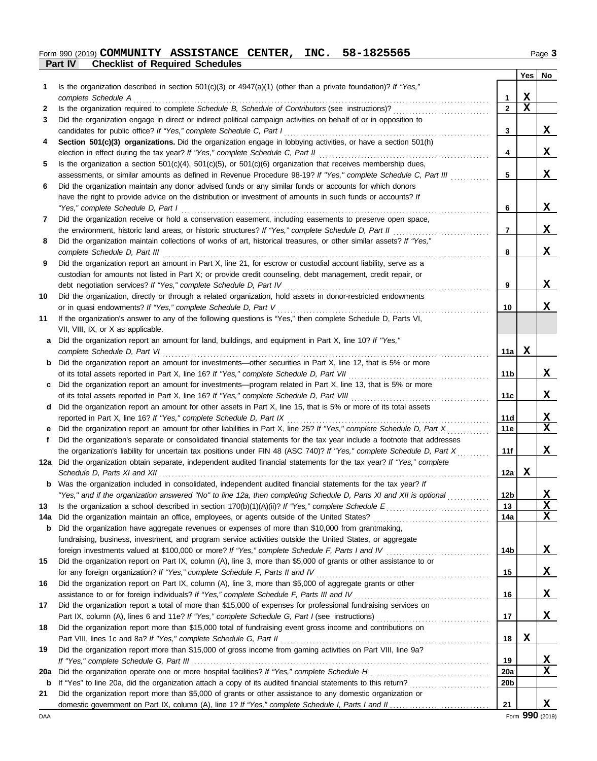Form 990 (2019) **COMMUNITY ASSISTANCE CENTER, INC. 58-1825565**

## Part IV Checklist of Required Schedules

| | | | Yes | No |
|---|---|---|---|---|
| **1** | Is the organization described in section 501(c)(3) or 4947(a)(1) (other than a private foundation)? *If "Yes," complete Schedule A* | **1** | X | |
| **2** | Is the organization required to complete *Schedule B, Schedule of Contributors* (see instructions)? | **2** | X | |
| **3** | Did the organization engage in direct or indirect political campaign activities on behalf of or in opposition to candidates for public office? *If "Yes," complete Schedule C, Part I* | **3** | | X |
| **4** | **Section 501(c)(3) organizations.** Did the organization engage in lobbying activities, or have a section 501(h) election in effect during the tax year? *If "Yes," complete Schedule C, Part II* | **4** | | X |
| **5** | Is the organization a section 501(c)(4), 501(c)(5), or 501(c)(6) organization that receives membership dues, assessments, or similar amounts as defined in Revenue Procedure 98-19? *If "Yes," complete Schedule C, Part III* | **5** | | X |
| **6** | Did the organization maintain any donor advised funds or any similar funds or accounts for which donors have the right to provide advice on the distribution or investment of amounts in such funds or accounts? *If "Yes," complete Schedule D, Part I* | **6** | | X |
| **7** | Did the organization receive or hold a conservation easement, including easements to preserve open space, the environment, historic land areas, or historic structures? *If "Yes," complete Schedule D, Part II* | **7** | | X |
| **8** | Did the organization maintain collections of works of art, historical treasures, or other similar assets? *If "Yes," complete Schedule D, Part III* | **8** | | X |
| **9** | Did the organization report an amount in Part X, line 21, for escrow or custodial account liability, serve as a custodian for amounts not listed in Part X; or provide credit counseling, debt management, credit repair, or debt negotiation services? *If "Yes," complete Schedule D, Part IV* | **9** | | X |
| **10** | Did the organization, directly or through a related organization, hold assets in donor-restricted endowments or in quasi endowments? *If "Yes," complete Schedule D, Part V* | **10** | | X |
| **11** | If the organization's answer to any of the following questions is "Yes," then complete Schedule D, Parts VI, VII, VIII, IX, or X as applicable. | | | |
| **a** | Did the organization report an amount for land, buildings, and equipment in Part X, line 10? *If "Yes," complete Schedule D, Part VI* | **11a** | X | |
| **b** | Did the organization report an amount for investments—other securities in Part X, line 12, that is 5% or more of its total assets reported in Part X, line 16? *If "Yes," complete Schedule D, Part VII* | **11b** | | X |
| **c** | Did the organization report an amount for investments—program related in Part X, line 13, that is 5% or more of its total assets reported in Part X, line 16? *If "Yes," complete Schedule D, Part VIII* | **11c** | | X |
| **d** | Did the organization report an amount for other assets in Part X, line 15, that is 5% or more of its total assets reported in Part X, line 16? *If "Yes," complete Schedule D, Part IX* | **11d** | | X |
| **e** | Did the organization report an amount for other liabilities in Part X, line 25? *If "Yes," complete Schedule D, Part X* | **11e** | | X |
| **f** | Did the organization's separate or consolidated financial statements for the tax year include a footnote that addresses the organization's liability for uncertain tax positions under FIN 48 (ASC 740)? *If "Yes," complete Schedule D, Part X* | **11f** | | X |
| **12a** | Did the organization obtain separate, independent audited financial statements for the tax year? *If "Yes," complete Schedule D, Parts XI and XII* | **12a** | X | |
| **b** | Was the organization included in consolidated, independent audited financial statements for the tax year? *If "Yes," and if the organization answered "No" to line 12a, then completing Schedule D, Parts XI and XII is optional* | **12b** | | X |
| **13** | Is the organization a school described in section 170(b)(1)(A)(ii)? *If "Yes," complete Schedule E* | **13** | | X |
| **14a** | Did the organization maintain an office, employees, or agents outside of the United States? | **14a** | | X |
| **b** | Did the organization have aggregate revenues or expenses of more than $10,000 from grantmaking, fundraising, business, investment, and program service activities outside the United States, or aggregate foreign investments valued at $100,000 or more? *If "Yes," complete Schedule F, Parts I and IV* | **14b** | | X |
| **15** | Did the organization report on Part IX, column (A), line 3, more than $5,000 of grants or other assistance to or for any foreign organization? *If "Yes," complete Schedule F, Parts II and IV* | **15** | | X |
| **16** | Did the organization report on Part IX, column (A), line 3, more than $5,000 of aggregate grants or other assistance to or for foreign individuals? *If "Yes," complete Schedule F, Parts III and IV* | **16** | | X |
| **17** | Did the organization report a total of more than $15,000 of expenses for professional fundraising services on Part IX, column (A), lines 6 and 11e? *If "Yes," complete Schedule G, Part I* (see instructions) | **17** | | X |
| **18** | Did the organization report more than $15,000 total of fundraising event gross income and contributions on Part VIII, lines 1c and 8a? *If "Yes," complete Schedule G, Part II* | **18** | X | |
| **19** | Did the organization report more than $15,000 of gross income from gaming activities on Part VIII, line 9a? *If "Yes," complete Schedule G, Part III* | **19** | | X |
| **20a** | Did the organization operate one or more hospital facilities? *If "Yes," complete Schedule H* | **20a** | | X |
| **b** | If "Yes" to line 20a, did the organization attach a copy of its audited financial statements to this return? | **20b** | | |
| **21** | Did the organization report more than $5,000 of grants or other assistance to any domestic organization or domestic government on Part IX, column (A), line 1? *If "Yes," complete Schedule I, Parts I and II* | **21** | | X |

Form **990** (2019)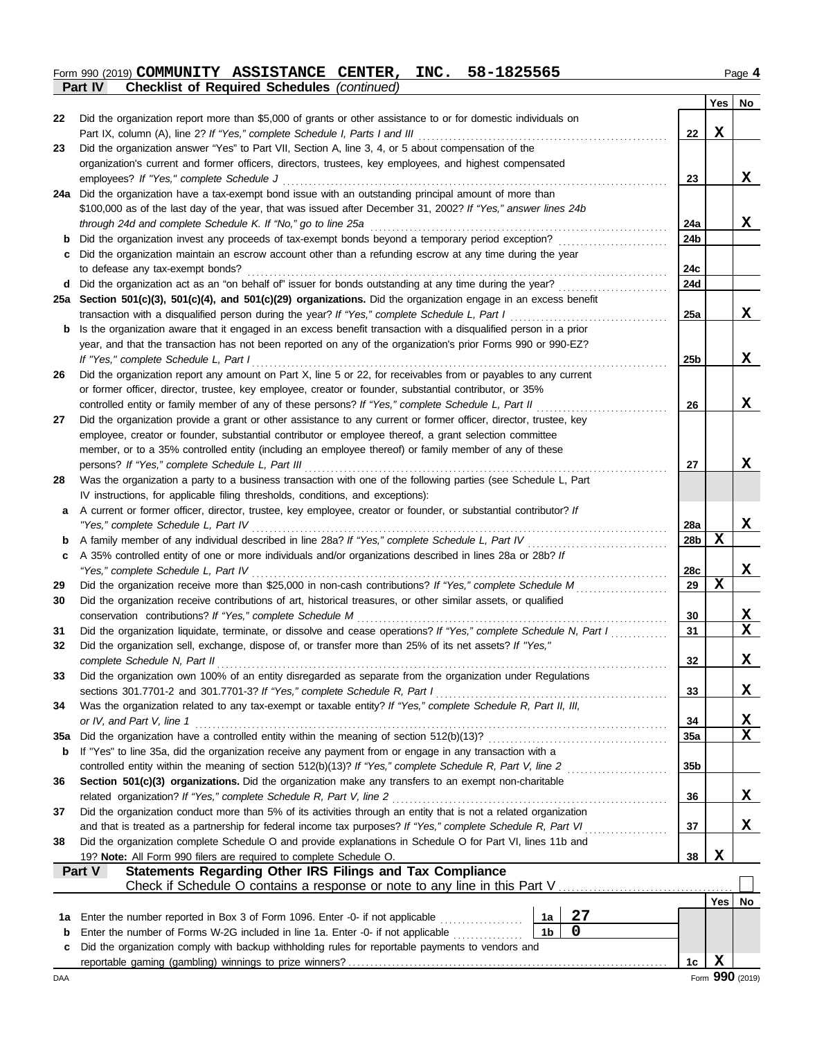Form 990 (2019) **COMMUNITY ASSISTANCE CENTER, INC. 58-1825565**

**Part IV — Checklist of Required Schedules** *(continued)*

| | | | Yes | No |
|---|---|---|---|---|
| 22 | Did the organization report more than $5,000 of grants or other assistance to or for domestic individuals on Part IX, column (A), line 2? *If "Yes," complete Schedule I, Parts I and III* | 22 | X | |
| 23 | Did the organization answer "Yes" to Part VII, Section A, line 3, 4, or 5 about compensation of the organization's current and former officers, directors, trustees, key employees, and highest compensated employees? *If "Yes," complete Schedule J* | 23 | | X |
| 24a | Did the organization have a tax-exempt bond issue with an outstanding principal amount of more than $100,000 as of the last day of the year, that was issued after December 31, 2002? *If "Yes," answer lines 24b through 24d and complete Schedule K. If "No," go to line 25a* | 24a | | X |
| b | Did the organization invest any proceeds of tax-exempt bonds beyond a temporary period exception? | 24b | | |
| c | Did the organization maintain an escrow account other than a refunding escrow at any time during the year to defease any tax-exempt bonds? | 24c | | |
| d | Did the organization act as an "on behalf of" issuer for bonds outstanding at any time during the year? | 24d | | |
| 25a | **Section 501(c)(3), 501(c)(4), and 501(c)(29) organizations.** Did the organization engage in an excess benefit transaction with a disqualified person during the year? *If "Yes," complete Schedule L, Part I* | 25a | | X |
| b | Is the organization aware that it engaged in an excess benefit transaction with a disqualified person in a prior year, and that the transaction has not been reported on any of the organization's prior Forms 990 or 990-EZ? *If "Yes," complete Schedule L, Part I* | 25b | | X |
| 26 | Did the organization report any amount on Part X, line 5 or 22, for receivables from or payables to any current or former officer, director, trustee, key employee, creator or founder, substantial contributor, or 35% controlled entity or family member of any of these persons? *If "Yes," complete Schedule L, Part II* | 26 | | X |
| 27 | Did the organization provide a grant or other assistance to any current or former officer, director, trustee, key employee, creator or founder, substantial contributor or employee thereof, a grant selection committee member, or to a 35% controlled entity (including an employee thereof) or family member of any of these persons? *If "Yes," complete Schedule L, Part III* | 27 | | X |
| 28 | Was the organization a party to a business transaction with one of the following parties (see Schedule L, Part IV instructions, for applicable filing thresholds, conditions, and exceptions): | | | |
| a | A current or former officer, director, trustee, key employee, creator or founder, or substantial contributor? *If "Yes," complete Schedule L, Part IV* | 28a | | X |
| b | A family member of any individual described in line 28a? *If "Yes," complete Schedule L, Part IV* | 28b | X | |
| c | A 35% controlled entity of one or more individuals and/or organizations described in lines 28a or 28b? *If "Yes," complete Schedule L, Part IV* | 28c | | X |
| 29 | Did the organization receive more than $25,000 in non-cash contributions? *If "Yes," complete Schedule M* | 29 | X | |
| 30 | Did the organization receive contributions of art, historical treasures, or other similar assets, or qualified conservation contributions? *If "Yes," complete Schedule M* | 30 | | X |
| 31 | Did the organization liquidate, terminate, or dissolve and cease operations? *If "Yes," complete Schedule N, Part I* | 31 | | X |
| 32 | Did the organization sell, exchange, dispose of, or transfer more than 25% of its net assets? *If "Yes," complete Schedule N, Part II* | 32 | | X |
| 33 | Did the organization own 100% of an entity disregarded as separate from the organization under Regulations sections 301.7701-2 and 301.7701-3? *If "Yes," complete Schedule R, Part I* | 33 | | X |
| 34 | Was the organization related to any tax-exempt or taxable entity? *If "Yes," complete Schedule R, Part II, III, or IV, and Part V, line 1* | 34 | | X |
| 35a | Did the organization have a controlled entity within the meaning of section 512(b)(13)? | 35a | | X |
| b | If "Yes" to line 35a, did the organization receive any payment from or engage in any transaction with a controlled entity within the meaning of section 512(b)(13)? *If "Yes," complete Schedule R, Part V, line 2* | 35b | | |
| 36 | **Section 501(c)(3) organizations.** Did the organization make any transfers to an exempt non-charitable related organization? *If "Yes," complete Schedule R, Part V, line 2* | 36 | | X |
| 37 | Did the organization conduct more than 5% of its activities through an entity that is not a related organization and that is treated as a partnership for federal income tax purposes? *If "Yes," complete Schedule R, Part VI* | 37 | | X |
| 38 | Did the organization complete Schedule O and provide explanations in Schedule O for Part VI, lines 11b and 19? **Note:** All Form 990 filers are required to complete Schedule O. | 38 | X | |

**Part V — Statements Regarding Other IRS Filings and Tax Compliance**

Check if Schedule O contains a response or note to any line in this Part V ☐

| | | | | | Yes | No |
|---|---|---|---|---|---|---|
| 1a | Enter the number reported in Box 3 of Form 1096. Enter -0- if not applicable | 1a | 27 | | | |
| b | Enter the number of Forms W-2G included in line 1a. Enter -0- if not applicable | 1b | 0 | | | |
| c | Did the organization comply with backup withholding rules for reportable payments to vendors and reportable gaming (gambling) winnings to prize winners? | | | 1c | X | |

Form **990** (2019)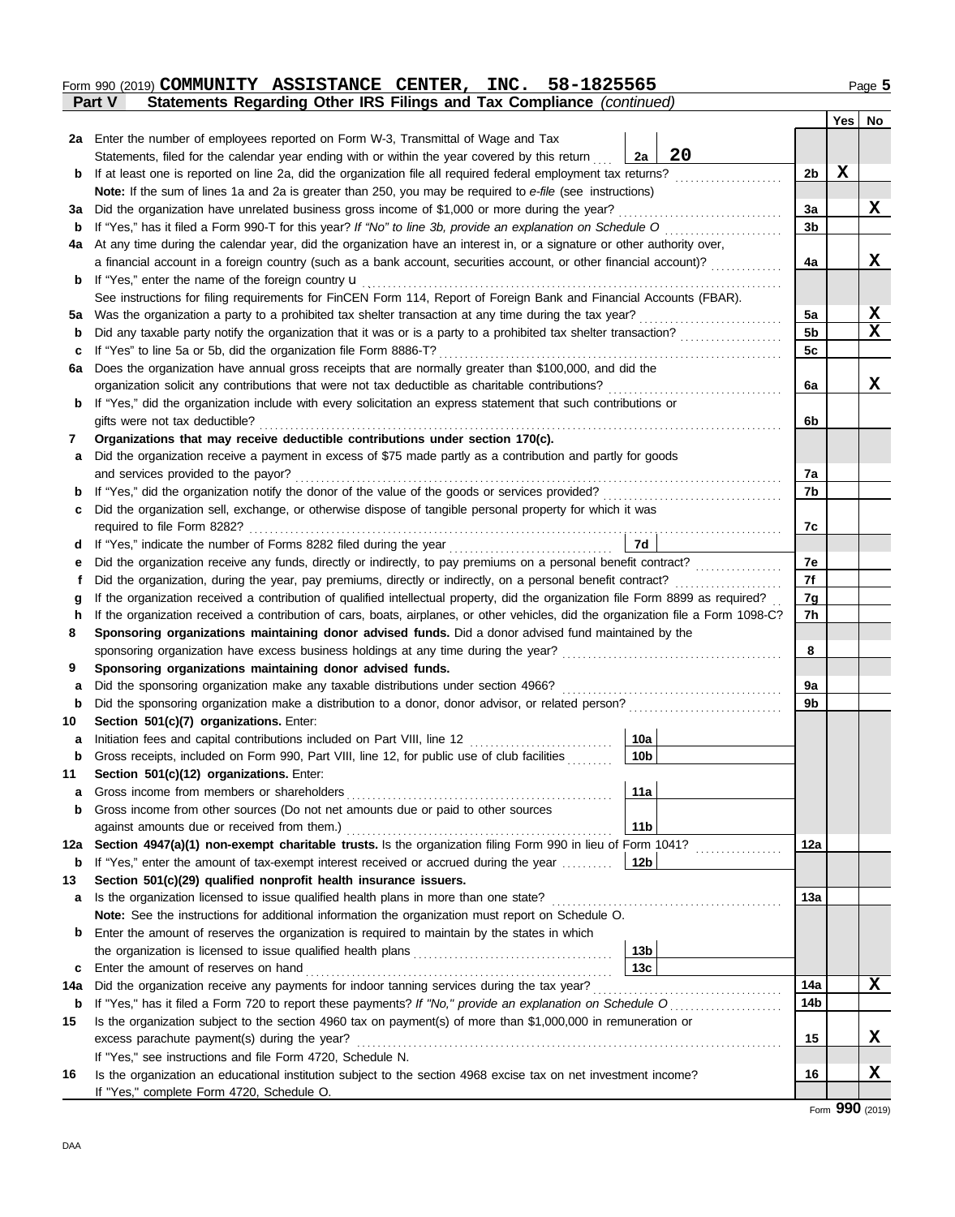Form 990 (2019) **COMMUNITY ASSISTANCE CENTER, INC. 58-1825565**

**Part V — Statements Regarding Other IRS Filings and Tax Compliance** *(continued)*

| | | | | | Yes | No |
|---|---|---|---|---|---|---|
| **2a** | Enter the number of employees reported on Form W-3, Transmittal of Wage and Tax Statements, filed for the calendar year ending with or within the year covered by this return | 2a | 20 | | | |
| **b** | If at least one is reported on line 2a, did the organization file all required federal employment tax returns? | | | 2b | X | |
| | **Note:** If the sum of lines 1a and 2a is greater than 250, you may be required to *e-file* (see instructions) | | | | | |
| **3a** | Did the organization have unrelated business gross income of $1,000 or more during the year? | | | 3a | | X |
| **b** | If "Yes," has it filed a Form 990-T for this year? *If "No" to line 3b, provide an explanation on Schedule O* | | | 3b | | |
| **4a** | At any time during the calendar year, did the organization have an interest in, or a signature or other authority over, a financial account in a foreign country (such as a bank account, securities account, or other financial account)? | | | 4a | | X |
| **b** | If "Yes," enter the name of the foreign country u | | | | | |
| | See instructions for filing requirements for FinCEN Form 114, Report of Foreign Bank and Financial Accounts (FBAR). | | | | | |
| **5a** | Was the organization a party to a prohibited tax shelter transaction at any time during the tax year? | | | 5a | | X |
| **b** | Did any taxable party notify the organization that it was or is a party to a prohibited tax shelter transaction? | | | 5b | | X |
| **c** | If "Yes" to line 5a or 5b, did the organization file Form 8886-T? | | | 5c | | |
| **6a** | Does the organization have annual gross receipts that are normally greater than $100,000, and did the organization solicit any contributions that were not tax deductible as charitable contributions? | | | 6a | | X |
| **b** | If "Yes," did the organization include with every solicitation an express statement that such contributions or gifts were not tax deductible? | | | 6b | | |
| **7** | **Organizations that may receive deductible contributions under section 170(c).** | | | | | |
| **a** | Did the organization receive a payment in excess of $75 made partly as a contribution and partly for goods and services provided to the payor? | | | 7a | | |
| **b** | If "Yes," did the organization notify the donor of the value of the goods or services provided? | | | 7b | | |
| **c** | Did the organization sell, exchange, or otherwise dispose of tangible personal property for which it was required to file Form 8282? | | | 7c | | |
| **d** | If "Yes," indicate the number of Forms 8282 filed during the year | 7d | | | | |
| **e** | Did the organization receive any funds, directly or indirectly, to pay premiums on a personal benefit contract? | | | 7e | | |
| **f** | Did the organization, during the year, pay premiums, directly or indirectly, on a personal benefit contract? | | | 7f | | |
| **g** | If the organization received a contribution of qualified intellectual property, did the organization file Form 8899 as required? | | | 7g | | |
| **h** | If the organization received a contribution of cars, boats, airplanes, or other vehicles, did the organization file a Form 1098-C? | | | 7h | | |
| **8** | **Sponsoring organizations maintaining donor advised funds.** Did a donor advised fund maintained by the sponsoring organization have excess business holdings at any time during the year? | | | 8 | | |
| **9** | **Sponsoring organizations maintaining donor advised funds.** | | | | | |
| **a** | Did the sponsoring organization make any taxable distributions under section 4966? | | | 9a | | |
| **b** | Did the sponsoring organization make a distribution to a donor, donor advisor, or related person? | | | 9b | | |
| **10** | **Section 501(c)(7) organizations.** Enter: | | | | | |
| **a** | Initiation fees and capital contributions included on Part VIII, line 12 | 10a | | | | |
| **b** | Gross receipts, included on Form 990, Part VIII, line 12, for public use of club facilities | 10b | | | | |
| **11** | **Section 501(c)(12) organizations.** Enter: | | | | | |
| **a** | Gross income from members or shareholders | 11a | | | | |
| **b** | Gross income from other sources (Do not net amounts due or paid to other sources against amounts due or received from them.) | 11b | | | | |
| **12a** | **Section 4947(a)(1) non-exempt charitable trusts.** Is the organization filing Form 990 in lieu of Form 1041? | | | 12a | | |
| **b** | If "Yes," enter the amount of tax-exempt interest received or accrued during the year | 12b | | | | |
| **13** | **Section 501(c)(29) qualified nonprofit health insurance issuers.** | | | | | |
| **a** | Is the organization licensed to issue qualified health plans in more than one state? | | | 13a | | |
| | **Note:** See the instructions for additional information the organization must report on Schedule O. | | | | | |
| **b** | Enter the amount of reserves the organization is required to maintain by the states in which the organization is licensed to issue qualified health plans | 13b | | | | |
| **c** | Enter the amount of reserves on hand | 13c | | | | |
| **14a** | Did the organization receive any payments for indoor tanning services during the tax year? | | | 14a | | X |
| **b** | If "Yes," has it filed a Form 720 to report these payments? *If "No," provide an explanation on Schedule O* | | | 14b | | |
| **15** | Is the organization subject to the section 4960 tax on payment(s) of more than $1,000,000 in remuneration or excess parachute payment(s) during the year? | | | 15 | | X |
| | If "Yes," see instructions and file Form 4720, Schedule N. | | | | | |
| **16** | Is the organization an educational institution subject to the section 4968 excise tax on net investment income? | | | 16 | | X |
| | If "Yes," complete Form 4720, Schedule O. | | | | | |

Form **990** (2019)

DAA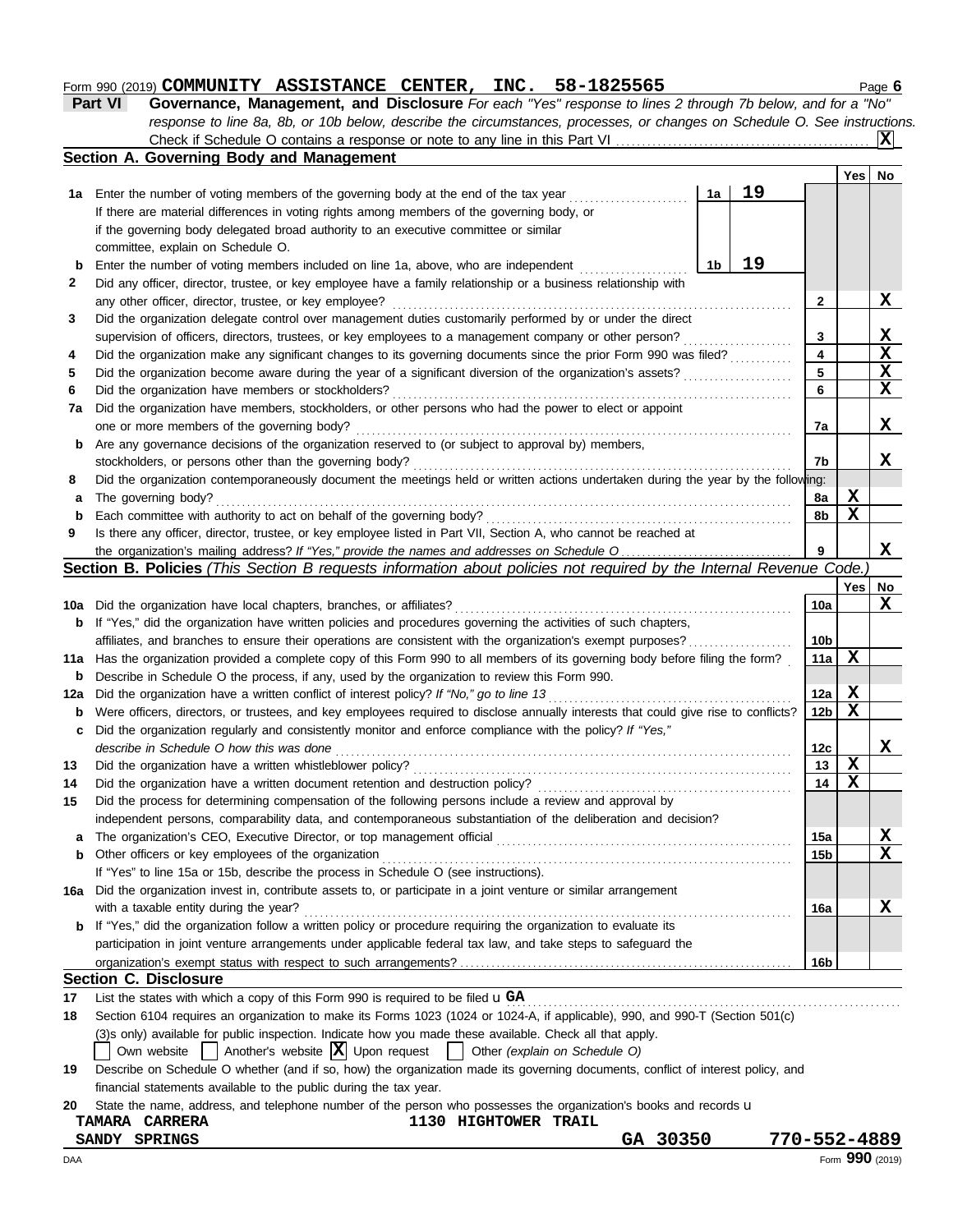Form 990 (2019) **COMMUNITY ASSISTANCE CENTER, INC. 58-1825565** Page 6

**Part VI Governance, Management, and Disclosure** *For each "Yes" response to lines 2 through 7b below, and for a "No" response to line 8a, 8b, or 10b below, describe the circumstances, processes, or changes on Schedule O. See instructions.*

Check if Schedule O contains a response or note to any line in this Part VI .... [X]

## Section A. Governing Body and Management

| | | | | Yes | No |
|---|---|---|---|---|---|
| 1a | Enter the number of voting members of the governing body at the end of the tax year | 1a | 19 | | |
| | If there are material differences in voting rights among members of the governing body, or if the governing body delegated broad authority to an executive committee or similar committee, explain on Schedule O. | | | | |
| b | Enter the number of voting members included on line 1a, above, who are independent | 1b | 19 | | |
| 2 | Did any officer, director, trustee, or key employee have a family relationship or a business relationship with any other officer, director, trustee, or key employee? | | 2 | | X |
| 3 | Did the organization delegate control over management duties customarily performed by or under the direct supervision of officers, directors, trustees, or key employees to a management company or other person? | | 3 | | X |
| 4 | Did the organization make any significant changes to its governing documents since the prior Form 990 was filed? | | 4 | | X |
| 5 | Did the organization become aware during the year of a significant diversion of the organization's assets? | | 5 | | X |
| 6 | Did the organization have members or stockholders? | | 6 | | X |
| 7a | Did the organization have members, stockholders, or other persons who had the power to elect or appoint one or more members of the governing body? | | 7a | | X |
| b | Are any governance decisions of the organization reserved to (or subject to approval by) members, stockholders, or persons other than the governing body? | | 7b | | X |
| 8 | Did the organization contemporaneously document the meetings held or written actions undertaken during the year by the following: | | | | |
| a | The governing body? | | 8a | X | |
| b | Each committee with authority to act on behalf of the governing body? | | 8b | X | |
| 9 | Is there any officer, director, trustee, or key employee listed in Part VII, Section A, who cannot be reached at the organization's mailing address? *If "Yes," provide the names and addresses on Schedule O* | | 9 | | X |

## Section B. Policies *(This Section B requests information about policies not required by the Internal Revenue Code.)*

| | | | Yes | No |
|---|---|---|---|---|
| 10a | Did the organization have local chapters, branches, or affiliates? | 10a | | X |
| b | If "Yes," did the organization have written policies and procedures governing the activities of such chapters, affiliates, and branches to ensure their operations are consistent with the organization's exempt purposes? | 10b | | |
| 11a | Has the organization provided a complete copy of this Form 990 to all members of its governing body before filing the form? | 11a | X | |
| b | Describe in Schedule O the process, if any, used by the organization to review this Form 990. | | | |
| 12a | Did the organization have a written conflict of interest policy? *If "No," go to line 13* | 12a | X | |
| b | Were officers, directors, or trustees, and key employees required to disclose annually interests that could give rise to conflicts? | 12b | X | |
| c | Did the organization regularly and consistently monitor and enforce compliance with the policy? *If "Yes," describe in Schedule O how this was done* | 12c | | X |
| 13 | Did the organization have a written whistleblower policy? | 13 | X | |
| 14 | Did the organization have a written document retention and destruction policy? | 14 | X | |
| 15 | Did the process for determining compensation of the following persons include a review and approval by independent persons, comparability data, and contemporaneous substantiation of the deliberation and decision? | | | |
| a | The organization's CEO, Executive Director, or top management official | 15a | | X |
| b | Other officers or key employees of the organization | 15b | | X |
| | If "Yes" to line 15a or 15b, describe the process in Schedule O (see instructions). | | | |
| 16a | Did the organization invest in, contribute assets to, or participate in a joint venture or similar arrangement with a taxable entity during the year? | 16a | | X |
| b | If "Yes," did the organization follow a written policy or procedure requiring the organization to evaluate its participation in joint venture arrangements under applicable federal tax law, and take steps to safeguard the organization's exempt status with respect to such arrangements? | 16b | | |

## Section C. Disclosure

**17** List the states with which a copy of this Form 990 is required to be filed u **GA**

**18** Section 6104 requires an organization to make its Forms 1023 (1024 or 1024-A, if applicable), 990, and 990-T (Section 501(c)(3)s only) available for public inspection. Indicate how you made these available. Check all that apply.

[ ] Own website [ ] Another's website [X] Upon request [ ] Other *(explain on Schedule O)*

**19** Describe on Schedule O whether (and if so, how) the organization made its governing documents, conflict of interest policy, and financial statements available to the public during the tax year.

**20** State the name, address, and telephone number of the person who possesses the organization's books and records u

**TAMARA CARRERA** **1130 HIGHTOWER TRAIL**
**SANDY SPRINGS** **GA 30350** **770-552-4889**

DAA Form **990** (2019)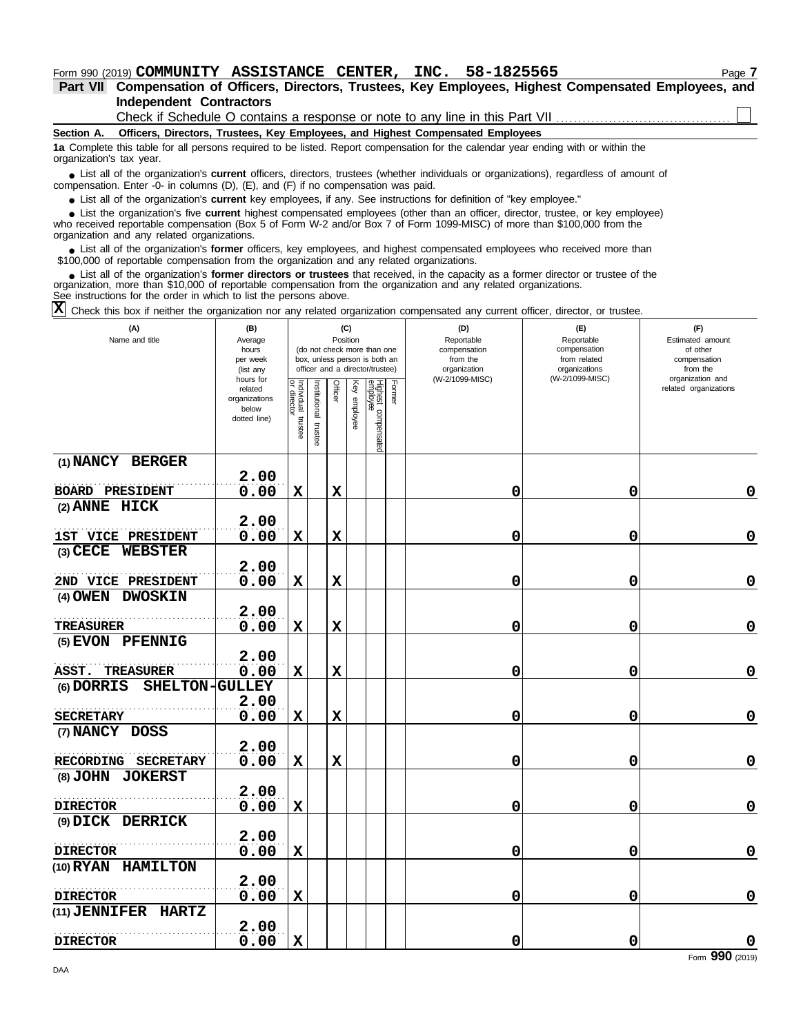Form 990 (2019) **COMMUNITY ASSISTANCE CENTER, INC. 58-1825565**

## Part VII Compensation of Officers, Directors, Trustees, Key Employees, Highest Compensated Employees, and Independent Contractors

Check if Schedule O contains a response or note to any line in this Part VII ☐

### Section A. Officers, Directors, Trustees, Key Employees, and Highest Compensated Employees

**1a** Complete this table for all persons required to be listed. Report compensation for the calendar year ending with or within the organization's tax year.

- List all of the organization's **current** officers, directors, trustees (whether individuals or organizations), regardless of amount of compensation. Enter -0- in columns (D), (E), and (F) if no compensation was paid.
- List all of the organization's **current** key employees, if any. See instructions for definition of "key employee."
- List the organization's five **current** highest compensated employees (other than an officer, director, trustee, or key employee) who received reportable compensation (Box 5 of Form W-2 and/or Box 7 of Form 1099-MISC) of more than $100,000 from the organization and any related organizations.
- List all of the organization's **former** officers, key employees, and highest compensated employees who received more than $100,000 of reportable compensation from the organization and any related organizations.
- List all of the organization's **former directors or trustees** that received, in the capacity as a former director or trustee of the organization, more than $10,000 of reportable compensation from the organization and any related organizations.

See instructions for the order in which to list the persons above.

☒ Check this box if neither the organization nor any related organization compensated any current officer, director, or trustee.

| (A) Name and title | (B) Average hours per week (list any hours for related organizations below dotted line) | (C) Position: Individual trustee or director | Institutional trustee | Officer | Key employee | Highest compensated employee | Former | (D) Reportable compensation from the organization (W-2/1099-MISC) | (E) Reportable compensation from related organizations (W-2/1099-MISC) | (F) Estimated amount of other compensation from the organization and related organizations |
|---|---|---|---|---|---|---|---|---|---|---|
| (1) NANCY BERGER<br>BOARD PRESIDENT | 2.00<br>0.00 | X | | X | | | | 0 | 0 | 0 |
| (2) ANNE HICK<br>1ST VICE PRESIDENT | 2.00<br>0.00 | X | | X | | | | 0 | 0 | 0 |
| (3) CECE WEBSTER<br>2ND VICE PRESIDENT | 2.00<br>0.00 | X | | X | | | | 0 | 0 | 0 |
| (4) OWEN DWOSKIN<br>TREASURER | 2.00<br>0.00 | X | | X | | | | 0 | 0 | 0 |
| (5) EVON PFENNIG<br>ASST. TREASURER | 2.00<br>0.00 | X | | X | | | | 0 | 0 | 0 |
| (6) DORRIS SHELTON-GULLEY<br>SECRETARY | 2.00<br>0.00 | X | | X | | | | 0 | 0 | 0 |
| (7) NANCY DOSS<br>RECORDING SECRETARY | 2.00<br>0.00 | X | | X | | | | 0 | 0 | 0 |
| (8) JOHN JOKERST<br>DIRECTOR | 2.00<br>0.00 | X | | | | | | 0 | 0 | 0 |
| (9) DICK DERRICK<br>DIRECTOR | 2.00<br>0.00 | X | | | | | | 0 | 0 | 0 |
| (10) RYAN HAMILTON<br>DIRECTOR | 2.00<br>0.00 | X | | | | | | 0 | 0 | 0 |
| (11) JENNIFER HARTZ<br>DIRECTOR | 2.00<br>0.00 | X | | | | | | 0 | 0 | 0 |

Form **990** (2019)

DAA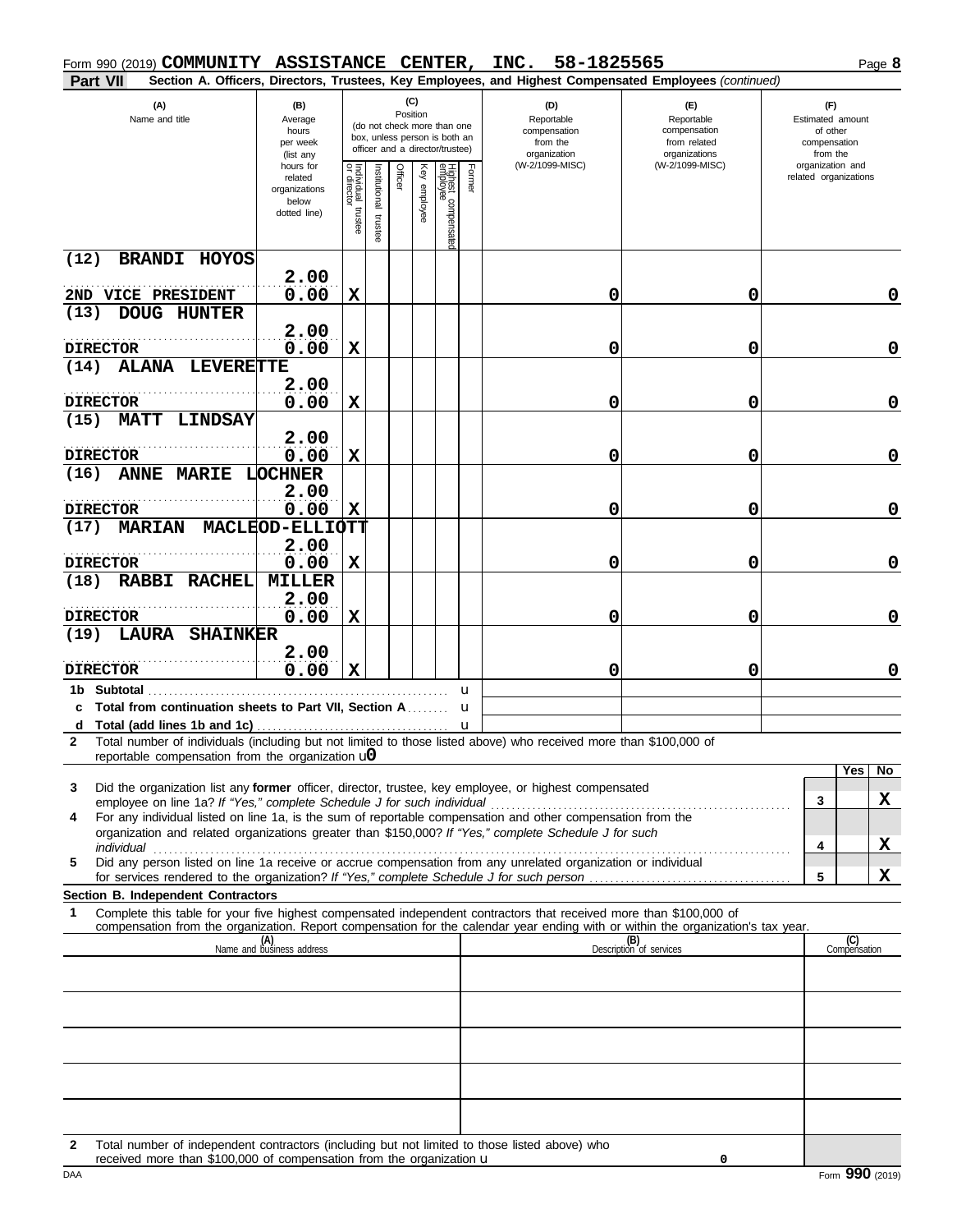Form 990 (2019) **COMMUNITY ASSISTANCE CENTER, INC. 58-1825565** Page **8**

**Part VII** **Section A. Officers, Directors, Trustees, Key Employees, and Highest Compensated Employees** *(continued)*

| (A) Name and title | (B) Average hours per week (list any hours for related organizations below dotted line) | (C) Position: Individual trustee or director | Institutional trustee | Officer | Key employee | Highest compensated employee | Former | (D) Reportable compensation from the organization (W-2/1099-MISC) | (E) Reportable compensation from related organizations (W-2/1099-MISC) | (F) Estimated amount of other compensation from the organization and related organizations |
|---|---|---|---|---|---|---|---|---|---|---|
| (12) BRANDI HOYOS<br>2ND VICE PRESIDENT | 2.00<br>0.00 | X | | | | | | 0 | 0 | 0 |
| (13) DOUG HUNTER<br>DIRECTOR | 2.00<br>0.00 | X | | | | | | 0 | 0 | 0 |
| (14) ALANA LEVERETTE<br>DIRECTOR | 2.00<br>0.00 | X | | | | | | 0 | 0 | 0 |
| (15) MATT LINDSAY<br>DIRECTOR | 2.00<br>0.00 | X | | | | | | 0 | 0 | 0 |
| (16) ANNE MARIE LOCHNER<br>DIRECTOR | 2.00<br>0.00 | X | | | | | | 0 | 0 | 0 |
| (17) MARIAN MACLEOD-ELLIOTT<br>DIRECTOR | 2.00<br>0.00 | X | | | | | | 0 | 0 | 0 |
| (18) RABBI RACHEL MILLER<br>DIRECTOR | 2.00<br>0.00 | X | | | | | | 0 | 0 | 0 |
| (19) LAURA SHAINKER<br>DIRECTOR | 2.00<br>0.00 | X | | | | | | 0 | 0 | 0 |
| **1b Subtotal** | | | | | | | | | | |
| **c Total from continuation sheets to Part VII, Section A** | | | | | | | | | | |
| **d Total (add lines 1b and 1c)** | | | | | | | | | | |

**2** Total number of individuals (including but not limited to those listed above) who received more than $100,000 of reportable compensation from the organization u 0

| | | Yes | No |
|---|---|---|---|
| **3** Did the organization list any **former** officer, director, trustee, key employee, or highest compensated employee on line 1a? *If "Yes," complete Schedule J for such individual* | 3 | | X |
| **4** For any individual listed on line 1a, is the sum of reportable compensation and other compensation from the organization and related organizations greater than $150,000? *If "Yes," complete Schedule J for such individual* | 4 | | X |
| **5** Did any person listed on line 1a receive or accrue compensation from any unrelated organization or individual for services rendered to the organization? *If "Yes," complete Schedule J for such person* | 5 | | X |

**Section B. Independent Contractors**

**1** Complete this table for your five highest compensated independent contractors that received more than $100,000 of compensation from the organization. Report compensation for the calendar year ending with or within the organization's tax year.

| (A) Name and business address | (B) Description of services | (C) Compensation |
|---|---|---|
| | | |
| | | |
| | | |
| | | |
| | | |

**2** Total number of independent contractors (including but not limited to those listed above) who received more than $100,000 of compensation from the organization u 0

DAA Form **990** (2019)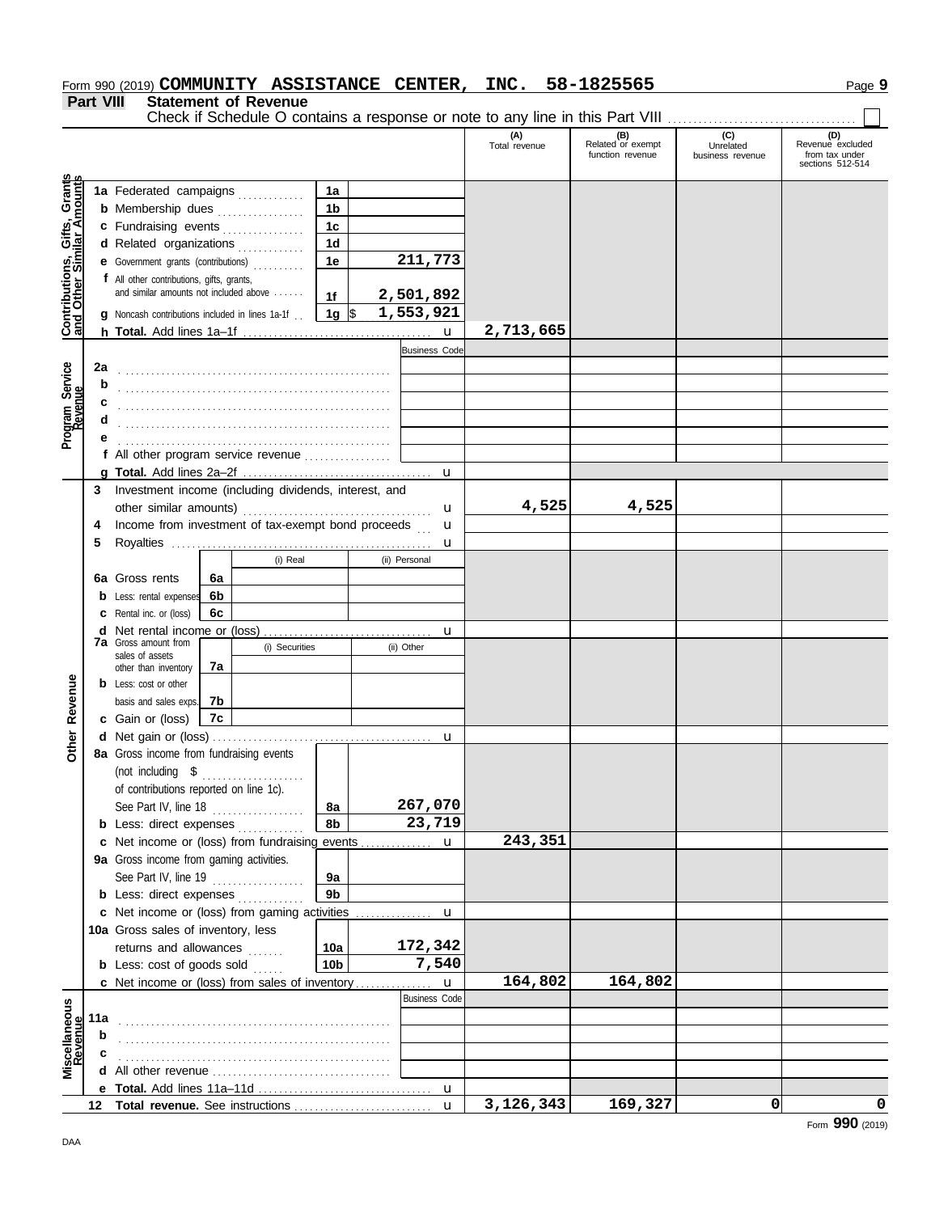Form 990 (2019) **COMMUNITY ASSISTANCE CENTER, INC. 58-1825565** Page **9**

## Part VIII Statement of Revenue

Check if Schedule O contains a response or note to any line in this Part VIII ☐

| Section | Line | Description | Ref | Amount | (A) Total revenue | (B) Related or exempt function revenue | (C) Unrelated business revenue | (D) Revenue excluded from tax under sections 512-514 |
|---|---|---|---|---|---|---|---|---|
| Contributions, Gifts, Grants and Other Similar Amounts | 1a | Federated campaigns | 1a | | | | | |
| | b | Membership dues | 1b | | | | | |
| | c | Fundraising events | 1c | | | | | |
| | d | Related organizations | 1d | | | | | |
| | e | Government grants (contributions) | 1e | 211,773 | | | | |
| | f | All other contributions, gifts, grants, and similar amounts not included above | 1f | 2,501,892 | | | | |
| | g | Noncash contributions included in lines 1a-1f | 1g | $ 1,553,921 | | | | |
| | h | **Total.** Add lines 1a–1f | | | 2,713,665 | | | |
| Program Service Revenue | | | | Business Code | | | | |
| | 2a | | | | | | | |
| | b | | | | | | | |
| | c | | | | | | | |
| | d | | | | | | | |
| | e | | | | | | | |
| | f | All other program service revenue | | | | | | |
| | g | **Total.** Add lines 2a–2f | | | | | | |
| Other Revenue | 3 | Investment income (including dividends, interest, and other similar amounts) | | | 4,525 | 4,525 | | |
| | 4 | Income from investment of tax-exempt bond proceeds | | | | | | |
| | 5 | Royalties | | | | | | |
| | | | | (i) Real / (ii) Personal | | | | |
| | 6a | Gross rents | 6a | | | | | |
| | b | Less: rental expenses | 6b | | | | | |
| | c | Rental inc. or (loss) | 6c | | | | | |
| | d | Net rental income or (loss) | | | | | | |
| | | | | (i) Securities / (ii) Other | | | | |
| | 7a | Gross amount from sales of assets other than inventory | 7a | | | | | |
| | b | Less: cost or other basis and sales exps. | 7b | | | | | |
| | c | Gain or (loss) | 7c | | | | | |
| | d | Net gain or (loss) | | | | | | |
| | 8a | Gross income from fundraising events (not including $ .......... of contributions reported on line 1c). See Part IV, line 18 | 8a | 267,070 | | | | |
| | b | Less: direct expenses | 8b | 23,719 | | | | |
| | c | Net income or (loss) from fundraising events | | | 243,351 | | | |
| | 9a | Gross income from gaming activities. See Part IV, line 19 | 9a | | | | | |
| | b | Less: direct expenses | 9b | | | | | |
| | c | Net income or (loss) from gaming activities | | | | | | |
| | 10a | Gross sales of inventory, less returns and allowances | 10a | 172,342 | | | | |
| | b | Less: cost of goods sold | 10b | 7,540 | | | | |
| | c | Net income or (loss) from sales of inventory | | | 164,802 | 164,802 | | |
| Miscellaneous Revenue | | | | Business Code | | | | |
| | 11a | | | | | | | |
| | b | | | | | | | |
| | c | | | | | | | |
| | d | All other revenue | | | | | | |
| | e | **Total.** Add lines 11a–11d | | | | | | |
| | 12 | **Total revenue.** See instructions | | | 3,126,343 | 169,327 | 0 | 0 |

DAA

Form **990** (2019)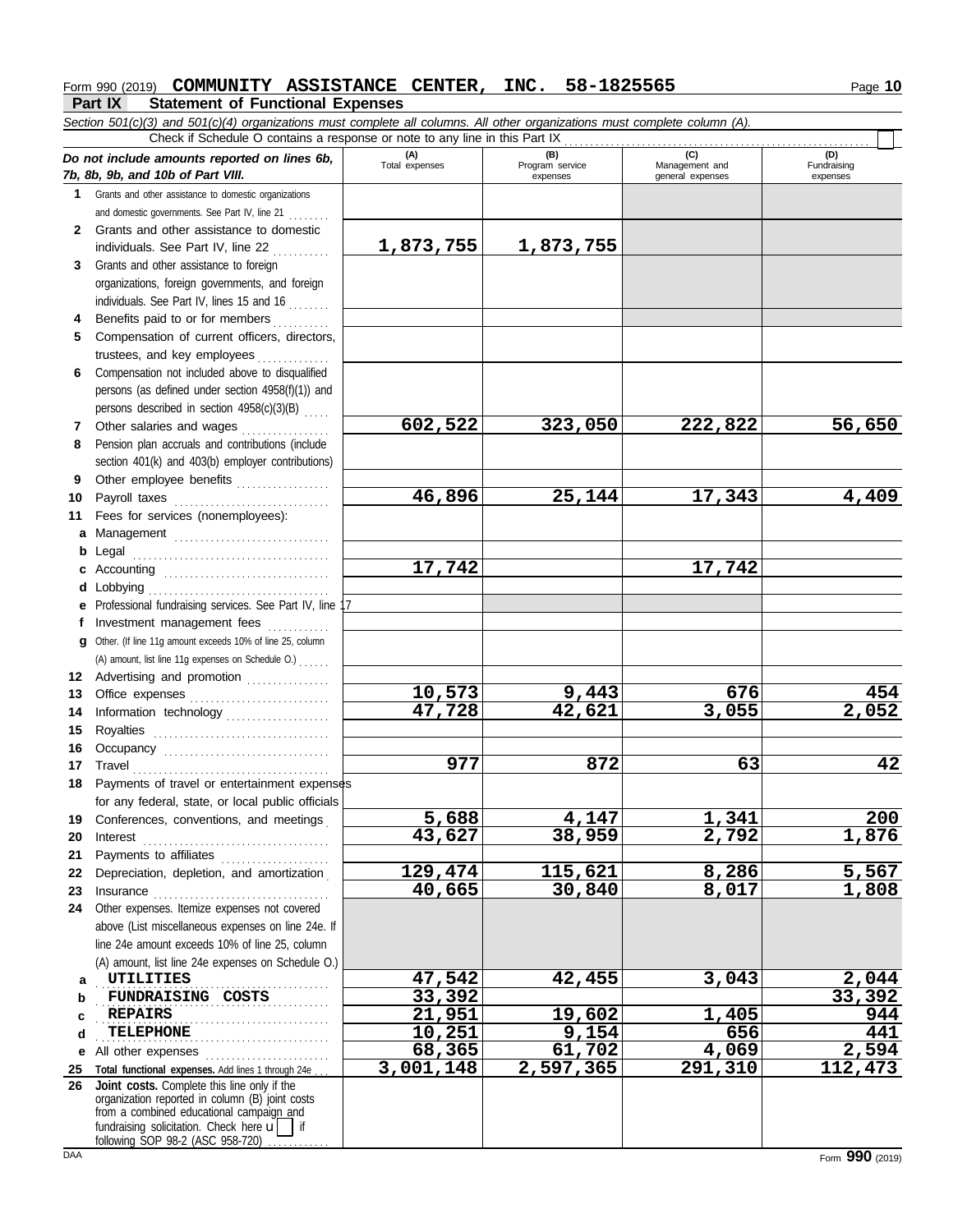Form 990 (2019) **COMMUNITY ASSISTANCE CENTER, INC. 58-1825565** Page **10**

## Part IX Statement of Functional Expenses

*Section 501(c)(3) and 501(c)(4) organizations must complete all columns. All other organizations must complete column (A).*

Check if Schedule O contains a response or note to any line in this Part IX ☐

| *Do not include amounts reported on lines 6b, 7b, 8b, 9b, and 10b of Part VIII.* | (A) Total expenses | (B) Program service expenses | (C) Management and general expenses | (D) Fundraising expenses |
|---|---|---|---|---|
| **1** Grants and other assistance to domestic organizations and domestic governments. See Part IV, line 21 | | | | |
| **2** Grants and other assistance to domestic individuals. See Part IV, line 22 | 1,873,755 | 1,873,755 | | |
| **3** Grants and other assistance to foreign organizations, foreign governments, and foreign individuals. See Part IV, lines 15 and 16 | | | | |
| **4** Benefits paid to or for members | | | | |
| **5** Compensation of current officers, directors, trustees, and key employees | | | | |
| **6** Compensation not included above to disqualified persons (as defined under section 4958(f)(1)) and persons described in section 4958(c)(3)(B) | | | | |
| **7** Other salaries and wages | 602,522 | 323,050 | 222,822 | 56,650 |
| **8** Pension plan accruals and contributions (include section 401(k) and 403(b) employer contributions) | | | | |
| **9** Other employee benefits | | | | |
| **10** Payroll taxes | 46,896 | 25,144 | 17,343 | 4,409 |
| **11** Fees for services (nonemployees): | | | | |
| **a** Management | | | | |
| **b** Legal | | | | |
| **c** Accounting | 17,742 | | 17,742 | |
| **d** Lobbying | | | | |
| **e** Professional fundraising services. See Part IV, line 17 | | | | |
| **f** Investment management fees | | | | |
| **g** Other. (If line 11g amount exceeds 10% of line 25, column (A) amount, list line 11g expenses on Schedule O.) | | | | |
| **12** Advertising and promotion | | | | |
| **13** Office expenses | 10,573 | 9,443 | 676 | 454 |
| **14** Information technology | 47,728 | 42,621 | 3,055 | 2,052 |
| **15** Royalties | | | | |
| **16** Occupancy | | | | |
| **17** Travel | 977 | 872 | 63 | 42 |
| **18** Payments of travel or entertainment expenses for any federal, state, or local public officials | | | | |
| **19** Conferences, conventions, and meetings | 5,688 | 4,147 | 1,341 | 200 |
| **20** Interest | 43,627 | 38,959 | 2,792 | 1,876 |
| **21** Payments to affiliates | | | | |
| **22** Depreciation, depletion, and amortization | 129,474 | 115,621 | 8,286 | 5,567 |
| **23** Insurance | 40,665 | 30,840 | 8,017 | 1,808 |
| **24** Other expenses. Itemize expenses not covered above (List miscellaneous expenses on line 24e. If line 24e amount exceeds 10% of line 25, column (A) amount, list line 24e expenses on Schedule O.) | | | | |
| **a** UTILITIES | 47,542 | 42,455 | 3,043 | 2,044 |
| **b** FUNDRAISING COSTS | 33,392 | | | 33,392 |
| **c** REPAIRS | 21,951 | 19,602 | 1,405 | 944 |
| **d** TELEPHONE | 10,251 | 9,154 | 656 | 441 |
| **e** All other expenses | 68,365 | 61,702 | 4,069 | 2,594 |
| **25 Total functional expenses.** Add lines 1 through 24e | 3,001,148 | 2,597,365 | 291,310 | 112,473 |
| **26 Joint costs.** Complete this line only if the organization reported in column (B) joint costs from a combined educational campaign and fundraising solicitation. Check here ☐ if following SOP 98-2 (ASC 958-720) | | | | |

DAA Form **990** (2019)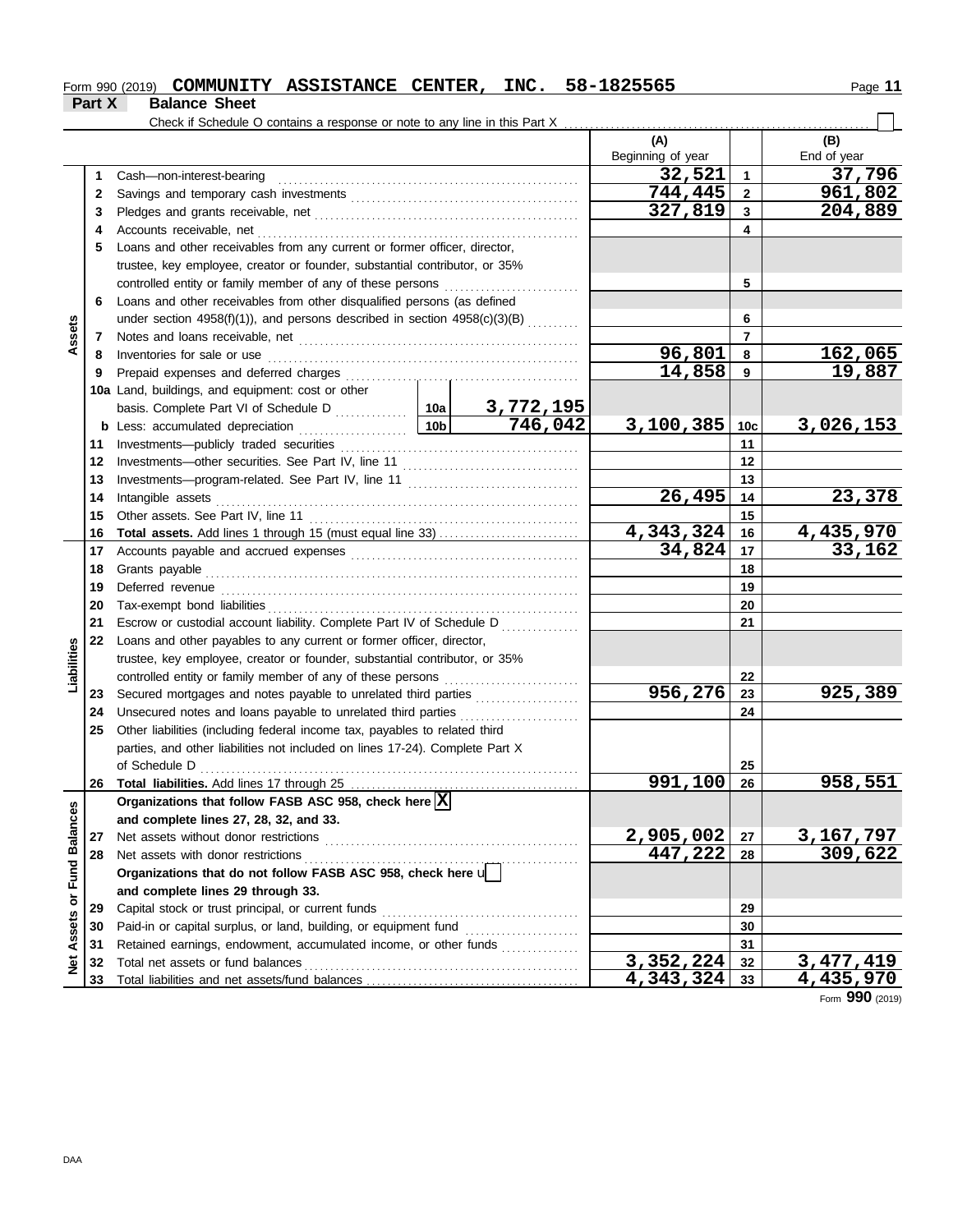Form 990 (2019) **COMMUNITY ASSISTANCE CENTER, INC. 58-1825565**

## Part X Balance Sheet

Check if Schedule O contains a response or note to any line in this Part X ☐

| Section | Line | Description | | | (A) Beginning of year | Line | (B) End of year |
|---|---|---|---|---|---|---|---|
| Assets | 1 | Cash—non-interest-bearing | | | 32,521 | 1 | 37,796 |
| | 2 | Savings and temporary cash investments | | | 744,445 | 2 | 961,802 |
| | 3 | Pledges and grants receivable, net | | | 327,819 | 3 | 204,889 |
| | 4 | Accounts receivable, net | | | | 4 | |
| | 5 | Loans and other receivables from any current or former officer, director, trustee, key employee, creator or founder, substantial contributor, or 35% controlled entity or family member of any of these persons | | | | 5 | |
| | 6 | Loans and other receivables from other disqualified persons (as defined under section 4958(f)(1)), and persons described in section 4958(c)(3)(B) | | | | 6 | |
| | 7 | Notes and loans receivable, net | | | | 7 | |
| | 8 | Inventories for sale or use | | | 96,801 | 8 | 162,065 |
| | 9 | Prepaid expenses and deferred charges | | | 14,858 | 9 | 19,887 |
| | 10a | Land, buildings, and equipment: cost or other basis. Complete Part VI of Schedule D | 10a | 3,772,195 | | | |
| | b | Less: accumulated depreciation | 10b | 746,042 | 3,100,385 | 10c | 3,026,153 |
| | 11 | Investments—publicly traded securities | | | | 11 | |
| | 12 | Investments—other securities. See Part IV, line 11 | | | | 12 | |
| | 13 | Investments—program-related. See Part IV, line 11 | | | | 13 | |
| | 14 | Intangible assets | | | 26,495 | 14 | 23,378 |
| | 15 | Other assets. See Part IV, line 11 | | | | 15 | |
| | 16 | **Total assets.** Add lines 1 through 15 (must equal line 33) | | | 4,343,324 | 16 | 4,435,970 |
| Liabilities | 17 | Accounts payable and accrued expenses | | | 34,824 | 17 | 33,162 |
| | 18 | Grants payable | | | | 18 | |
| | 19 | Deferred revenue | | | | 19 | |
| | 20 | Tax-exempt bond liabilities | | | | 20 | |
| | 21 | Escrow or custodial account liability. Complete Part IV of Schedule D | | | | 21 | |
| | 22 | Loans and other payables to any current or former officer, director, trustee, key employee, creator or founder, substantial contributor, or 35% controlled entity or family member of any of these persons | | | | 22 | |
| | 23 | Secured mortgages and notes payable to unrelated third parties | | | 956,276 | 23 | 925,389 |
| | 24 | Unsecured notes and loans payable to unrelated third parties | | | | 24 | |
| | 25 | Other liabilities (including federal income tax, payables to related third parties, and other liabilities not included on lines 17-24). Complete Part X of Schedule D | | | | 25 | |
| | 26 | **Total liabilities.** Add lines 17 through 25 | | | 991,100 | 26 | 958,551 |
| Net Assets or Fund Balances | | **Organizations that follow FASB ASC 958, check here** ☒ **and complete lines 27, 28, 32, and 33.** | | | | | |
| | 27 | Net assets without donor restrictions | | | 2,905,002 | 27 | 3,167,797 |
| | 28 | Net assets with donor restrictions | | | 447,222 | 28 | 309,622 |
| | | **Organizations that do not follow FASB ASC 958, check here** ☐ **and complete lines 29 through 33.** | | | | | |
| | 29 | Capital stock or trust principal, or current funds | | | | 29 | |
| | 30 | Paid-in or capital surplus, or land, building, or equipment fund | | | | 30 | |
| | 31 | Retained earnings, endowment, accumulated income, or other funds | | | | 31 | |
| | 32 | Total net assets or fund balances | | | 3,352,224 | 32 | 3,477,419 |
| | 33 | Total liabilities and net assets/fund balances | | | 4,343,324 | 33 | 4,435,970 |

Form **990** (2019)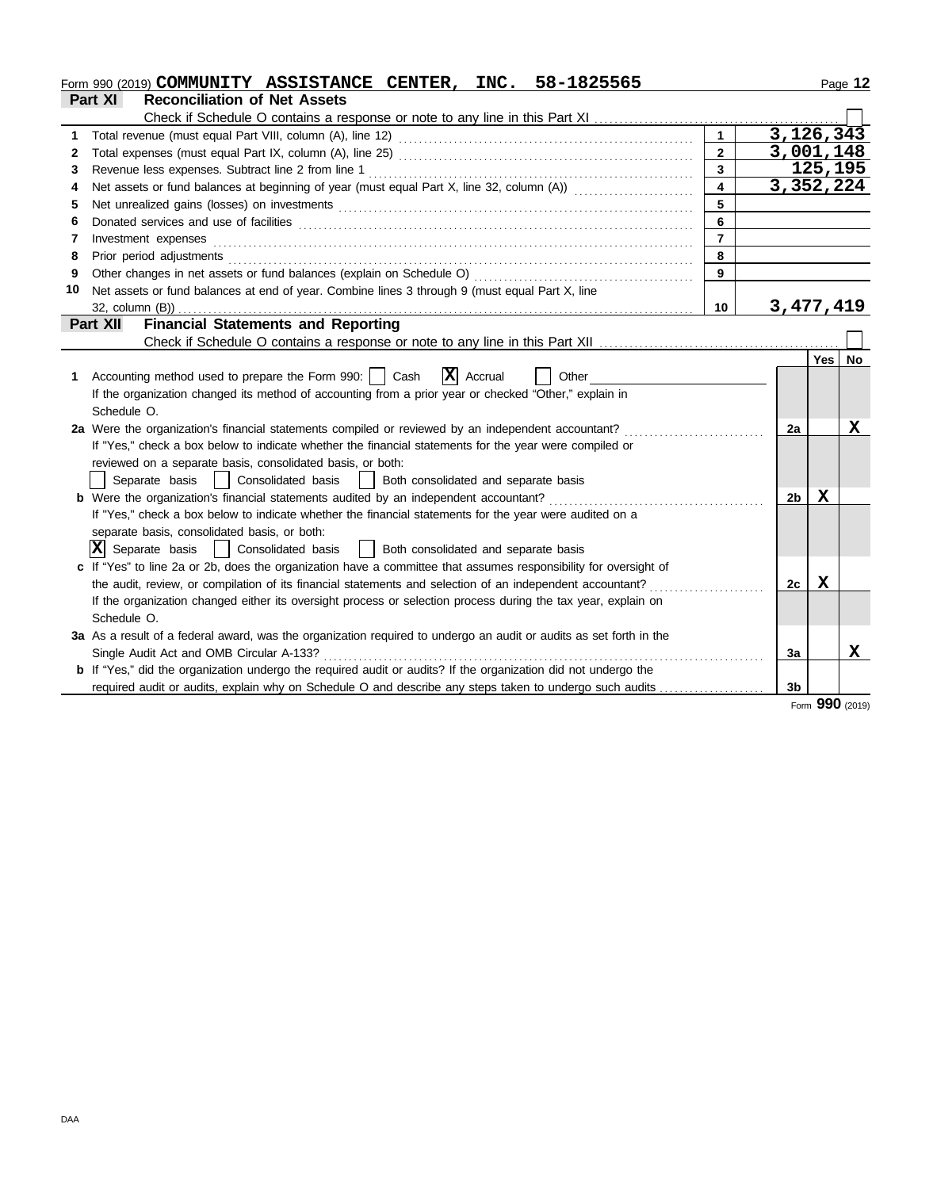Form 990 (2019) **COMMUNITY ASSISTANCE CENTER, INC. 58-1825565**

## Part XI Reconciliation of Net Assets

Check if Schedule O contains a response or note to any line in this Part XI ☐

| | | | |
|---|---|---|---|
| 1 | Total revenue (must equal Part VIII, column (A), line 12) | 1 | 3,126,343 |
| 2 | Total expenses (must equal Part IX, column (A), line 25) | 2 | 3,001,148 |
| 3 | Revenue less expenses. Subtract line 2 from line 1 | 3 | 125,195 |
| 4 | Net assets or fund balances at beginning of year (must equal Part X, line 32, column (A)) | 4 | 3,352,224 |
| 5 | Net unrealized gains (losses) on investments | 5 | |
| 6 | Donated services and use of facilities | 6 | |
| 7 | Investment expenses | 7 | |
| 8 | Prior period adjustments | 8 | |
| 9 | Other changes in net assets or fund balances (explain on Schedule O) | 9 | |
| 10 | Net assets or fund balances at end of year. Combine lines 3 through 9 (must equal Part X, line 32, column (B)) | 10 | 3,477,419 |

## Part XII Financial Statements and Reporting

Check if Schedule O contains a response or note to any line in this Part XII ☐

| | | | Yes | No |
|---|---|---|---|---|
| 1 | Accounting method used to prepare the Form 990: ☐ Cash ☒ Accrual ☐ Other<br>If the organization changed its method of accounting from a prior year or checked "Other," explain in Schedule O. | | | |
| 2a | Were the organization's financial statements compiled or reviewed by an independent accountant?<br>If "Yes," check a box below to indicate whether the financial statements for the year were compiled or reviewed on a separate basis, consolidated basis, or both:<br>☐ Separate basis ☐ Consolidated basis ☐ Both consolidated and separate basis | 2a | | X |
| b | Were the organization's financial statements audited by an independent accountant?<br>If "Yes," check a box below to indicate whether the financial statements for the year were audited on a separate basis, consolidated basis, or both:<br>☒ Separate basis ☐ Consolidated basis ☐ Both consolidated and separate basis | 2b | X | |
| c | If "Yes" to line 2a or 2b, does the organization have a committee that assumes responsibility for oversight of the audit, review, or compilation of its financial statements and selection of an independent accountant?<br>If the organization changed either its oversight process or selection process during the tax year, explain on Schedule O. | 2c | X | |
| 3a | As a result of a federal award, was the organization required to undergo an audit or audits as set forth in the Single Audit Act and OMB Circular A-133? | 3a | | X |
| b | If "Yes," did the organization undergo the required audit or audits? If the organization did not undergo the required audit or audits, explain why on Schedule O and describe any steps taken to undergo such audits | 3b | | |

Form **990** (2019)

DAA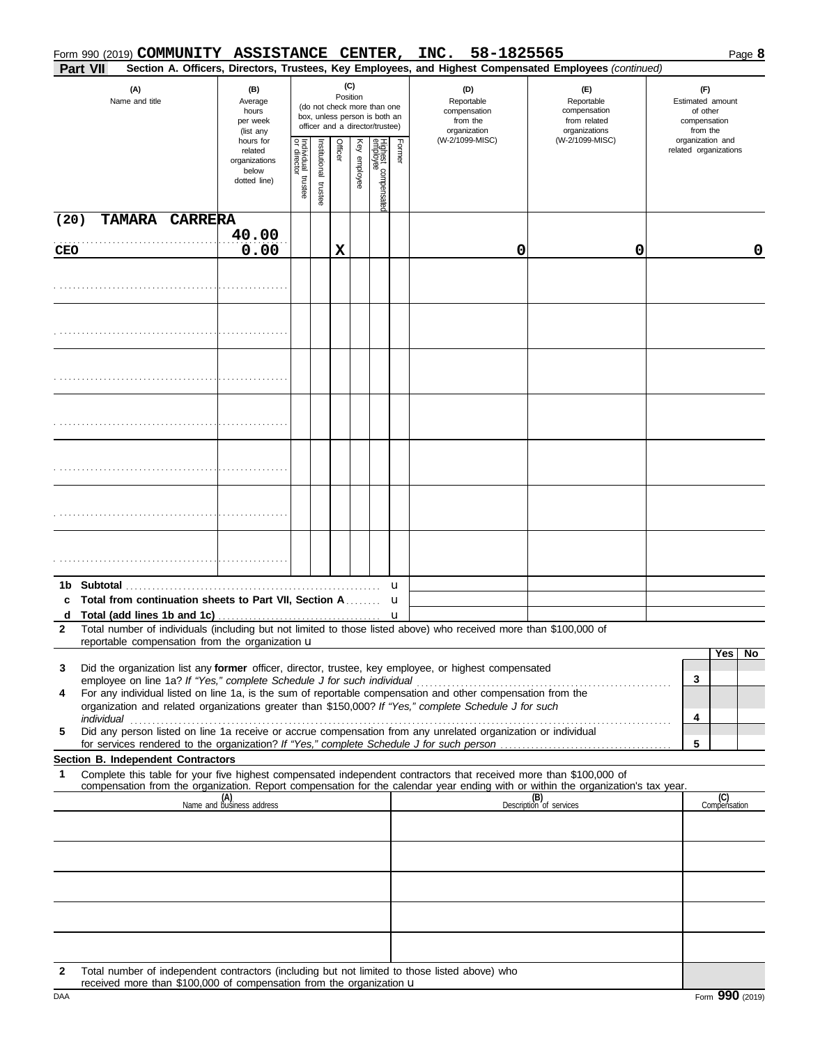Form 990 (2019) **COMMUNITY ASSISTANCE CENTER, INC. 58-1825565** Page **8**

**Part VII** **Section A. Officers, Directors, Trustees, Key Employees, and Highest Compensated Employees** *(continued)*

| (A) Name and title | (B) Average hours per week (list any hours for related organizations below dotted line) | (C) Position (do not check more than one box, unless person is both an officer and a director/trustee) | | | | | | (D) Reportable compensation from the organization (W-2/1099-MISC) | (E) Reportable compensation from related organizations (W-2/1099-MISC) | (F) Estimated amount of other compensation from the organization and related organizations |
|---|---|---|---|---|---|---|---|---|---|---|
| | | Individual trustee or director | Institutional trustee | Officer | Key employee | Highest compensated employee | Former | | | |
| (20) TAMARA CARRERA<br>CEO | 40.00<br>0.00 | | | X | | | | 0 | 0 | 0 |
| | | | | | | | | | | |
| | | | | | | | | | | |
| | | | | | | | | | | |
| | | | | | | | | | | |
| | | | | | | | | | | |
| | | | | | | | | | | |
| | | | | | | | | | | |

**1b Subtotal** u

**c Total from continuation sheets to Part VII, Section A** u

**d Total (add lines 1b and 1c)** u

**2** Total number of individuals (including but not limited to those listed above) who received more than $100,000 of reportable compensation from the organization u

| | | Yes | No |
|---|---|---|---|
| **3** Did the organization list any **former** officer, director, trustee, key employee, or highest compensated employee on line 1a? *If "Yes," complete Schedule J for such individual* | 3 | | |
| **4** For any individual listed on line 1a, is the sum of reportable compensation and other compensation from the organization and related organizations greater than $150,000? *If "Yes," complete Schedule J for such individual* | 4 | | |
| **5** Did any person listed on line 1a receive or accrue compensation from any unrelated organization or individual for services rendered to the organization? *If "Yes," complete Schedule J for such person* | 5 | | |

**Section B. Independent Contractors**

**1** Complete this table for your five highest compensated independent contractors that received more than $100,000 of compensation from the organization. Report compensation for the calendar year ending with or within the organization's tax year.

| (A) Name and business address | (B) Description of services | (C) Compensation |
|---|---|---|
| | | |
| | | |
| | | |
| | | |
| | | |

**2** Total number of independent contractors (including but not limited to those listed above) who received more than $100,000 of compensation from the organization u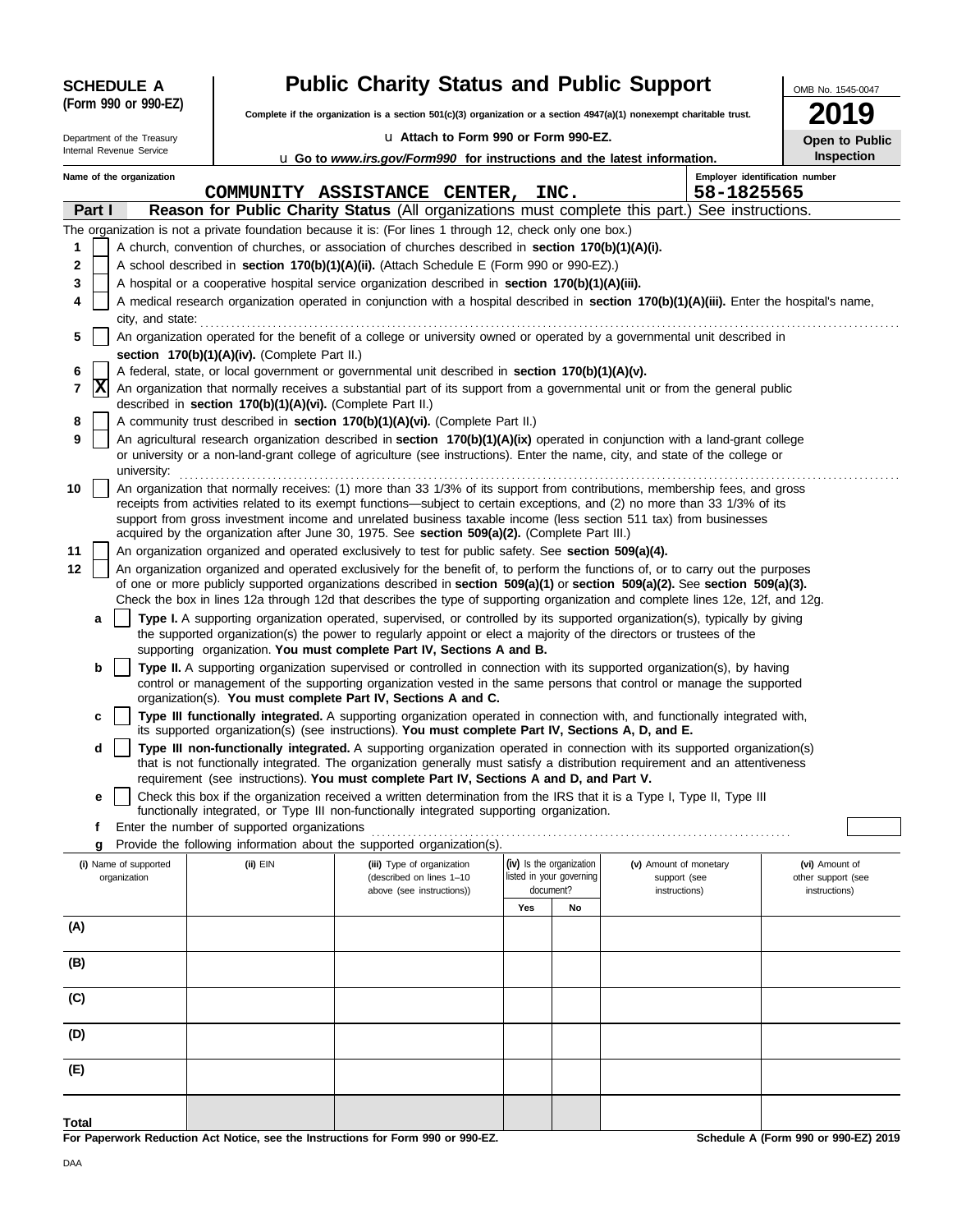**SCHEDULE A**
**(Form 990 or 990-EZ)**

Department of the Treasury
Internal Revenue Service

# Public Charity Status and Public Support

**Complete if the organization is a section 501(c)(3) organization or a section 4947(a)(1) nonexempt charitable trust.**

u **Attach to Form 990 or Form 990-EZ.**

u **Go to *www.irs.gov/Form990* for instructions and the latest information.**

OMB No. 1545-0047

**2019**

**Open to Public Inspection**

**Name of the organization**
COMMUNITY ASSISTANCE CENTER, INC.

**Employer identification number**
58-1825565

**Part I** **Reason for Public Charity Status** (All organizations must complete this part.) See instructions.

The organization is not a private foundation because it is: (For lines 1 through 12, check only one box.)

1 [ ] A church, convention of churches, or association of churches described in **section 170(b)(1)(A)(i).**

2 [ ] A school described in **section 170(b)(1)(A)(ii).** (Attach Schedule E (Form 990 or 990-EZ).)

3 [ ] A hospital or a cooperative hospital service organization described in **section 170(b)(1)(A)(iii).**

4 [ ] A medical research organization operated in conjunction with a hospital described in **section 170(b)(1)(A)(iii).** Enter the hospital's name, city, and state:

5 [ ] An organization operated for the benefit of a college or university owned or operated by a governmental unit described in **section 170(b)(1)(A)(iv).** (Complete Part II.)

6 [ ] A federal, state, or local government or governmental unit described in **section 170(b)(1)(A)(v).**

7 [X] An organization that normally receives a substantial part of its support from a governmental unit or from the general public described in **section 170(b)(1)(A)(vi).** (Complete Part II.)

8 [ ] A community trust described in **section 170(b)(1)(A)(vi).** (Complete Part II.)

9 [ ] An agricultural research organization described in **section 170(b)(1)(A)(ix)** operated in conjunction with a land-grant college or university or a non-land-grant college of agriculture (see instructions). Enter the name, city, and state of the college or university:

10 [ ] An organization that normally receives: (1) more than 33 1/3% of its support from contributions, membership fees, and gross receipts from activities related to its exempt functions—subject to certain exceptions, and (2) no more than 33 1/3% of its support from gross investment income and unrelated business taxable income (less section 511 tax) from businesses acquired by the organization after June 30, 1975. See **section 509(a)(2).** (Complete Part III.)

11 [ ] An organization organized and operated exclusively to test for public safety. See **section 509(a)(4).**

12 [ ] An organization organized and operated exclusively for the benefit of, to perform the functions of, or to carry out the purposes of one or more publicly supported organizations described in **section 509(a)(1)** or **section 509(a)(2).** See **section 509(a)(3).** Check the box in lines 12a through 12d that describes the type of supporting organization and complete lines 12e, 12f, and 12g.

**a** [ ] **Type I.** A supporting organization operated, supervised, or controlled by its supported organization(s), typically by giving the supported organization(s) the power to regularly appoint or elect a majority of the directors or trustees of the supporting organization. **You must complete Part IV, Sections A and B.**

**b** [ ] **Type II.** A supporting organization supervised or controlled in connection with its supported organization(s), by having control or management of the supporting organization vested in the same persons that control or manage the supported organization(s). **You must complete Part IV, Sections A and C.**

**c** [ ] **Type III functionally integrated.** A supporting organization operated in connection with, and functionally integrated with, its supported organization(s) (see instructions). **You must complete Part IV, Sections A, D, and E.**

**d** [ ] **Type III non-functionally integrated.** A supporting organization operated in connection with its supported organization(s) that is not functionally integrated. The organization generally must satisfy a distribution requirement and an attentiveness requirement (see instructions). **You must complete Part IV, Sections A and D, and Part V.**

**e** [ ] Check this box if the organization received a written determination from the IRS that it is a Type I, Type II, Type III functionally integrated, or Type III non-functionally integrated supporting organization.

**f** Enter the number of supported organizations

**g** Provide the following information about the supported organization(s).

| (i) Name of supported organization | (ii) EIN | (iii) Type of organization (described on lines 1–10 above (see instructions)) | (iv) Is the organization listed in your governing document? | | (v) Amount of monetary support (see instructions) | (vi) Amount of other support (see instructions) |
|---|---|---|---|---|---|---|
| | | | Yes | No | | |
| (A) | | | | | | |
| (B) | | | | | | |
| (C) | | | | | | |
| (D) | | | | | | |
| (E) | | | | | | |
| **Total** | | | | | | |

**For Paperwork Reduction Act Notice, see the Instructions for Form 990 or 990-EZ.**

**Schedule A (Form 990 or 990-EZ) 2019**

DAA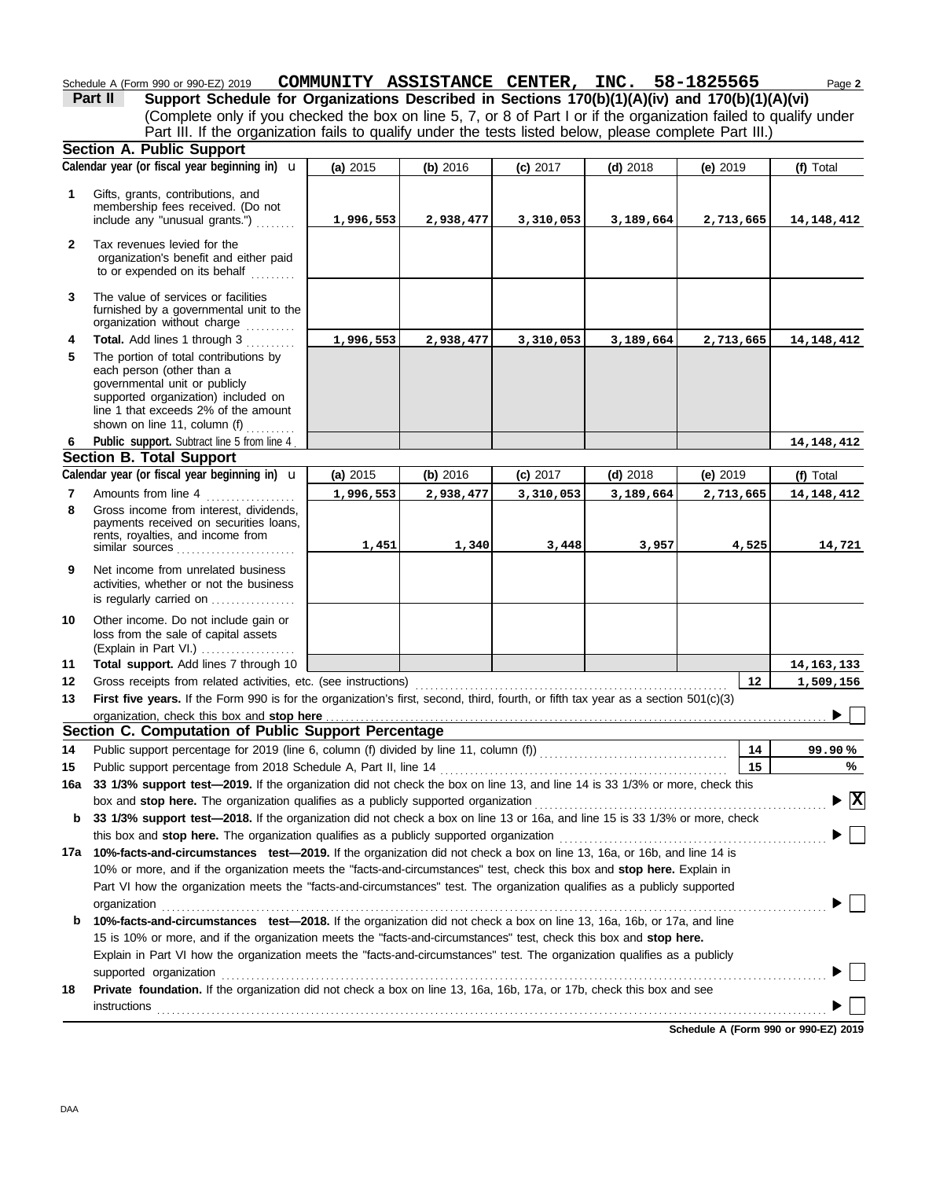Schedule A (Form 990 or 990-EZ) 2019 **COMMUNITY ASSISTANCE CENTER, INC. 58-1825565** Page **2**

## Part II Support Schedule for Organizations Described in Sections 170(b)(1)(A)(iv) and 170(b)(1)(A)(vi)

(Complete only if you checked the box on line 5, 7, or 8 of Part I or if the organization failed to qualify under Part III. If the organization fails to qualify under the tests listed below, please complete Part III.)

### Section A. Public Support

| | Calendar year (or fiscal year beginning in) ► | (a) 2015 | (b) 2016 | (c) 2017 | (d) 2018 | (e) 2019 | (f) Total |
|---|---|---|---|---|---|---|---|
| 1 | Gifts, grants, contributions, and membership fees received. (Do not include any "unusual grants.") | 1,996,553 | 2,938,477 | 3,310,053 | 3,189,664 | 2,713,665 | 14,148,412 |
| 2 | Tax revenues levied for the organization's benefit and either paid to or expended on its behalf | | | | | | |
| 3 | The value of services or facilities furnished by a governmental unit to the organization without charge | | | | | | |
| 4 | **Total.** Add lines 1 through 3 | 1,996,553 | 2,938,477 | 3,310,053 | 3,189,664 | 2,713,665 | 14,148,412 |
| 5 | The portion of total contributions by each person (other than a governmental unit or publicly supported organization) included on line 1 that exceeds 2% of the amount shown on line 11, column (f) | | | | | | |
| 6 | **Public support.** Subtract line 5 from line 4 | | | | | | 14,148,412 |

### Section B. Total Support

| | Calendar year (or fiscal year beginning in) ► | (a) 2015 | (b) 2016 | (c) 2017 | (d) 2018 | (e) 2019 | (f) Total |
|---|---|---|---|---|---|---|---|
| 7 | Amounts from line 4 | 1,996,553 | 2,938,477 | 3,310,053 | 3,189,664 | 2,713,665 | 14,148,412 |
| 8 | Gross income from interest, dividends, payments received on securities loans, rents, royalties, and income from similar sources | 1,451 | 1,340 | 3,448 | 3,957 | 4,525 | 14,721 |
| 9 | Net income from unrelated business activities, whether or not the business is regularly carried on | | | | | | |
| 10 | Other income. Do not include gain or loss from the sale of capital assets (Explain in Part VI.) | | | | | | |
| 11 | **Total support.** Add lines 7 through 10 | | | | | | 14,163,133 |
| 12 | Gross receipts from related activities, etc. (see instructions) | | | | | 12 | 1,509,156 |

**13** **First five years.** If the Form 990 is for the organization's first, second, third, fourth, or fifth tax year as a section 501(c)(3) organization, check this box and **stop here** ► ☐

### Section C. Computation of Public Support Percentage

| | | | |
|---|---|---|---|
| 14 | Public support percentage for 2019 (line 6, column (f) divided by line 11, column (f)) | 14 | 99.90 % |
| 15 | Public support percentage from 2018 Schedule A, Part II, line 14 | 15 | % |

**16a** **33 1/3% support test—2019.** If the organization did not check the box on line 13, and line 14 is 33 1/3% or more, check this box and **stop here.** The organization qualifies as a publicly supported organization ► ☒

**b** **33 1/3% support test—2018.** If the organization did not check a box on line 13 or 16a, and line 15 is 33 1/3% or more, check this box and **stop here.** The organization qualifies as a publicly supported organization ► ☐

**17a** **10%-facts-and-circumstances test—2019.** If the organization did not check a box on line 13, 16a, or 16b, and line 14 is 10% or more, and if the organization meets the "facts-and-circumstances" test, check this box and **stop here.** Explain in Part VI how the organization meets the "facts-and-circumstances" test. The organization qualifies as a publicly supported organization ► ☐

**b** **10%-facts-and-circumstances test—2018.** If the organization did not check a box on line 13, 16a, 16b, or 17a, and line 15 is 10% or more, and if the organization meets the "facts-and-circumstances" test, check this box and **stop here.** Explain in Part VI how the organization meets the "facts-and-circumstances" test. The organization qualifies as a publicly supported organization ► ☐

**18** **Private foundation.** If the organization did not check a box on line 13, 16a, 16b, 17a, or 17b, check this box and see instructions ► ☐

**Schedule A (Form 990 or 990-EZ) 2019**

DAA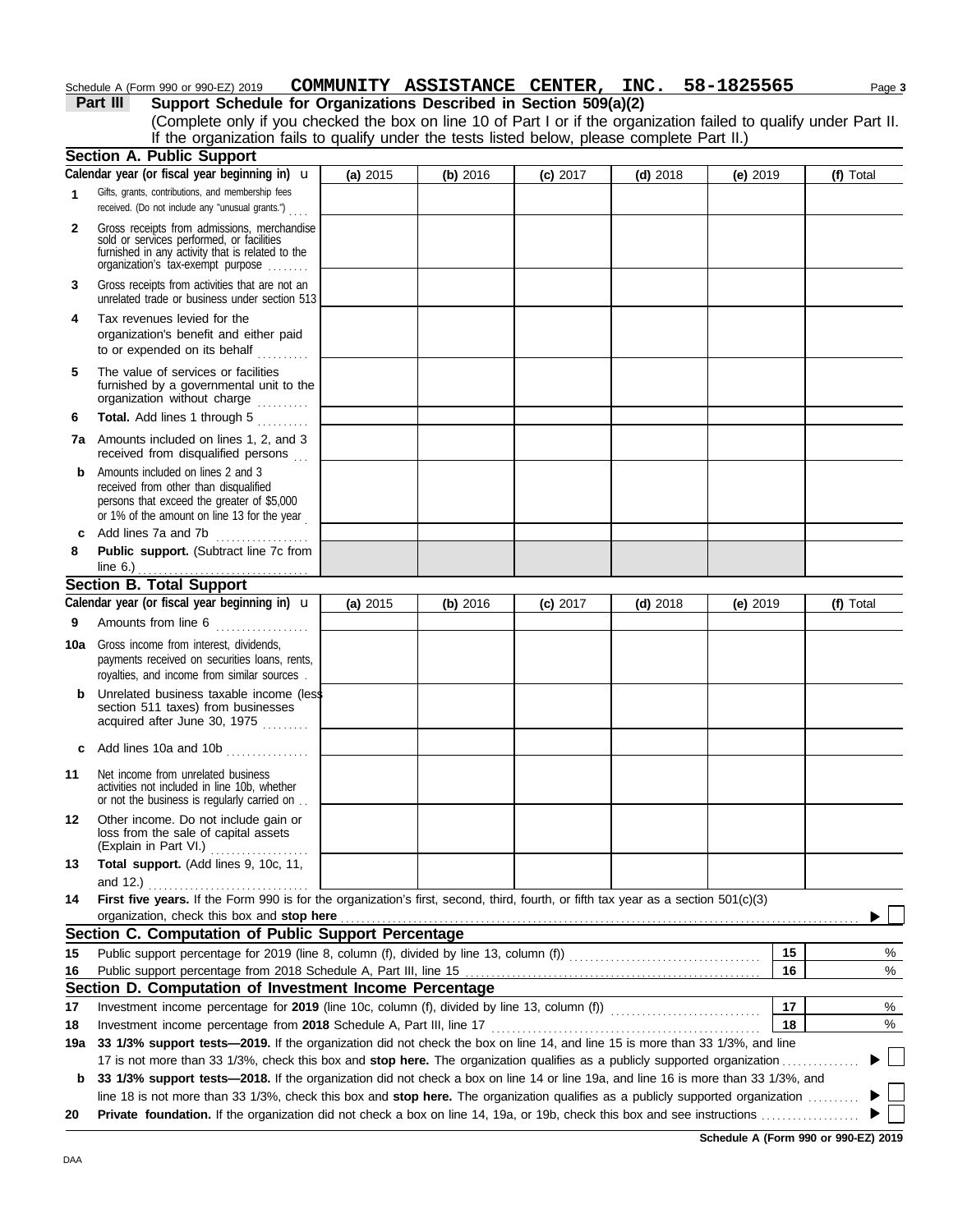Schedule A (Form 990 or 990-EZ) 2019 **COMMUNITY ASSISTANCE CENTER, INC. 58-1825565** Page **3**

## Part III Support Schedule for Organizations Described in Section 509(a)(2)

(Complete only if you checked the box on line 10 of Part I or if the organization failed to qualify under Part II. If the organization fails to qualify under the tests listed below, please complete Part II.)

### Section A. Public Support

| Calendar year (or fiscal year beginning in) u | (a) 2015 | (b) 2016 | (c) 2017 | (d) 2018 | (e) 2019 | (f) Total |
|---|---|---|---|---|---|---|
| 1 Gifts, grants, contributions, and membership fees received. (Do not include any "unusual grants.") | | | | | | |
| 2 Gross receipts from admissions, merchandise sold or services performed, or facilities furnished in any activity that is related to the organization's tax-exempt purpose | | | | | | |
| 3 Gross receipts from activities that are not an unrelated trade or business under section 513 | | | | | | |
| 4 Tax revenues levied for the organization's benefit and either paid to or expended on its behalf | | | | | | |
| 5 The value of services or facilities furnished by a governmental unit to the organization without charge | | | | | | |
| 6 **Total.** Add lines 1 through 5 | | | | | | |
| 7a Amounts included on lines 1, 2, and 3 received from disqualified persons | | | | | | |
| b Amounts included on lines 2 and 3 received from other than disqualified persons that exceed the greater of $5,000 or 1% of the amount on line 13 for the year | | | | | | |
| c Add lines 7a and 7b | | | | | | |
| 8 **Public support.** (Subtract line 7c from line 6.) | | | | | | |

### Section B. Total Support

| Calendar year (or fiscal year beginning in) u | (a) 2015 | (b) 2016 | (c) 2017 | (d) 2018 | (e) 2019 | (f) Total |
|---|---|---|---|---|---|---|
| 9 Amounts from line 6 | | | | | | |
| 10a Gross income from interest, dividends, payments received on securities loans, rents, royalties, and income from similar sources | | | | | | |
| b Unrelated business taxable income (less section 511 taxes) from businesses acquired after June 30, 1975 | | | | | | |
| c Add lines 10a and 10b | | | | | | |
| 11 Net income from unrelated business activities not included in line 10b, whether or not the business is regularly carried on | | | | | | |
| 12 Other income. Do not include gain or loss from the sale of capital assets (Explain in Part VI.) | | | | | | |
| 13 **Total support.** (Add lines 9, 10c, 11, and 12.) | | | | | | |

**14 First five years.** If the Form 990 is for the organization's first, second, third, fourth, or fifth tax year as a section 501(c)(3) organization, check this box and **stop here** ☐

### Section C. Computation of Public Support Percentage

| | | | |
|---|---|---|---|
| 15 | Public support percentage for 2019 (line 8, column (f), divided by line 13, column (f)) | 15 | % |
| 16 | Public support percentage from 2018 Schedule A, Part III, line 15 | 16 | % |

### Section D. Computation of Investment Income Percentage

| | | | |
|---|---|---|---|
| 17 | Investment income percentage for **2019** (line 10c, column (f), divided by line 13, column (f)) | 17 | % |
| 18 | Investment income percentage from **2018** Schedule A, Part III, line 17 | 18 | % |

**19a 33 1/3% support tests—2019.** If the organization did not check the box on line 14, and line 15 is more than 33 1/3%, and line 17 is not more than 33 1/3%, check this box and **stop here.** The organization qualifies as a publicly supported organization ☐

**b 33 1/3% support tests—2018.** If the organization did not check a box on line 14 or line 19a, and line 16 is more than 33 1/3%, and line 18 is not more than 33 1/3%, check this box and **stop here.** The organization qualifies as a publicly supported organization ☐

**20 Private foundation.** If the organization did not check a box on line 14, 19a, or 19b, check this box and see instructions ☐

**Schedule A (Form 990 or 990-EZ) 2019**

DAA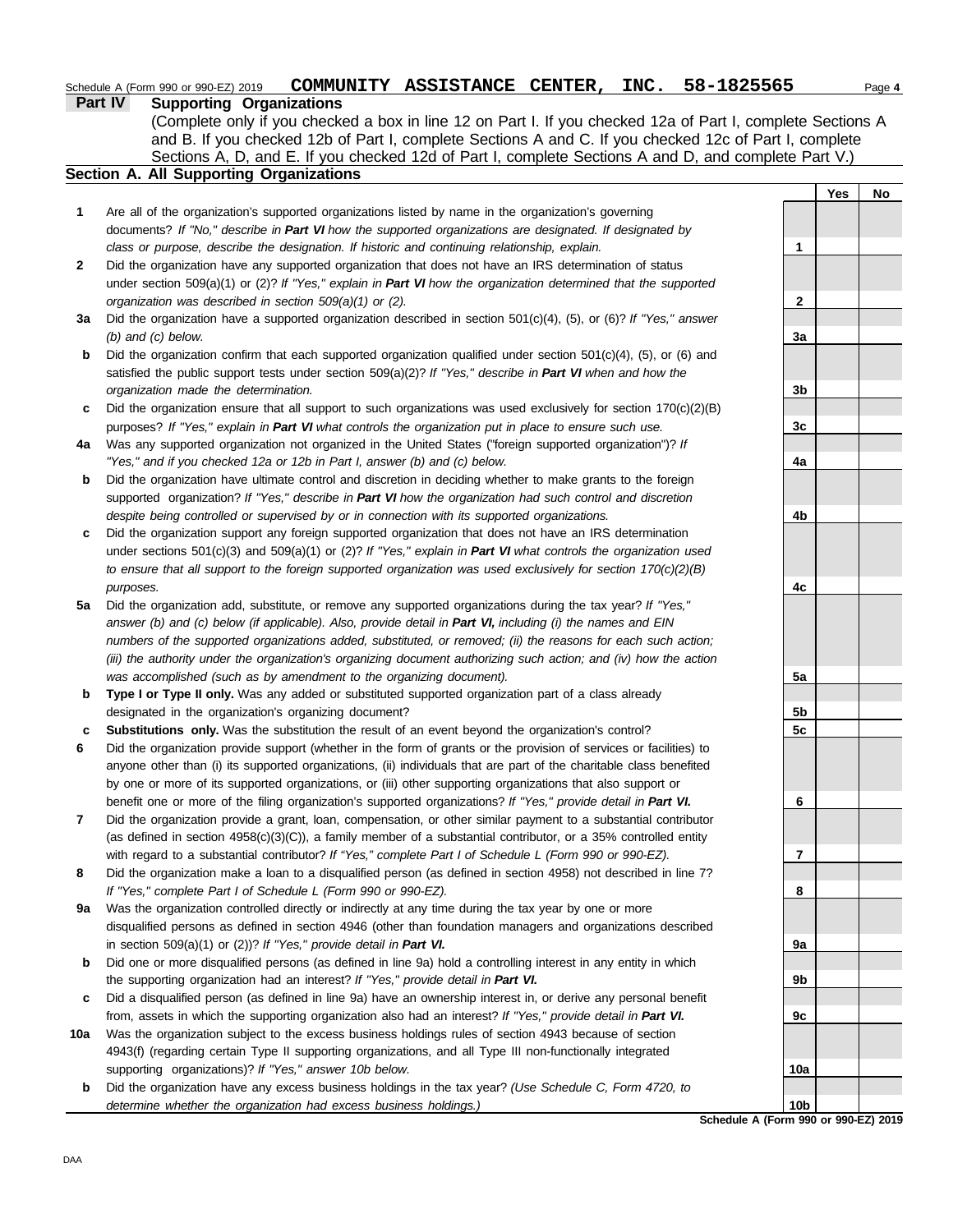Schedule A (Form 990 or 990-EZ) 2019 **COMMUNITY ASSISTANCE CENTER, INC. 58-1825565** Page **4**

## Part IV Supporting Organizations

(Complete only if you checked a box in line 12 on Part I. If you checked 12a of Part I, complete Sections A and B. If you checked 12b of Part I, complete Sections A and C. If you checked 12c of Part I, complete Sections A, D, and E. If you checked 12d of Part I, complete Sections A and D, and complete Part V.)

### Section A. All Supporting Organizations

| | | | Yes | No |
|---|---|---|---|---|
| **1** | Are all of the organization's supported organizations listed by name in the organization's governing documents? *If "No," describe in **Part VI** how the supported organizations are designated. If designated by class or purpose, describe the designation. If historic and continuing relationship, explain.* | 1 | | |
| **2** | Did the organization have any supported organization that does not have an IRS determination of status under section 509(a)(1) or (2)? *If "Yes," explain in **Part VI** how the organization determined that the supported organization was described in section 509(a)(1) or (2).* | 2 | | |
| **3a** | Did the organization have a supported organization described in section 501(c)(4), (5), or (6)? *If "Yes," answer (b) and (c) below.* | 3a | | |
| **b** | Did the organization confirm that each supported organization qualified under section 501(c)(4), (5), or (6) and satisfied the public support tests under section 509(a)(2)? *If "Yes," describe in **Part VI** when and how the organization made the determination.* | 3b | | |
| **c** | Did the organization ensure that all support to such organizations was used exclusively for section 170(c)(2)(B) purposes? *If "Yes," explain in **Part VI** what controls the organization put in place to ensure such use.* | 3c | | |
| **4a** | Was any supported organization not organized in the United States ("foreign supported organization")? *If "Yes," and if you checked 12a or 12b in Part I, answer (b) and (c) below.* | 4a | | |
| **b** | Did the organization have ultimate control and discretion in deciding whether to make grants to the foreign supported organization? *If "Yes," describe in **Part VI** how the organization had such control and discretion despite being controlled or supervised by or in connection with its supported organizations.* | 4b | | |
| **c** | Did the organization support any foreign supported organization that does not have an IRS determination under sections 501(c)(3) and 509(a)(1) or (2)? *If "Yes," explain in **Part VI** what controls the organization used to ensure that all support to the foreign supported organization was used exclusively for section 170(c)(2)(B) purposes.* | 4c | | |
| **5a** | Did the organization add, substitute, or remove any supported organizations during the tax year? *If "Yes," answer (b) and (c) below (if applicable). Also, provide detail in **Part VI,** including (i) the names and EIN numbers of the supported organizations added, substituted, or removed; (ii) the reasons for each such action; (iii) the authority under the organization's organizing document authorizing such action; and (iv) how the action was accomplished (such as by amendment to the organizing document).* | 5a | | |
| **b** | **Type I or Type II only.** Was any added or substituted supported organization part of a class already designated in the organization's organizing document? | 5b | | |
| **c** | **Substitutions only.** Was the substitution the result of an event beyond the organization's control? | 5c | | |
| **6** | Did the organization provide support (whether in the form of grants or the provision of services or facilities) to anyone other than (i) its supported organizations, (ii) individuals that are part of the charitable class benefited by one or more of its supported organizations, or (iii) other supporting organizations that also support or benefit one or more of the filing organization's supported organizations? *If "Yes," provide detail in **Part VI.*** | 6 | | |
| **7** | Did the organization provide a grant, loan, compensation, or other similar payment to a substantial contributor (as defined in section 4958(c)(3)(C)), a family member of a substantial contributor, or a 35% controlled entity with regard to a substantial contributor? *If "Yes," complete Part I of Schedule L (Form 990 or 990-EZ).* | 7 | | |
| **8** | Did the organization make a loan to a disqualified person (as defined in section 4958) not described in line 7? *If "Yes," complete Part I of Schedule L (Form 990 or 990-EZ).* | 8 | | |
| **9a** | Was the organization controlled directly or indirectly at any time during the tax year by one or more disqualified persons as defined in section 4946 (other than foundation managers and organizations described in section 509(a)(1) or (2))? *If "Yes," provide detail in **Part VI.*** | 9a | | |
| **b** | Did one or more disqualified persons (as defined in line 9a) hold a controlling interest in any entity in which the supporting organization had an interest? *If "Yes," provide detail in **Part VI.*** | 9b | | |
| **c** | Did a disqualified person (as defined in line 9a) have an ownership interest in, or derive any personal benefit from, assets in which the supporting organization also had an interest? *If "Yes," provide detail in **Part VI.*** | 9c | | |
| **10a** | Was the organization subject to the excess business holdings rules of section 4943 because of section 4943(f) (regarding certain Type II supporting organizations, and all Type III non-functionally integrated supporting organizations)? *If "Yes," answer 10b below.* | 10a | | |
| **b** | Did the organization have any excess business holdings in the tax year? *(Use Schedule C, Form 4720, to determine whether the organization had excess business holdings.)* | 10b | | |

**Schedule A (Form 990 or 990-EZ) 2019**

DAA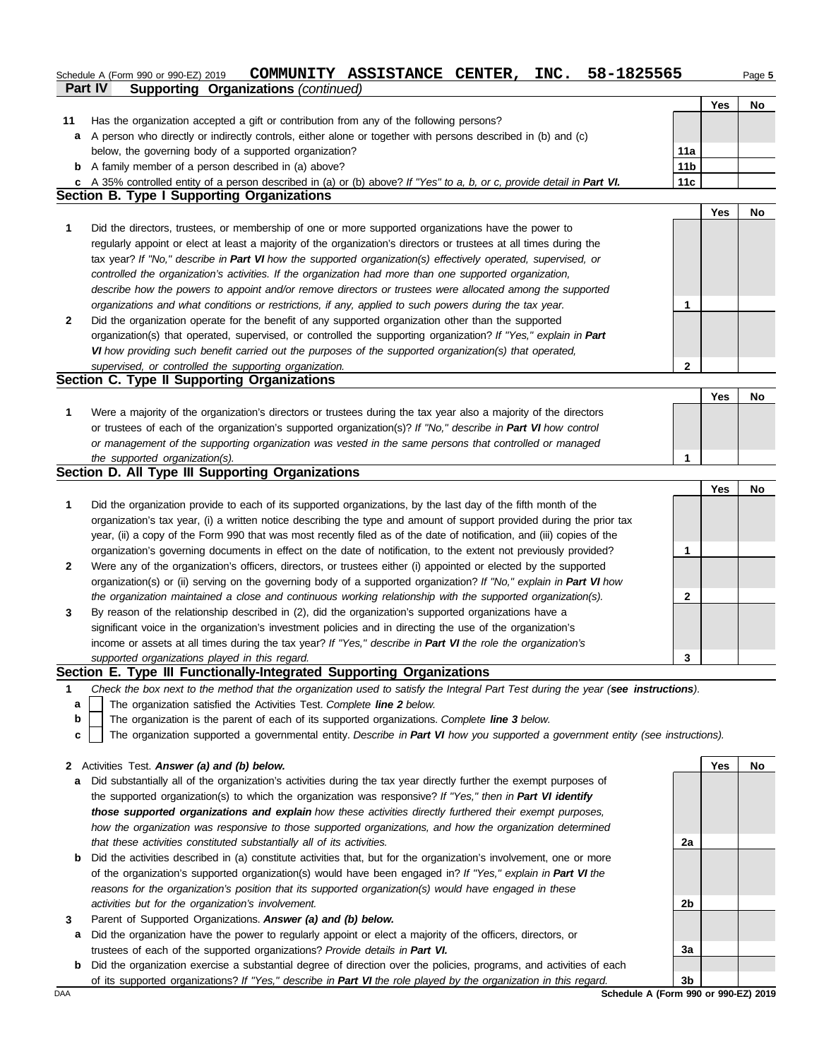Schedule A (Form 990 or 990-EZ) 2019 **COMMUNITY ASSISTANCE CENTER, INC. 58-1825565**

**Part IV Supporting Organizations** *(continued)*

| | | | Yes | No |
|---|---|---|---|---|
| **11** | Has the organization accepted a gift or contribution from any of the following persons? | | | |
| **a** | A person who directly or indirectly controls, either alone or together with persons described in (b) and (c) below, the governing body of a supported organization? | **11a** | | |
| **b** | A family member of a person described in (a) above? | **11b** | | |
| **c** | A 35% controlled entity of a person described in (a) or (b) above? *If "Yes" to a, b, or c, provide detail in **Part VI**.* | **11c** | | |

## Section B. Type I Supporting Organizations

| | | | Yes | No |
|---|---|---|---|---|
| **1** | Did the directors, trustees, or membership of one or more supported organizations have the power to regularly appoint or elect at least a majority of the organization's directors or trustees at all times during the tax year? *If "No," describe in **Part VI** how the supported organization(s) effectively operated, supervised, or controlled the organization's activities. If the organization had more than one supported organization, describe how the powers to appoint and/or remove directors or trustees were allocated among the supported organizations and what conditions or restrictions, if any, applied to such powers during the tax year.* | **1** | | |
| **2** | Did the organization operate for the benefit of any supported organization other than the supported organization(s) that operated, supervised, or controlled the supporting organization? *If "Yes," explain in **Part VI** how providing such benefit carried out the purposes of the supported organization(s) that operated, supervised, or controlled the supporting organization.* | **2** | | |

## Section C. Type II Supporting Organizations

| | | | Yes | No |
|---|---|---|---|---|
| **1** | Were a majority of the organization's directors or trustees during the tax year also a majority of the directors or trustees of each of the organization's supported organization(s)? *If "No," describe in **Part VI** how control or management of the supporting organization was vested in the same persons that controlled or managed the supported organization(s).* | **1** | | |

## Section D. All Type III Supporting Organizations

| | | | Yes | No |
|---|---|---|---|---|
| **1** | Did the organization provide to each of its supported organizations, by the last day of the fifth month of the organization's tax year, (i) a written notice describing the type and amount of support provided during the prior tax year, (ii) a copy of the Form 990 that was most recently filed as of the date of notification, and (iii) copies of the organization's governing documents in effect on the date of notification, to the extent not previously provided? | **1** | | |
| **2** | Were any of the organization's officers, directors, or trustees either (i) appointed or elected by the supported organization(s) or (ii) serving on the governing body of a supported organization? *If "No," explain in **Part VI** how the organization maintained a close and continuous working relationship with the supported organization(s).* | **2** | | |
| **3** | By reason of the relationship described in (2), did the organization's supported organizations have a significant voice in the organization's investment policies and in directing the use of the organization's income or assets at all times during the tax year? *If "Yes," describe in **Part VI** the role the organization's supported organizations played in this regard.* | **3** | | |

## Section E. Type III Functionally-Integrated Supporting Organizations

**1** *Check the box next to the method that the organization used to satisfy the Integral Part Test during the year (**see instructions**).*

- **a** ☐ The organization satisfied the Activities Test. *Complete **line 2** below.*
- **b** ☐ The organization is the parent of each of its supported organizations. *Complete **line 3** below.*
- **c** ☐ The organization supported a governmental entity. *Describe in **Part VI** how you supported a government entity (see instructions).*

| | | | Yes | No |
|---|---|---|---|---|
| **2** | Activities Test. ***Answer (a) and (b) below.*** | | | |
| **a** | Did substantially all of the organization's activities during the tax year directly further the exempt purposes of the supported organization(s) to which the organization was responsive? *If "Yes," then in **Part VI identify those supported organizations and explain** how these activities directly furthered their exempt purposes, how the organization was responsive to those supported organizations, and how the organization determined that these activities constituted substantially all of its activities.* | **2a** | | |
| **b** | Did the activities described in (a) constitute activities that, but for the organization's involvement, one or more of the organization's supported organization(s) would have been engaged in? *If "Yes," explain in **Part VI** the reasons for the organization's position that its supported organization(s) would have engaged in these activities but for the organization's involvement.* | **2b** | | |
| **3** | Parent of Supported Organizations. ***Answer (a) and (b) below.*** | | | |
| **a** | Did the organization have the power to regularly appoint or elect a majority of the officers, directors, or trustees of each of the supported organizations? *Provide details in **Part VI**.* | **3a** | | |
| **b** | Did the organization exercise a substantial degree of direction over the policies, programs, and activities of each of its supported organizations? *If "Yes," describe in **Part VI** the role played by the organization in this regard.* | **3b** | | |

DAA **Schedule A (Form 990 or 990-EZ) 2019**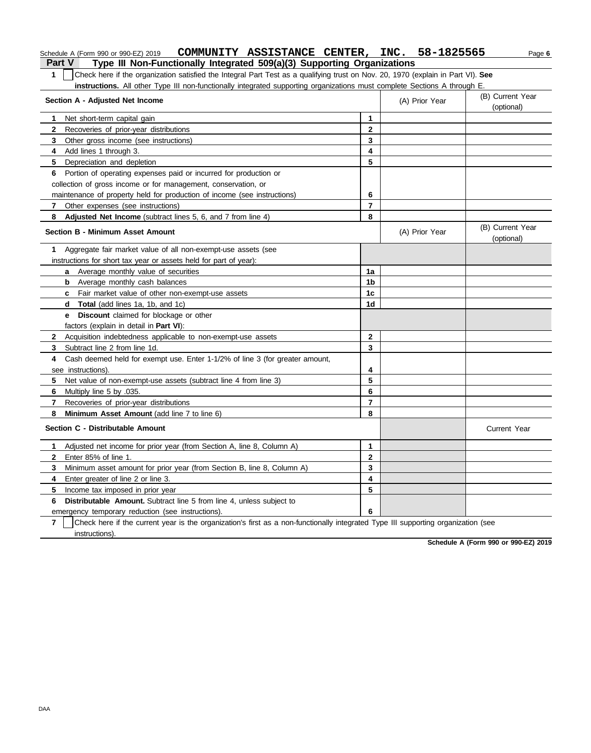Schedule A (Form 990 or 990-EZ) 2019 **COMMUNITY ASSISTANCE CENTER, INC. 58-1825565**

## Part V Type III Non-Functionally Integrated 509(a)(3) Supporting Organizations

**1** ☐ Check here if the organization satisfied the Integral Part Test as a qualifying trust on Nov. 20, 1970 (explain in Part VI). **See instructions.** All other Type III non-functionally integrated supporting organizations must complete Sections A through E.

| Section A - Adjusted Net Income | | (A) Prior Year | (B) Current Year (optional) |
|---|---|---|---|
| **1** Net short-term capital gain | 1 | | |
| **2** Recoveries of prior-year distributions | 2 | | |
| **3** Other gross income (see instructions) | 3 | | |
| **4** Add lines 1 through 3. | 4 | | |
| **5** Depreciation and depletion | 5 | | |
| **6** Portion of operating expenses paid or incurred for production or collection of gross income or for management, conservation, or maintenance of property held for production of income (see instructions) | 6 | | |
| **7** Other expenses (see instructions) | 7 | | |
| **8** **Adjusted Net Income** (subtract lines 5, 6, and 7 from line 4) | 8 | | |

| Section B - Minimum Asset Amount | | (A) Prior Year | (B) Current Year (optional) |
|---|---|---|---|
| **1** Aggregate fair market value of all non-exempt-use assets (see instructions for short tax year or assets held for part of year): | | | |
| **a** Average monthly value of securities | 1a | | |
| **b** Average monthly cash balances | 1b | | |
| **c** Fair market value of other non-exempt-use assets | 1c | | |
| **d** **Total** (add lines 1a, 1b, and 1c) | 1d | | |
| **e** **Discount** claimed for blockage or other factors (explain in detail in **Part VI**): | | | |
| **2** Acquisition indebtedness applicable to non-exempt-use assets | 2 | | |
| **3** Subtract line 2 from line 1d. | 3 | | |
| **4** Cash deemed held for exempt use. Enter 1-1/2% of line 3 (for greater amount, see instructions). | 4 | | |
| **5** Net value of non-exempt-use assets (subtract line 4 from line 3) | 5 | | |
| **6** Multiply line 5 by .035. | 6 | | |
| **7** Recoveries of prior-year distributions | 7 | | |
| **8** **Minimum Asset Amount** (add line 7 to line 6) | 8 | | |

| Section C - Distributable Amount | | | Current Year |
|---|---|---|---|
| **1** Adjusted net income for prior year (from Section A, line 8, Column A) | 1 | | |
| **2** Enter 85% of line 1. | 2 | | |
| **3** Minimum asset amount for prior year (from Section B, line 8, Column A) | 3 | | |
| **4** Enter greater of line 2 or line 3. | 4 | | |
| **5** Income tax imposed in prior year | 5 | | |
| **6** **Distributable Amount.** Subtract line 5 from line 4, unless subject to emergency temporary reduction (see instructions). | 6 | | |

**7** ☐ Check here if the current year is the organization's first as a non-functionally integrated Type III supporting organization (see instructions).

**Schedule A (Form 990 or 990-EZ) 2019**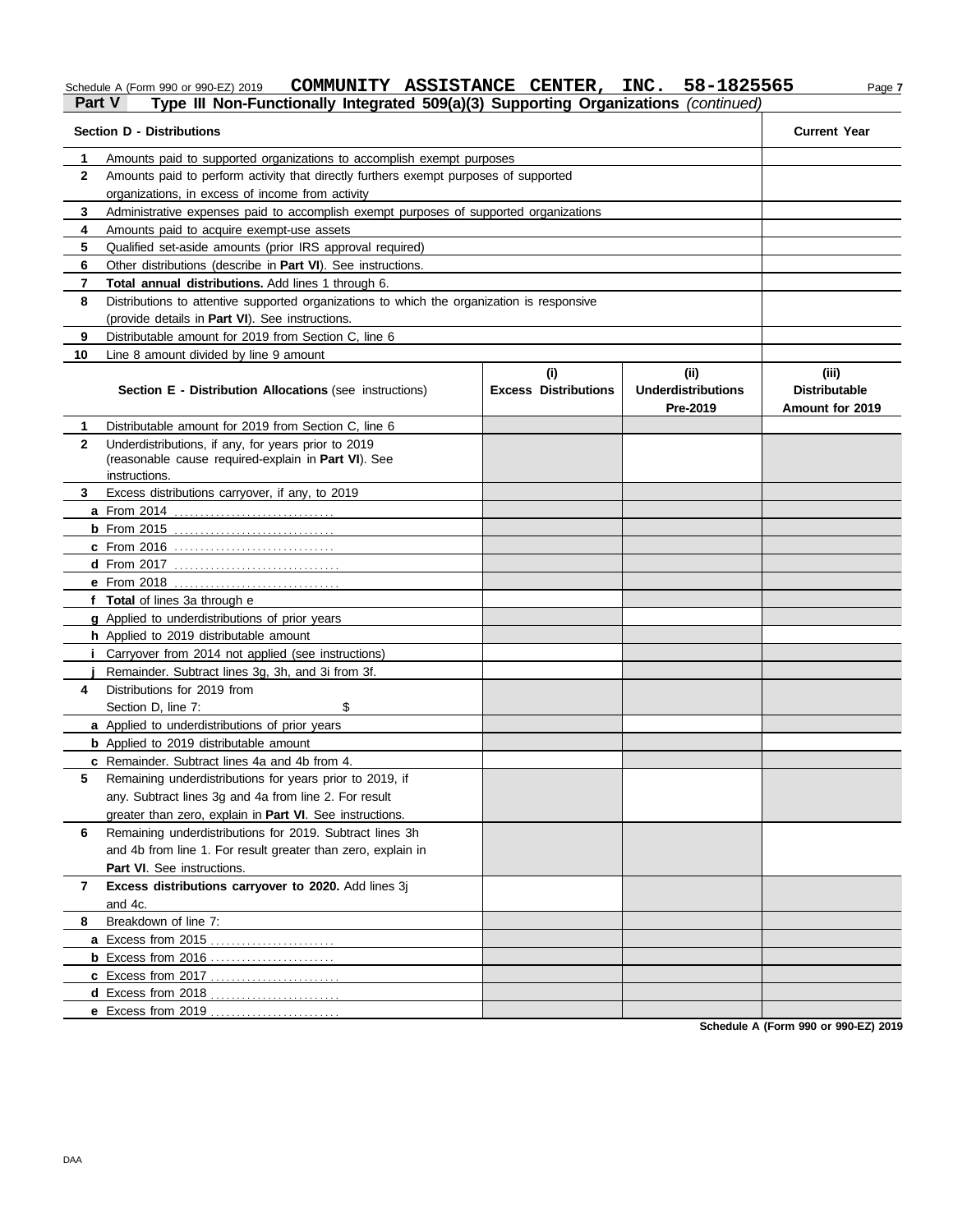Schedule A (Form 990 or 990-EZ) 2019 **COMMUNITY ASSISTANCE CENTER, INC. 58-1825565**

**Part V** **Type III Non-Functionally Integrated 509(a)(3) Supporting Organizations** *(continued)*

| **Section D - Distributions** | | **Current Year** |
|---|---|---|
| **1** | Amounts paid to supported organizations to accomplish exempt purposes | |
| **2** | Amounts paid to perform activity that directly furthers exempt purposes of supported organizations, in excess of income from activity | |
| **3** | Administrative expenses paid to accomplish exempt purposes of supported organizations | |
| **4** | Amounts paid to acquire exempt-use assets | |
| **5** | Qualified set-aside amounts (prior IRS approval required) | |
| **6** | Other distributions (describe in **Part VI**). See instructions. | |
| **7** | **Total annual distributions.** Add lines 1 through 6. | |
| **8** | Distributions to attentive supported organizations to which the organization is responsive (provide details in **Part VI**). See instructions. | |
| **9** | Distributable amount for 2019 from Section C, line 6 | |
| **10** | Line 8 amount divided by line 9 amount | |

| | **Section E - Distribution Allocations** (see instructions) | **(i) Excess Distributions** | **(ii) Underdistributions Pre-2019** | **(iii) Distributable Amount for 2019** |
|---|---|---|---|---|
| **1** | Distributable amount for 2019 from Section C, line 6 | | | |
| **2** | Underdistributions, if any, for years prior to 2019 (reasonable cause required-explain in **Part VI**). See instructions. | | | |
| **3** | Excess distributions carryover, if any, to 2019 | | | |
| **a** | From 2014 | | | |
| **b** | From 2015 | | | |
| **c** | From 2016 | | | |
| **d** | From 2017 | | | |
| **e** | From 2018 | | | |
| **f** | **Total** of lines 3a through e | | | |
| **g** | Applied to underdistributions of prior years | | | |
| **h** | Applied to 2019 distributable amount | | | |
| **i** | Carryover from 2014 not applied (see instructions) | | | |
| **j** | Remainder. Subtract lines 3g, 3h, and 3i from 3f. | | | |
| **4** | Distributions for 2019 from Section D, line 7: $ | | | |
| **a** | Applied to underdistributions of prior years | | | |
| **b** | Applied to 2019 distributable amount | | | |
| **c** | Remainder. Subtract lines 4a and 4b from 4. | | | |
| **5** | Remaining underdistributions for years prior to 2019, if any. Subtract lines 3g and 4a from line 2. For result greater than zero, explain in **Part VI**. See instructions. | | | |
| **6** | Remaining underdistributions for 2019. Subtract lines 3h and 4b from line 1. For result greater than zero, explain in **Part VI**. See instructions. | | | |
| **7** | **Excess distributions carryover to 2020.** Add lines 3j and 4c. | | | |
| **8** | Breakdown of line 7: | | | |
| **a** | Excess from 2015 | | | |
| **b** | Excess from 2016 | | | |
| **c** | Excess from 2017 | | | |
| **d** | Excess from 2018 | | | |
| **e** | Excess from 2019 | | | |

**Schedule A (Form 990 or 990-EZ) 2019**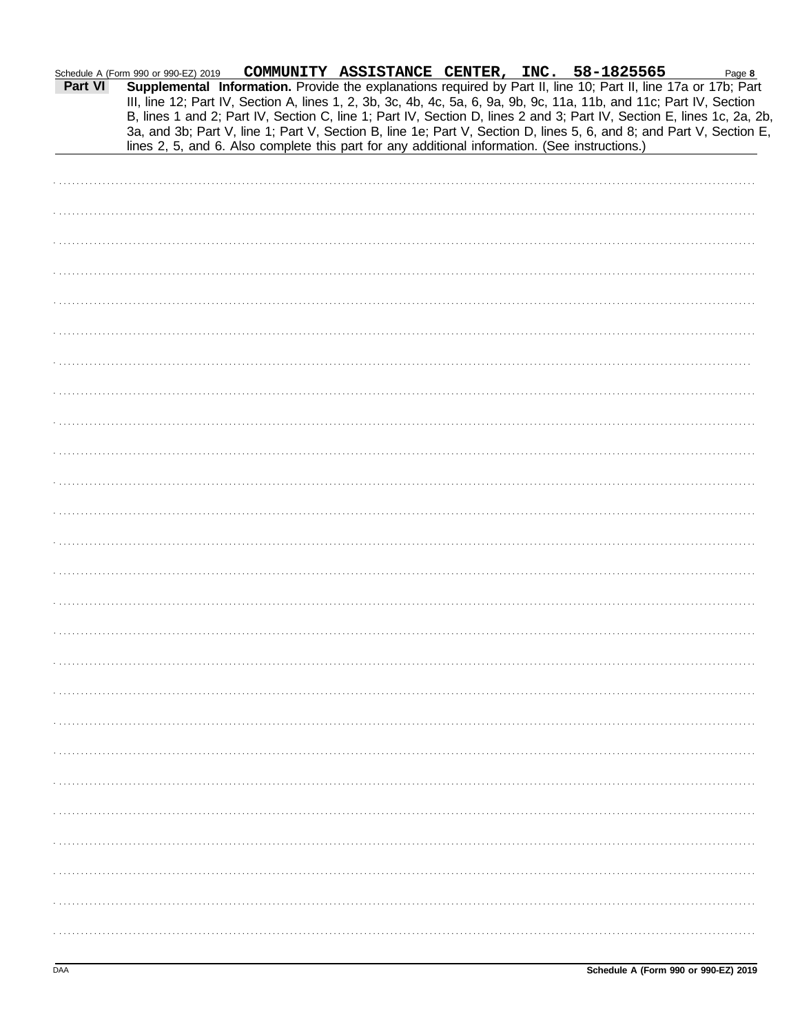Schedule A (Form 990 or 990-EZ) 2019 **COMMUNITY ASSISTANCE CENTER, INC. 58-1825565** Page **8**

**Part VI** **Supplemental Information.** Provide the explanations required by Part II, line 10; Part II, line 17a or 17b; Part III, line 12; Part IV, Section A, lines 1, 2, 3b, 3c, 4b, 4c, 5a, 6, 9a, 9b, 9c, 11a, 11b, and 11c; Part IV, Section B, lines 1 and 2; Part IV, Section C, line 1; Part IV, Section D, lines 2 and 3; Part IV, Section E, lines 1c, 2a, 2b, 3a, and 3b; Part V, line 1; Part V, Section B, line 1e; Part V, Section D, lines 5, 6, and 8; and Part V, Section E, lines 2, 5, and 6. Also complete this part for any additional information. (See instructions.)

DAA **Schedule A (Form 990 or 990-EZ) 2019**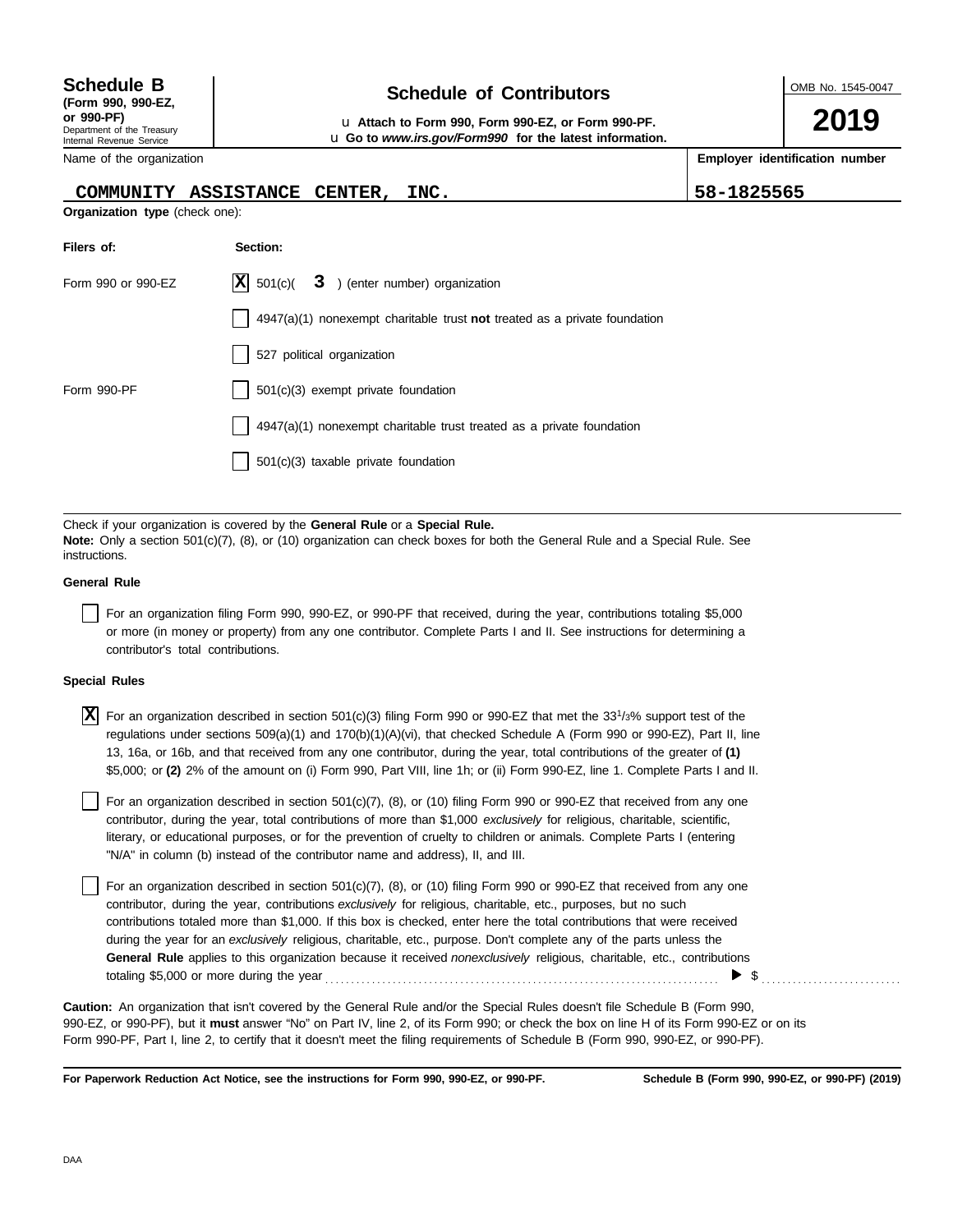**Schedule B**
**(Form 990, 990-EZ, or 990-PF)**
Department of the Treasury
Internal Revenue Service

## Schedule of Contributors

u **Attach to Form 990, Form 990-EZ, or Form 990-PF.**
u **Go to *www.irs.gov/Form990* for the latest information.**

OMB No. 1545-0047

**2019**

| Name of the organization | Employer identification number |
|---|---|
| COMMUNITY ASSISTANCE CENTER, INC. | 58-1825565 |

**Organization type** (check one):

| Filers of: | Section: |
|---|---|
| Form 990 or 990-EZ | [X] 501(c)( 3 ) (enter number) organization |
| | [ ] 4947(a)(1) nonexempt charitable trust **not** treated as a private foundation |
| | [ ] 527 political organization |
| Form 990-PF | [ ] 501(c)(3) exempt private foundation |
| | [ ] 4947(a)(1) nonexempt charitable trust treated as a private foundation |
| | [ ] 501(c)(3) taxable private foundation |

Check if your organization is covered by the **General Rule** or a **Special Rule.**
**Note:** Only a section 501(c)(7), (8), or (10) organization can check boxes for both the General Rule and a Special Rule. See instructions.

**General Rule**

[ ] For an organization filing Form 990, 990-EZ, or 990-PF that received, during the year, contributions totaling $5,000 or more (in money or property) from any one contributor. Complete Parts I and II. See instructions for determining a contributor's total contributions.

**Special Rules**

[X] For an organization described in section 501(c)(3) filing Form 990 or 990-EZ that met the 33 1/3% support test of the regulations under sections 509(a)(1) and 170(b)(1)(A)(vi), that checked Schedule A (Form 990 or 990-EZ), Part II, line 13, 16a, or 16b, and that received from any one contributor, during the year, total contributions of the greater of **(1)** $5,000; or **(2)** 2% of the amount on (i) Form 990, Part VIII, line 1h; or (ii) Form 990-EZ, line 1. Complete Parts I and II.

[ ] For an organization described in section 501(c)(7), (8), or (10) filing Form 990 or 990-EZ that received from any one contributor, during the year, total contributions of more than $1,000 *exclusively* for religious, charitable, scientific, literary, or educational purposes, or for the prevention of cruelty to children or animals. Complete Parts I (entering "N/A" in column (b) instead of the contributor name and address), II, and III.

[ ] For an organization described in section 501(c)(7), (8), or (10) filing Form 990 or 990-EZ that received from any one contributor, during the year, contributions *exclusively* for religious, charitable, etc., purposes, but no such contributions totaled more than $1,000. If this box is checked, enter here the total contributions that were received during the year for an *exclusively* religious, charitable, etc., purpose. Don't complete any of the parts unless the **General Rule** applies to this organization because it received *nonexclusively* religious, charitable, etc., contributions totaling $5,000 or more during the year . . . . . . . . . . ▶ $ . . . . . . . . . .

**Caution:** An organization that isn't covered by the General Rule and/or the Special Rules doesn't file Schedule B (Form 990, 990-EZ, or 990-PF), but it **must** answer "No" on Part IV, line 2, of its Form 990; or check the box on line H of its Form 990-EZ or on its Form 990-PF, Part I, line 2, to certify that it doesn't meet the filing requirements of Schedule B (Form 990, 990-EZ, or 990-PF).

**For Paperwork Reduction Act Notice, see the instructions for Form 990, 990-EZ, or 990-PF.** **Schedule B (Form 990, 990-EZ, or 990-PF) (2019)**

DAA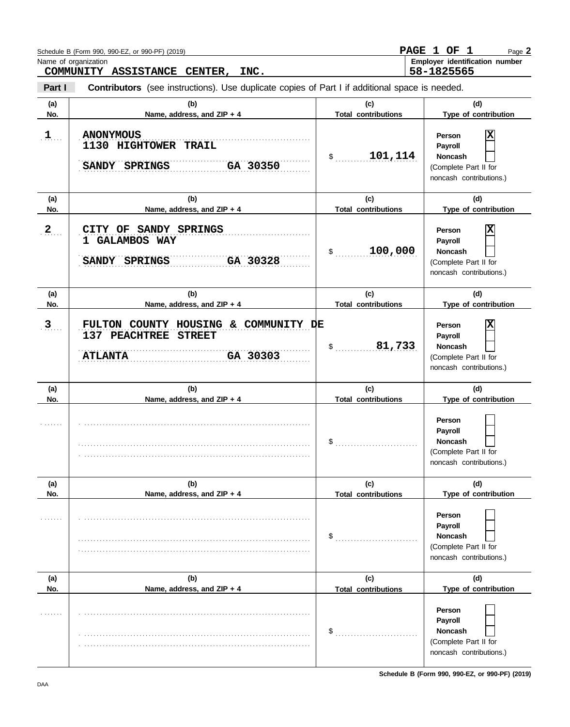Schedule B (Form 990, 990-EZ, or 990-PF) (2019)

PAGE 1 OF 1

Name of organization
**COMMUNITY ASSISTANCE CENTER, INC.**

Employer identification number
**58-1825565**

**Part I** **Contributors** (see instructions). Use duplicate copies of Part I if additional space is needed.

| (a) No. | (b) Name, address, and ZIP + 4 | (c) Total contributions | (d) Type of contribution |
|---|---|---|---|
| 1 | ANONYMOUS<br>1130 HIGHTOWER TRAIL<br>SANDY SPRINGS GA 30350 | $ 101,114 | Person [X]<br>Payroll [ ]<br>Noncash [ ]<br>(Complete Part II for noncash contributions.) |
| 2 | CITY OF SANDY SPRINGS<br>1 GALAMBOS WAY<br>SANDY SPRINGS GA 30328 | $ 100,000 | Person [X]<br>Payroll [ ]<br>Noncash [ ]<br>(Complete Part II for noncash contributions.) |
| 3 | FULTON COUNTY HOUSING & COMMUNITY DE<br>137 PEACHTREE STREET<br>ATLANTA GA 30303 | $ 81,733 | Person [X]<br>Payroll [ ]<br>Noncash [ ]<br>(Complete Part II for noncash contributions.) |
| | | $ | Person [ ]<br>Payroll [ ]<br>Noncash [ ]<br>(Complete Part II for noncash contributions.) |
| | | $ | Person [ ]<br>Payroll [ ]<br>Noncash [ ]<br>(Complete Part II for noncash contributions.) |
| | | $ | Person [ ]<br>Payroll [ ]<br>Noncash [ ]<br>(Complete Part II for noncash contributions.) |

Schedule B (Form 990, 990-EZ, or 990-PF) (2019)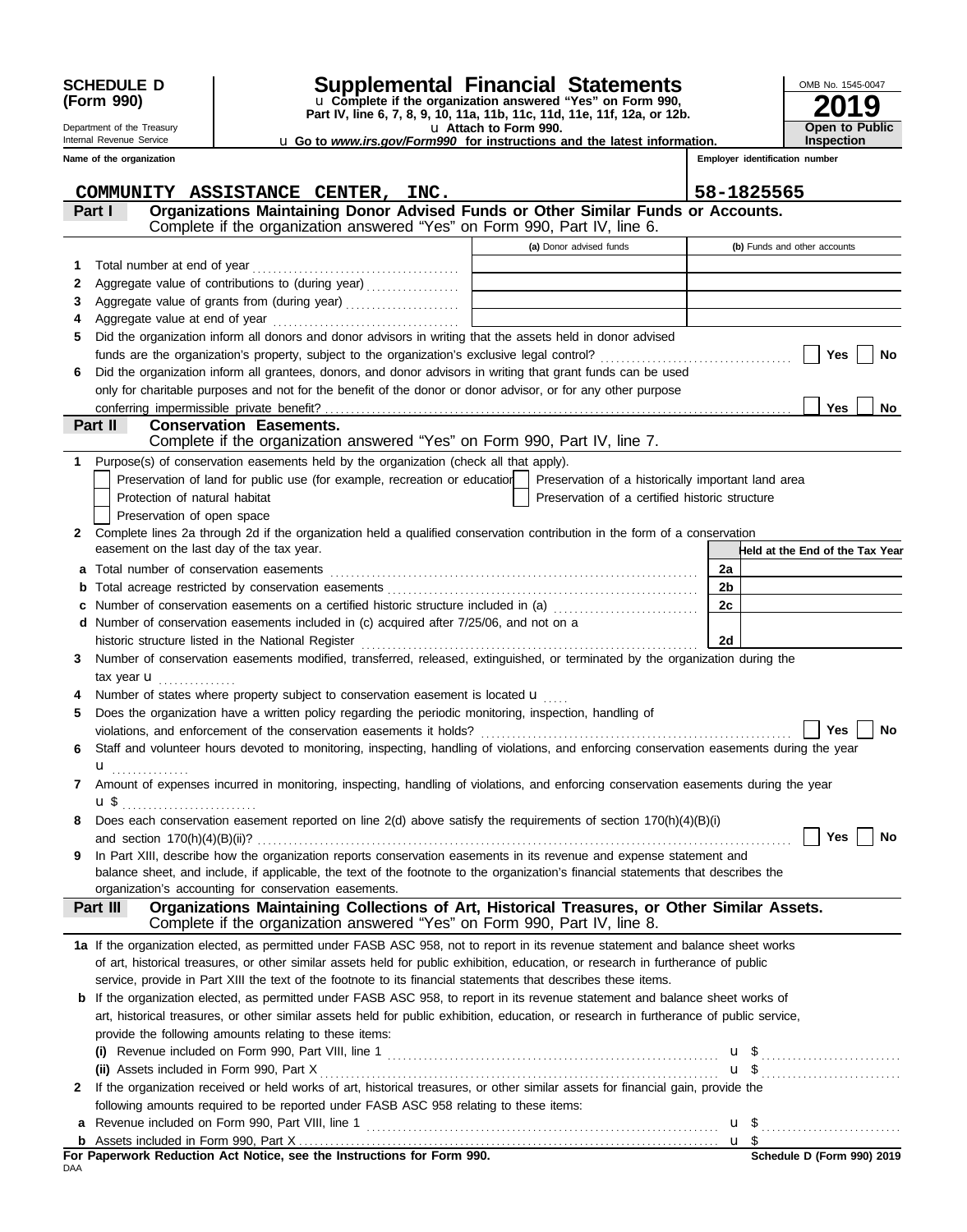**SCHEDULE D (Form 990)**

Department of the Treasury
Internal Revenue Service

# Supplemental Financial Statements

u Complete if the organization answered "Yes" on Form 990, Part IV, line 6, 7, 8, 9, 10, 11a, 11b, 11c, 11d, 11e, 11f, 12a, or 12b.
u Attach to Form 990.
u Go to *www.irs.gov/Form990* for instructions and the latest information.

OMB No. 1545-0047

**2019**

**Open to Public Inspection**

Name of the organization: COMMUNITY ASSISTANCE CENTER, INC.

Employer identification number: 58-1825565

## Part I — Organizations Maintaining Donor Advised Funds or Other Similar Funds or Accounts.

Complete if the organization answered "Yes" on Form 990, Part IV, line 6.

| | | (a) Donor advised funds | (b) Funds and other accounts |
|---|---|---|---|
| 1 | Total number at end of year | | |
| 2 | Aggregate value of contributions to (during year) | | |
| 3 | Aggregate value of grants from (during year) | | |
| 4 | Aggregate value at end of year | | |

5 Did the organization inform all donors and donor advisors in writing that the assets held in donor advised funds are the organization's property, subject to the organization's exclusive legal control? ☐ Yes ☐ No

6 Did the organization inform all grantees, donors, and donor advisors in writing that grant funds can be used only for charitable purposes and not for the benefit of the donor or donor advisor, or for any other purpose conferring impermissible private benefit? ☐ Yes ☐ No

## Part II — Conservation Easements.

Complete if the organization answered "Yes" on Form 990, Part IV, line 7.

1 Purpose(s) of conservation easements held by the organization (check all that apply).

- ☐ Preservation of land for public use (for example, recreation or education)
- ☐ Protection of natural habitat
- ☐ Preservation of open space
- ☐ Preservation of a historically important land area
- ☐ Preservation of a certified historic structure

2 Complete lines 2a through 2d if the organization held a qualified conservation contribution in the form of a conservation easement on the last day of the tax year.

| | | | Held at the End of the Tax Year |
|---|---|---|---|
| a | Total number of conservation easements | 2a | |
| b | Total acreage restricted by conservation easements | 2b | |
| c | Number of conservation easements on a certified historic structure included in (a) | 2c | |
| d | Number of conservation easements included in (c) acquired after 7/25/06, and not on a historic structure listed in the National Register | 2d | |

3 Number of conservation easements modified, transferred, released, extinguished, or terminated by the organization during the tax year u

4 Number of states where property subject to conservation easement is located u

5 Does the organization have a written policy regarding the periodic monitoring, inspection, handling of violations, and enforcement of the conservation easements it holds? ☐ Yes ☐ No

6 Staff and volunteer hours devoted to monitoring, inspecting, handling of violations, and enforcing conservation easements during the year u

7 Amount of expenses incurred in monitoring, inspecting, handling of violations, and enforcing conservation easements during the year u $

8 Does each conservation easement reported on line 2(d) above satisfy the requirements of section 170(h)(4)(B)(i) and section 170(h)(4)(B)(ii)? ☐ Yes ☐ No

9 In Part XIII, describe how the organization reports conservation easements in its revenue and expense statement and balance sheet, and include, if applicable, the text of the footnote to the organization's financial statements that describes the organization's accounting for conservation easements.

## Part III — Organizations Maintaining Collections of Art, Historical Treasures, or Other Similar Assets.

Complete if the organization answered "Yes" on Form 990, Part IV, line 8.

1a If the organization elected, as permitted under FASB ASC 958, not to report in its revenue statement and balance sheet works of art, historical treasures, or other similar assets held for public exhibition, education, or research in furtherance of public service, provide in Part XIII the text of the footnote to its financial statements that describes these items.

b If the organization elected, as permitted under FASB ASC 958, to report in its revenue statement and balance sheet works of art, historical treasures, or other similar assets held for public exhibition, education, or research in furtherance of public service, provide the following amounts relating to these items:

(i) Revenue included on Form 990, Part VIII, line 1 u $

(ii) Assets included in Form 990, Part X u $

2 If the organization received or held works of art, historical treasures, or other similar assets for financial gain, provide the following amounts required to be reported under FASB ASC 958 relating to these items:

a Revenue included on Form 990, Part VIII, line 1 u $

b Assets included in Form 990, Part X u $

**For Paperwork Reduction Act Notice, see the Instructions for Form 990.**

DAA

**Schedule D (Form 990) 2019**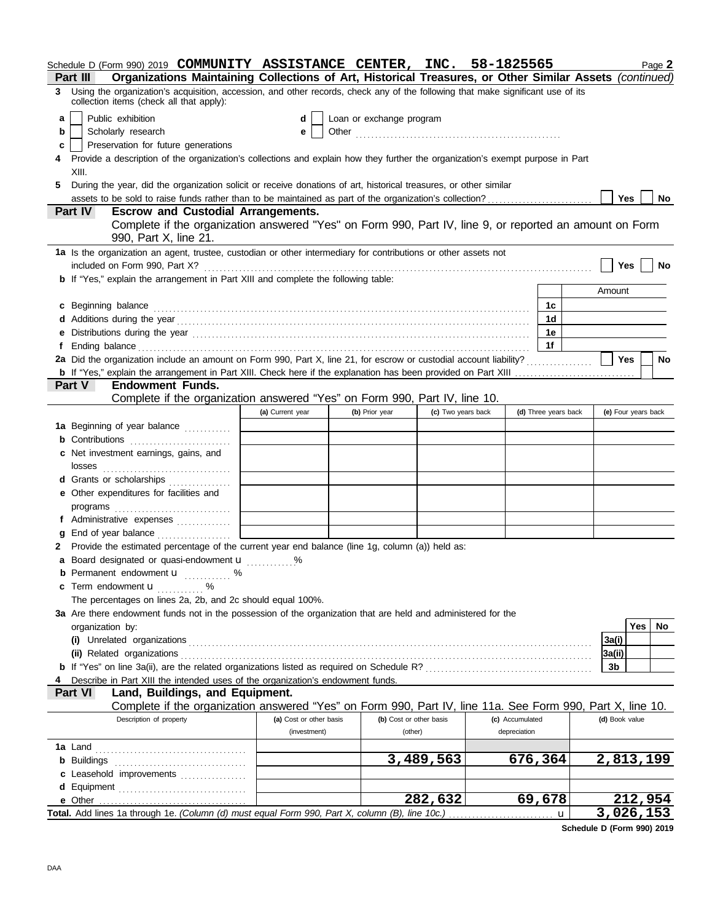Schedule D (Form 990) 2019 **COMMUNITY ASSISTANCE CENTER, INC. 58-1825565** Page **2**

**Part III** **Organizations Maintaining Collections of Art, Historical Treasures, or Other Similar Assets** *(continued)*

**3** Using the organization's acquisition, accession, and other records, check any of the following that make significant use of its collection items (check all that apply):

- **a** ☐ Public exhibition
- **b** ☐ Scholarly research
- **c** ☐ Preservation for future generations
- **d** ☐ Loan or exchange program
- **e** ☐ Other

**4** Provide a description of the organization's collections and explain how they further the organization's exempt purpose in Part XIII.

**5** During the year, did the organization solicit or receive donations of art, historical treasures, or other similar assets to be sold to raise funds rather than to be maintained as part of the organization's collection? ☐ Yes ☐ No

**Part IV** **Escrow and Custodial Arrangements.**

Complete if the organization answered "Yes" on Form 990, Part IV, line 9, or reported an amount on Form 990, Part X, line 21.

**1a** Is the organization an agent, trustee, custodian or other intermediary for contributions or other assets not included on Form 990, Part X? ☐ Yes ☐ No

**b** If "Yes," explain the arrangement in Part XIII and complete the following table:

| | | Amount |
|---|---|---|
| **c** Beginning balance | 1c | |
| **d** Additions during the year | 1d | |
| **e** Distributions during the year | 1e | |
| **f** Ending balance | 1f | |

**2a** Did the organization include an amount on Form 990, Part X, line 21, for escrow or custodial account liability? ☐ Yes ☐ No

**b** If "Yes," explain the arrangement in Part XIII. Check here if the explanation has been provided on Part XIII ☐

**Part V** **Endowment Funds.**

Complete if the organization answered "Yes" on Form 990, Part IV, line 10.

| | (a) Current year | (b) Prior year | (c) Two years back | (d) Three years back | (e) Four years back |
|---|---|---|---|---|---|
| **1a** Beginning of year balance | | | | | |
| **b** Contributions | | | | | |
| **c** Net investment earnings, gains, and losses | | | | | |
| **d** Grants or scholarships | | | | | |
| **e** Other expenditures for facilities and programs | | | | | |
| **f** Administrative expenses | | | | | |
| **g** End of year balance | | | | | |

**2** Provide the estimated percentage of the current year end balance (line 1g, column (a)) held as:

- **a** Board designated or quasi-endowment u ........ %
- **b** Permanent endowment u ........ %
- **c** Term endowment u ........ %

The percentages on lines 2a, 2b, and 2c should equal 100%.

**3a** Are there endowment funds not in the possession of the organization that are held and administered for the organization by:

| | | Yes | No |
|---|---|---|---|
| **(i)** Unrelated organizations | 3a(i) | | |
| **(ii)** Related organizations | 3a(ii) | | |
| **b** If "Yes" on line 3a(ii), are the related organizations listed as required on Schedule R? | 3b | | |

**4** Describe in Part XIII the intended uses of the organization's endowment funds.

**Part VI** **Land, Buildings, and Equipment.**

Complete if the organization answered "Yes" on Form 990, Part IV, line 11a. See Form 990, Part X, line 10.

| Description of property | (a) Cost or other basis (investment) | (b) Cost or other basis (other) | (c) Accumulated depreciation | (d) Book value |
|---|---|---|---|---|
| **1a** Land | | | | |
| **b** Buildings | | 3,489,563 | 676,364 | 2,813,199 |
| **c** Leasehold improvements | | | | |
| **d** Equipment | | | | |
| **e** Other | | 282,632 | 69,678 | 212,954 |
| **Total.** Add lines 1a through 1e. *(Column (d) must equal Form 990, Part X, column (B), line 10c.)* u | | | | 3,026,153 |

**Schedule D (Form 990) 2019**

DAA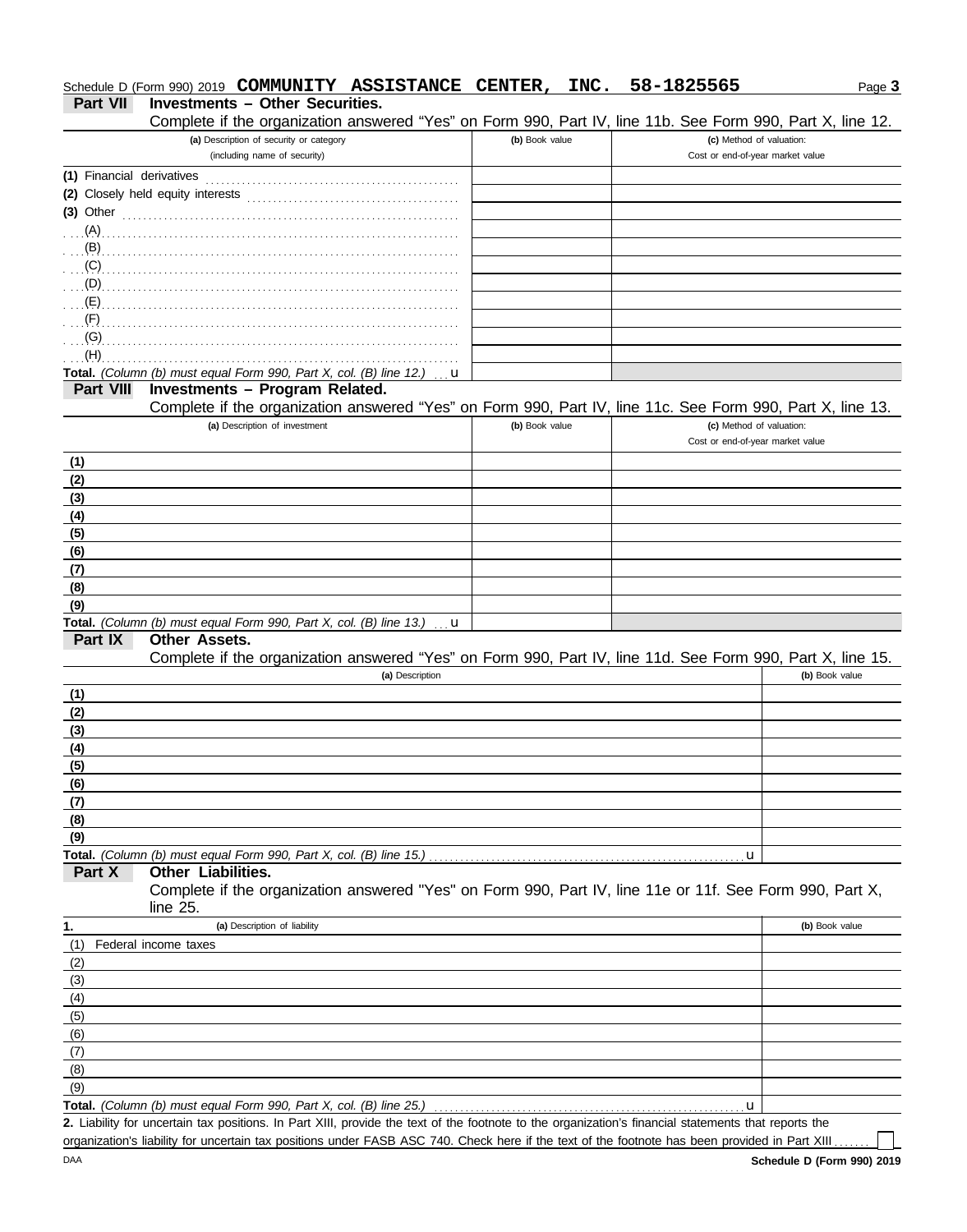Schedule D (Form 990) 2019 **COMMUNITY ASSISTANCE CENTER, INC. 58-1825565**

## Part VII Investments – Other Securities.

Complete if the organization answered "Yes" on Form 990, Part IV, line 11b. See Form 990, Part X, line 12.

| (a) Description of security or category (including name of security) | (b) Book value | (c) Method of valuation: Cost or end-of-year market value |
|---|---|---|
| (1) Financial derivatives | | |
| (2) Closely held equity interests | | |
| (3) Other | | |
| (A) | | |
| (B) | | |
| (C) | | |
| (D) | | |
| (E) | | |
| (F) | | |
| (G) | | |
| (H) | | |
| **Total.** *(Column (b) must equal Form 990, Part X, col. (B) line 12.)* u | | |

## Part VIII Investments – Program Related.

Complete if the organization answered "Yes" on Form 990, Part IV, line 11c. See Form 990, Part X, line 13.

| (a) Description of investment | (b) Book value | (c) Method of valuation: Cost or end-of-year market value |
|---|---|---|
| (1) | | |
| (2) | | |
| (3) | | |
| (4) | | |
| (5) | | |
| (6) | | |
| (7) | | |
| (8) | | |
| (9) | | |
| **Total.** *(Column (b) must equal Form 990, Part X, col. (B) line 13.)* u | | |

## Part IX Other Assets.

Complete if the organization answered "Yes" on Form 990, Part IV, line 11d. See Form 990, Part X, line 15.

| (a) Description | (b) Book value |
|---|---|
| (1) | |
| (2) | |
| (3) | |
| (4) | |
| (5) | |
| (6) | |
| (7) | |
| (8) | |
| (9) | |
| **Total.** *(Column (b) must equal Form 990, Part X, col. (B) line 15.)* u | |

## Part X Other Liabilities.

Complete if the organization answered "Yes" on Form 990, Part IV, line 11e or 11f. See Form 990, Part X, line 25.

| 1. (a) Description of liability | (b) Book value |
|---|---|
| (1) Federal income taxes | |
| (2) | |
| (3) | |
| (4) | |
| (5) | |
| (6) | |
| (7) | |
| (8) | |
| (9) | |
| **Total.** *(Column (b) must equal Form 990, Part X, col. (B) line 25.)* u | |

**2.** Liability for uncertain tax positions. In Part XIII, provide the text of the footnote to the organization's financial statements that reports the organization's liability for uncertain tax positions under FASB ASC 740. Check here if the text of the footnote has been provided in Part XIII ☐

DAA **Schedule D (Form 990) 2019**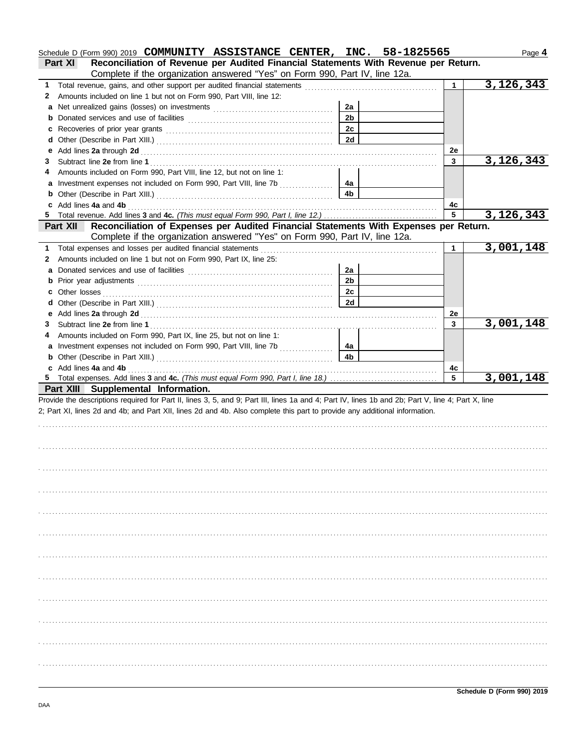Schedule D (Form 990) 2019 **COMMUNITY ASSISTANCE CENTER, INC. 58-1825565**

## Part XI Reconciliation of Revenue per Audited Financial Statements With Revenue per Return.

Complete if the organization answered "Yes" on Form 990, Part IV, line 12a.

| Line | Description | Sub-line | Sub-amount | Line | Amount |
|---|---|---|---|---|---|
| 1 | Total revenue, gains, and other support per audited financial statements | | | 1 | 3,126,343 |
| 2 | Amounts included on line 1 but not on Form 990, Part VIII, line 12: | | | | |
| a | Net unrealized gains (losses) on investments | 2a | | | |
| b | Donated services and use of facilities | 2b | | | |
| c | Recoveries of prior year grants | 2c | | | |
| d | Other (Describe in Part XIII.) | 2d | | | |
| e | Add lines **2a** through **2d** | | | 2e | |
| 3 | Subtract line **2e** from line **1** | | | 3 | 3,126,343 |
| 4 | Amounts included on Form 990, Part VIII, line 12, but not on line 1: | | | | |
| a | Investment expenses not included on Form 990, Part VIII, line 7b | 4a | | | |
| b | Other (Describe in Part XIII.) | 4b | | | |
| c | Add lines **4a** and **4b** | | | 4c | |
| 5 | Total revenue. Add lines **3** and **4c.** *(This must equal Form 990, Part I, line 12.)* | | | 5 | 3,126,343 |

## Part XII Reconciliation of Expenses per Audited Financial Statements With Expenses per Return.

Complete if the organization answered "Yes" on Form 990, Part IV, line 12a.

| Line | Description | Sub-line | Sub-amount | Line | Amount |
|---|---|---|---|---|---|
| 1 | Total expenses and losses per audited financial statements | | | 1 | 3,001,148 |
| 2 | Amounts included on line 1 but not on Form 990, Part IX, line 25: | | | | |
| a | Donated services and use of facilities | 2a | | | |
| b | Prior year adjustments | 2b | | | |
| c | Other losses | 2c | | | |
| d | Other (Describe in Part XIII.) | 2d | | | |
| e | Add lines **2a** through **2d** | | | 2e | |
| 3 | Subtract line **2e** from line **1** | | | 3 | 3,001,148 |
| 4 | Amounts included on Form 990, Part IX, line 25, but not on line 1: | | | | |
| a | Investment expenses not included on Form 990, Part VIII, line 7b | 4a | | | |
| b | Other (Describe in Part XIII.) | 4b | | | |
| c | Add lines **4a** and **4b** | | | 4c | |
| 5 | Total expenses. Add lines **3** and **4c.** *(This must equal Form 990, Part I, line 18.)* | | | 5 | 3,001,148 |

## Part XIII Supplemental Information.

Provide the descriptions required for Part II, lines 3, 5, and 9; Part III, lines 1a and 4; Part IV, lines 1b and 2b; Part V, line 4; Part X, line 2; Part XI, lines 2d and 4b; and Part XII, lines 2d and 4b. Also complete this part to provide any additional information.

Schedule D (Form 990) 2019

DAA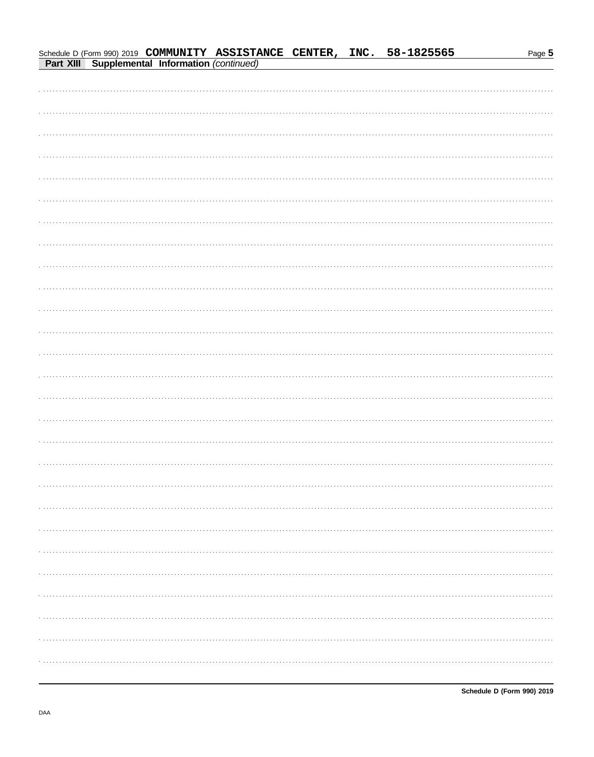Schedule D (Form 990) 2019 **COMMUNITY ASSISTANCE CENTER, INC. 58-1825565**

**Part XIII Supplemental Information** *(continued)*

**Schedule D (Form 990) 2019**

DAA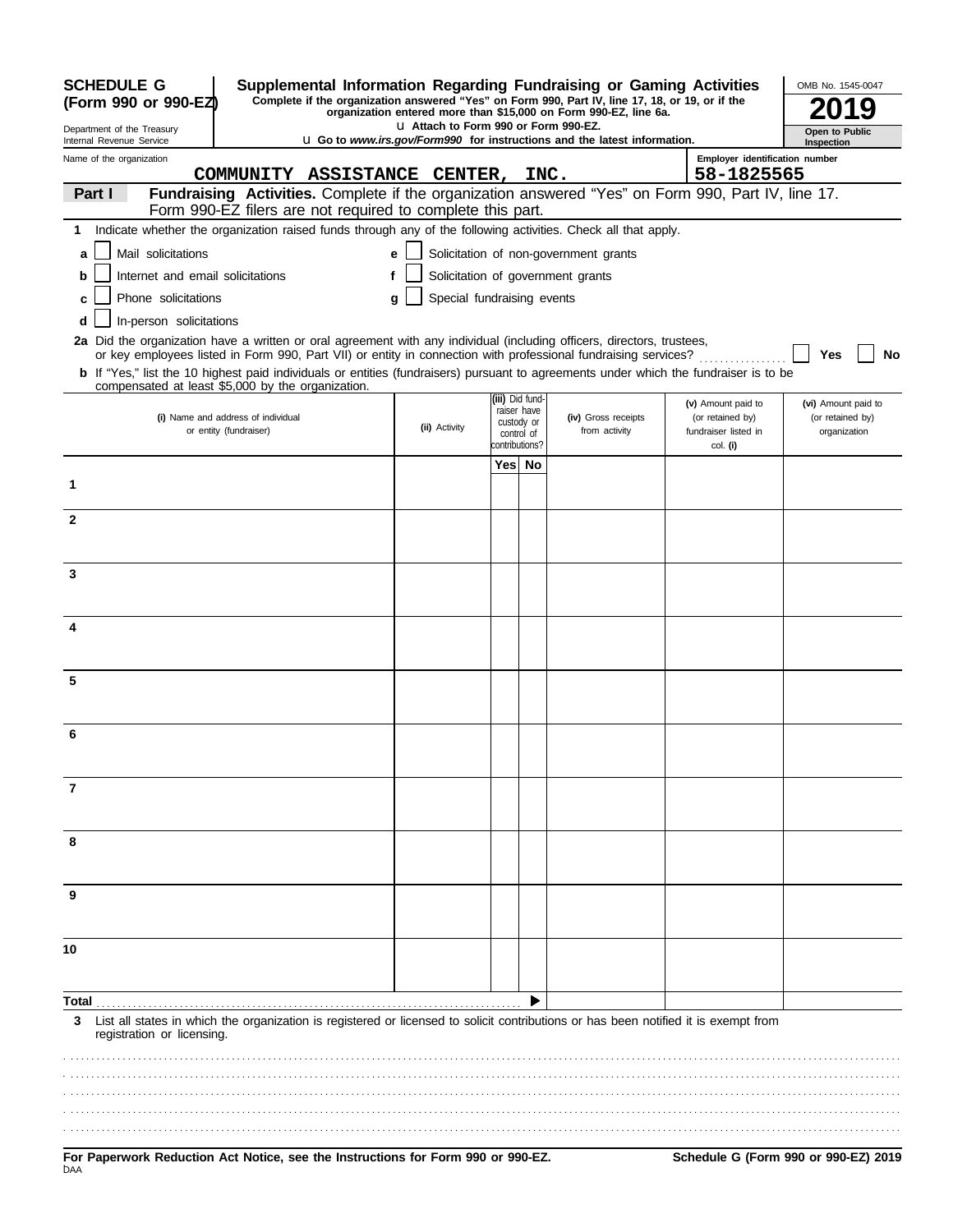**SCHEDULE G (Form 990 or 990-EZ)**

Department of the Treasury
Internal Revenue Service

# Supplemental Information Regarding Fundraising or Gaming Activities

**Complete if the organization answered "Yes" on Form 990, Part IV, line 17, 18, or 19, or if the organization entered more than $15,000 on Form 990-EZ, line 6a.**

u Attach to Form 990 or Form 990-EZ.

u Go to *www.irs.gov/Form990* for instructions and the latest information.

OMB No. 1545-0047

**2019**

**Open to Public Inspection**

Name of the organization: COMMUNITY ASSISTANCE CENTER, INC.

Employer identification number: 58-1825565

**Part I** **Fundraising Activities.** Complete if the organization answered "Yes" on Form 990, Part IV, line 17. Form 990-EZ filers are not required to complete this part.

**1** Indicate whether the organization raised funds through any of the following activities. Check all that apply.

- **a** ☐ Mail solicitations
- **b** ☐ Internet and email solicitations
- **c** ☐ Phone solicitations
- **d** ☐ In-person solicitations
- **e** ☐ Solicitation of non-government grants
- **f** ☐ Solicitation of government grants
- **g** ☐ Special fundraising events

**2a** Did the organization have a written or oral agreement with any individual (including officers, directors, trustees, or key employees listed in Form 990, Part VII) or entity in connection with professional fundraising services? ☐ Yes ☐ No

**b** If "Yes," list the 10 highest paid individuals or entities (fundraisers) pursuant to agreements under which the fundraiser is to be compensated at least $5,000 by the organization.

| | (i) Name and address of individual or entity (fundraiser) | (ii) Activity | (iii) Did fund-raiser have custody or control of contributions? Yes | No | (iv) Gross receipts from activity | (v) Amount paid to (or retained by) fundraiser listed in col. (i) | (vi) Amount paid to (or retained by) organization |
|---|---|---|---|---|---|---|---|
| 1 | | | | | | | |
| 2 | | | | | | | |
| 3 | | | | | | | |
| 4 | | | | | | | |
| 5 | | | | | | | |
| 6 | | | | | | | |
| 7 | | | | | | | |
| 8 | | | | | | | |
| 9 | | | | | | | |
| 10 | | | | | | | |
| **Total** | | | | ▶ | | | |

**3** List all states in which the organization is registered or licensed to solicit contributions or has been notified it is exempt from registration or licensing.

**For Paperwork Reduction Act Notice, see the Instructions for Form 990 or 990-EZ.** **Schedule G (Form 990 or 990-EZ) 2019**

DAA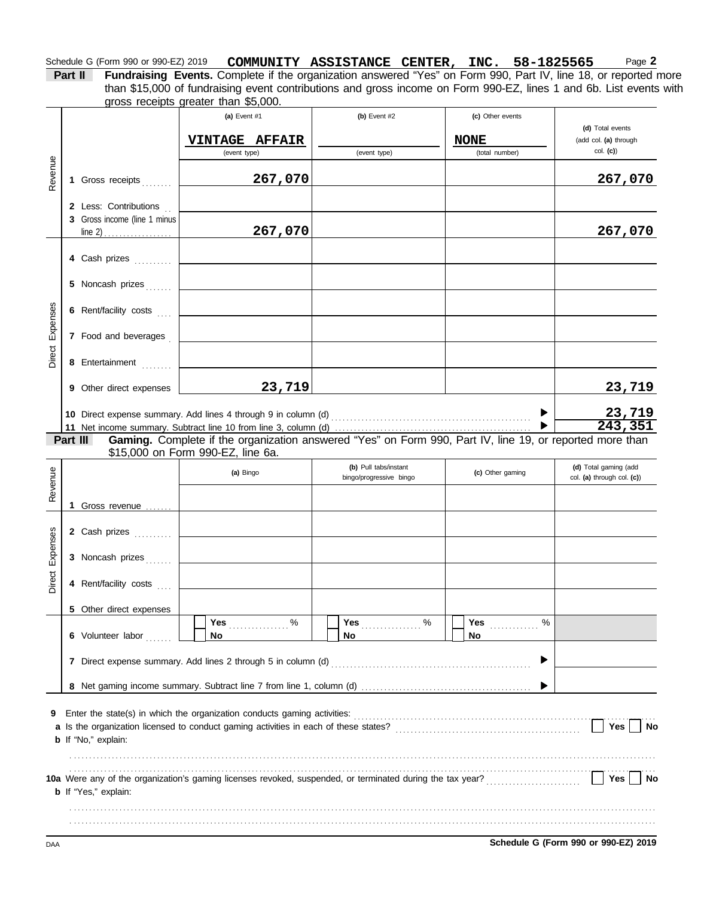Schedule G (Form 990 or 990-EZ) 2019 **COMMUNITY ASSISTANCE CENTER, INC. 58-1825565** Page **2**

**Part II** **Fundraising Events.** Complete if the organization answered "Yes" on Form 990, Part IV, line 18, or reported more than $15,000 of fundraising event contributions and gross income on Form 990-EZ, lines 1 and 6b. List events with gross receipts greater than $5,000.

| | | (a) Event #1 | (b) Event #2 | (c) Other events | (d) Total events (add col. (a) through col. (c)) |
|---|---|---|---|---|---|
| | | VINTAGE AFFAIR (event type) | (event type) | NONE (total number) | |
| Revenue | 1 Gross receipts | 267,070 | | | 267,070 |
| | 2 Less: Contributions | | | | |
| | 3 Gross income (line 1 minus line 2) | 267,070 | | | 267,070 |
| Direct Expenses | 4 Cash prizes | | | | |
| | 5 Noncash prizes | | | | |
| | 6 Rent/facility costs | | | | |
| | 7 Food and beverages | | | | |
| | 8 Entertainment | | | | |
| | 9 Other direct expenses | 23,719 | | | 23,719 |
| | 10 Direct expense summary. Add lines 4 through 9 in column (d) | | | | 23,719 |
| | 11 Net income summary. Subtract line 10 from line 3, column (d) | | | | 243,351 |

**Part III** **Gaming.** Complete if the organization answered "Yes" on Form 990, Part IV, line 19, or reported more than $15,000 on Form 990-EZ, line 6a.

| | | (a) Bingo | (b) Pull tabs/instant bingo/progressive bingo | (c) Other gaming | (d) Total gaming (add col. (a) through col. (c)) |
|---|---|---|---|---|---|
| Revenue | 1 Gross revenue | | | | |
| Direct Expenses | 2 Cash prizes | | | | |
| | 3 Noncash prizes | | | | |
| | 4 Rent/facility costs | | | | |
| | 5 Other direct expenses | | | | |
| | 6 Volunteer labor | ☐ Yes ___ % ☐ No | ☐ Yes ___ % ☐ No | ☐ Yes ___ % ☐ No | |
| | 7 Direct expense summary. Add lines 2 through 5 in column (d) | | | | |
| | 8 Net gaming income summary. Subtract line 7 from line 1, column (d) | | | | |

**9** Enter the state(s) in which the organization conducts gaming activities: ..........

**a** Is the organization licensed to conduct gaming activities in each of these states? ☐ Yes ☐ No

**b** If "No," explain:

**10a** Were any of the organization's gaming licenses revoked, suspended, or terminated during the tax year? ☐ Yes ☐ No

**b** If "Yes," explain:

DAA **Schedule G (Form 990 or 990-EZ) 2019**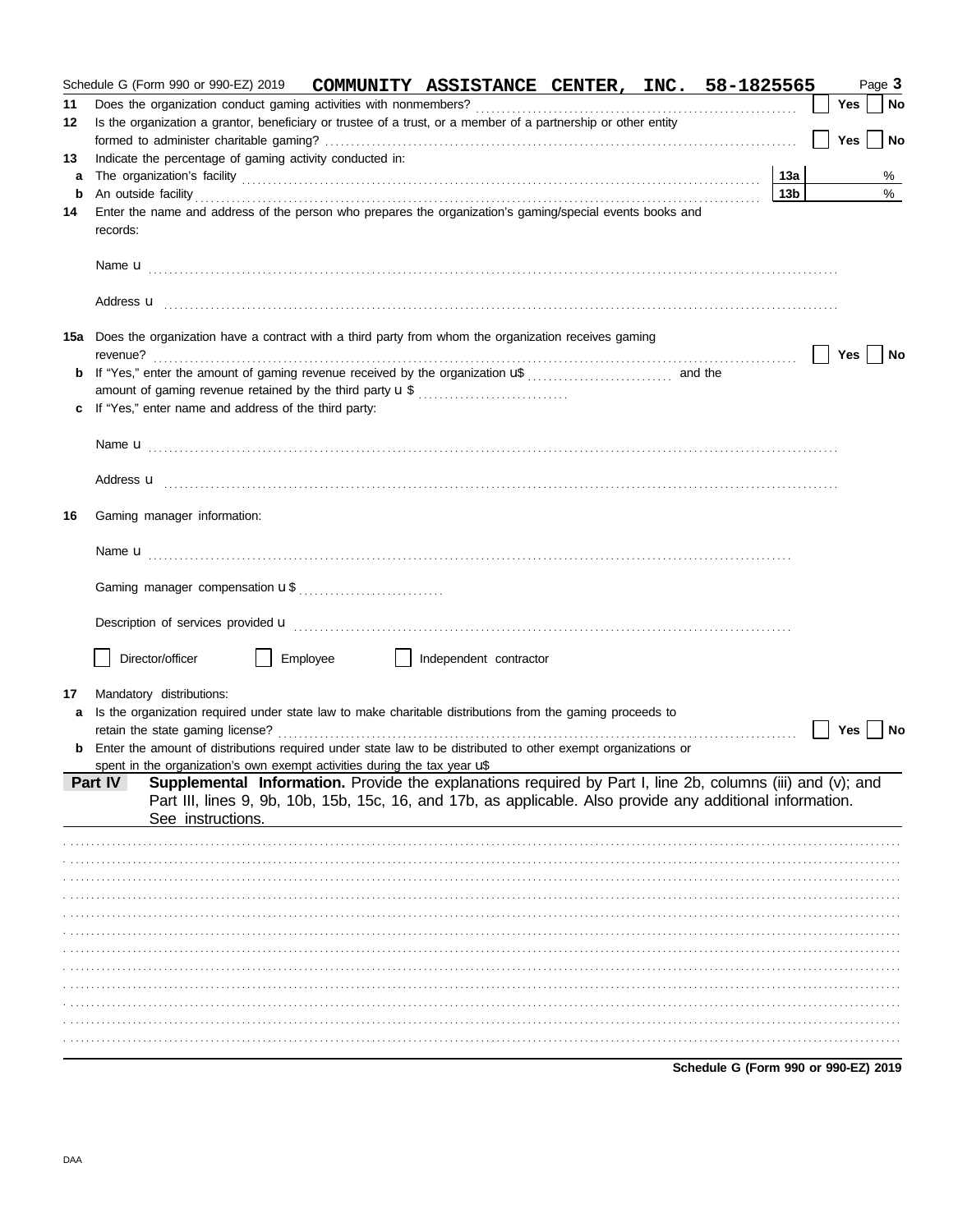Schedule G (Form 990 or 990-EZ) 2019 **COMMUNITY ASSISTANCE CENTER, INC. 58-1825565** Page **3**

**11** Does the organization conduct gaming activities with nonmembers? ☐ **Yes** ☐ **No**

**12** Is the organization a grantor, beneficiary or trustee of a trust, or a member of a partnership or other entity formed to administer charitable gaming? ☐ **Yes** ☐ **No**

**13** Indicate the percentage of gaming activity conducted in:

**a** The organization's facility **13a** %

**b** An outside facility **13b** %

**14** Enter the name and address of the person who prepares the organization's gaming/special events books and records:

Name u

Address u

**15a** Does the organization have a contract with a third party from whom the organization receives gaming revenue? ☐ **Yes** ☐ **No**

**b** If "Yes," enter the amount of gaming revenue received by the organization u$ and the amount of gaming revenue retained by the third party u $

**c** If "Yes," enter name and address of the third party:

Name u

Address u

**16** Gaming manager information:

Name u

Gaming manager compensation u $

Description of services provided u

☐ Director/officer ☐ Employee ☐ Independent contractor

**17** Mandatory distributions:

**a** Is the organization required under state law to make charitable distributions from the gaming proceeds to retain the state gaming license? ☐ **Yes** ☐ **No**

**b** Enter the amount of distributions required under state law to be distributed to other exempt organizations or spent in the organization's own exempt activities during the tax year u$

**Part IV** **Supplemental Information.** Provide the explanations required by Part I, line 2b, columns (iii) and (v); and Part III, lines 9, 9b, 10b, 15b, 15c, 16, and 17b, as applicable. Also provide any additional information. See instructions.

**Schedule G (Form 990 or 990-EZ) 2019**

DAA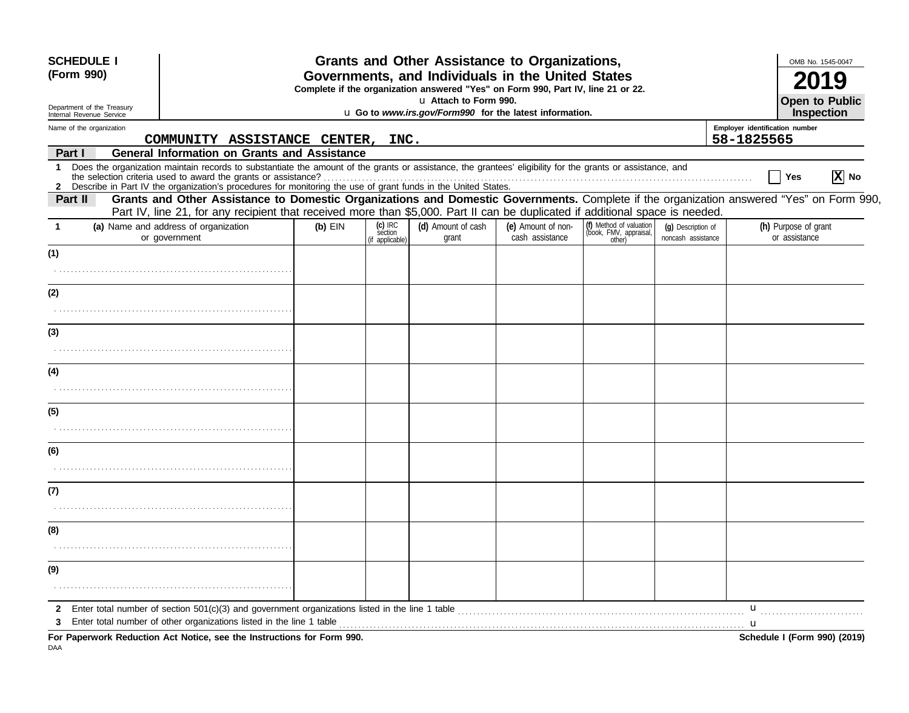**SCHEDULE I (Form 990)**

Department of the Treasury
Internal Revenue Service

# Grants and Other Assistance to Organizations, Governments, and Individuals in the United States

**Complete if the organization answered "Yes" on Form 990, Part IV, line 21 or 22.**

u **Attach to Form 990.**

u **Go to *www.irs.gov/Form990* for the latest information.**

OMB No. 1545-0047

**2019**

**Open to Public Inspection**

Name of the organization: COMMUNITY ASSISTANCE CENTER, INC.

Employer identification number: 58-1825565

## Part I — General Information on Grants and Assistance

1 Does the organization maintain records to substantiate the amount of the grants or assistance, the grantees' eligibility for the grants or assistance, and the selection criteria used to award the grants or assistance? ☐ Yes ☒ No

2 Describe in Part IV the organization's procedures for monitoring the use of grant funds in the United States.

## Part II — Grants and Other Assistance to Domestic Organizations and Domestic Governments.

Complete if the organization answered "Yes" on Form 990, Part IV, line 21, for any recipient that received more than $5,000. Part II can be duplicated if additional space is needed.

| 1 (a) Name and address of organization or government | (b) EIN | (c) IRC section (if applicable) | (d) Amount of cash grant | (e) Amount of non-cash assistance | (f) Method of valuation (book, FMV, appraisal, other) | (g) Description of noncash assistance | (h) Purpose of grant or assistance |
|---|---|---|---|---|---|---|---|
| (1) | | | | | | | |
| (2) | | | | | | | |
| (3) | | | | | | | |
| (4) | | | | | | | |
| (5) | | | | | | | |
| (6) | | | | | | | |
| (7) | | | | | | | |
| (8) | | | | | | | |
| (9) | | | | | | | |

2 Enter total number of section 501(c)(3) and government organizations listed in the line 1 table u

3 Enter total number of other organizations listed in the line 1 table u

**For Paperwork Reduction Act Notice, see the Instructions for Form 990.**

**Schedule I (Form 990) (2019)**

DAA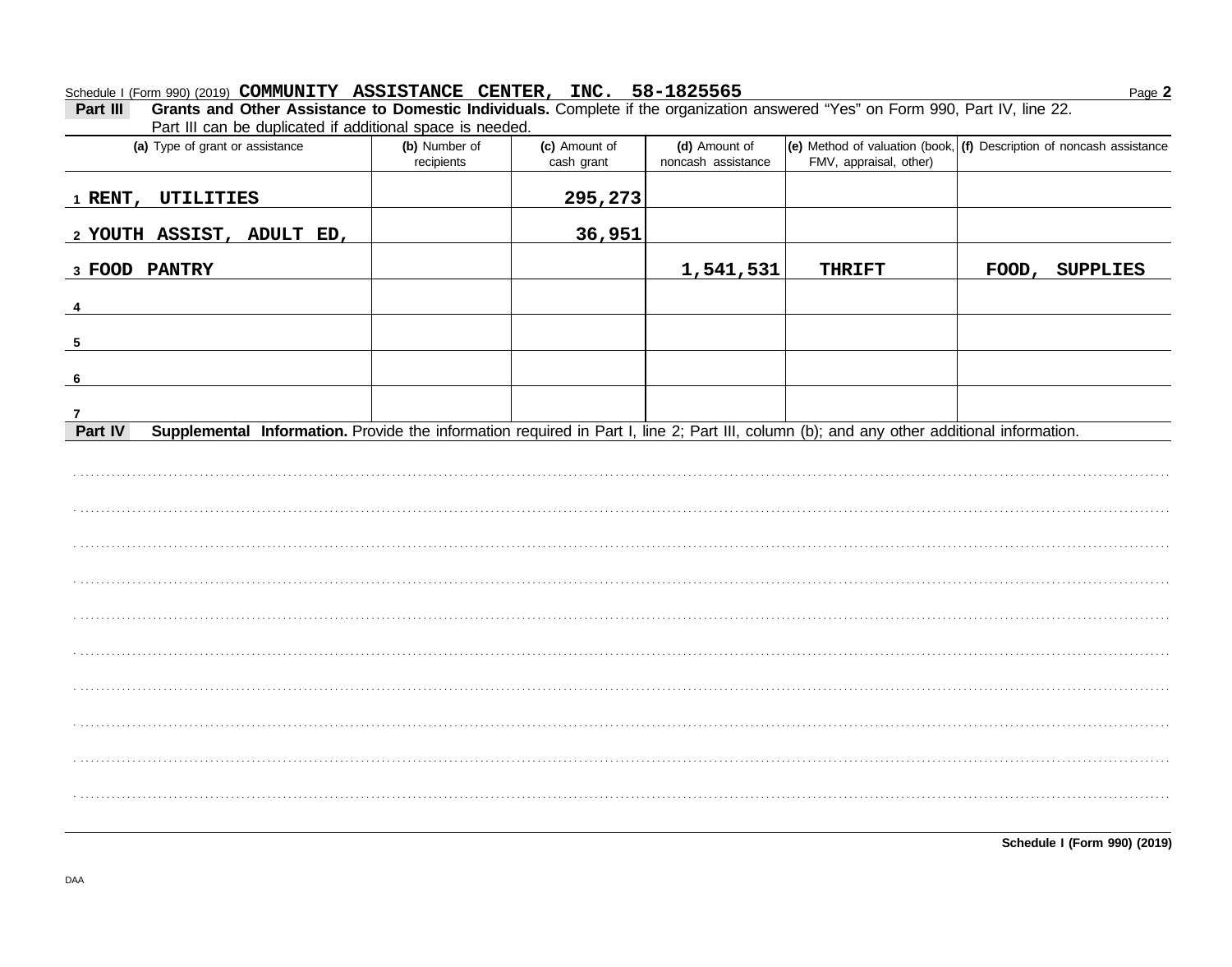Schedule I (Form 990) (2019) **COMMUNITY ASSISTANCE CENTER, INC. 58-1825565** Page **2**

**Part III Grants and Other Assistance to Domestic Individuals.** Complete if the organization answered "Yes" on Form 990, Part IV, line 22. Part III can be duplicated if additional space is needed.

| (a) Type of grant or assistance | (b) Number of recipients | (c) Amount of cash grant | (d) Amount of noncash assistance | (e) Method of valuation (book, FMV, appraisal, other) | (f) Description of noncash assistance |
|---|---|---|---|---|---|
| 1 RENT, UTILITIES | | 295,273 | | | |
| 2 YOUTH ASSIST, ADULT ED, | | 36,951 | | | |
| 3 FOOD PANTRY | | | 1,541,531 | THRIFT | FOOD, SUPPLIES |
| 4 | | | | | |
| 5 | | | | | |
| 6 | | | | | |
| 7 | | | | | |

**Part IV Supplemental Information.** Provide the information required in Part I, line 2; Part III, column (b); and any other additional information.

**Schedule I (Form 990) (2019)**

DAA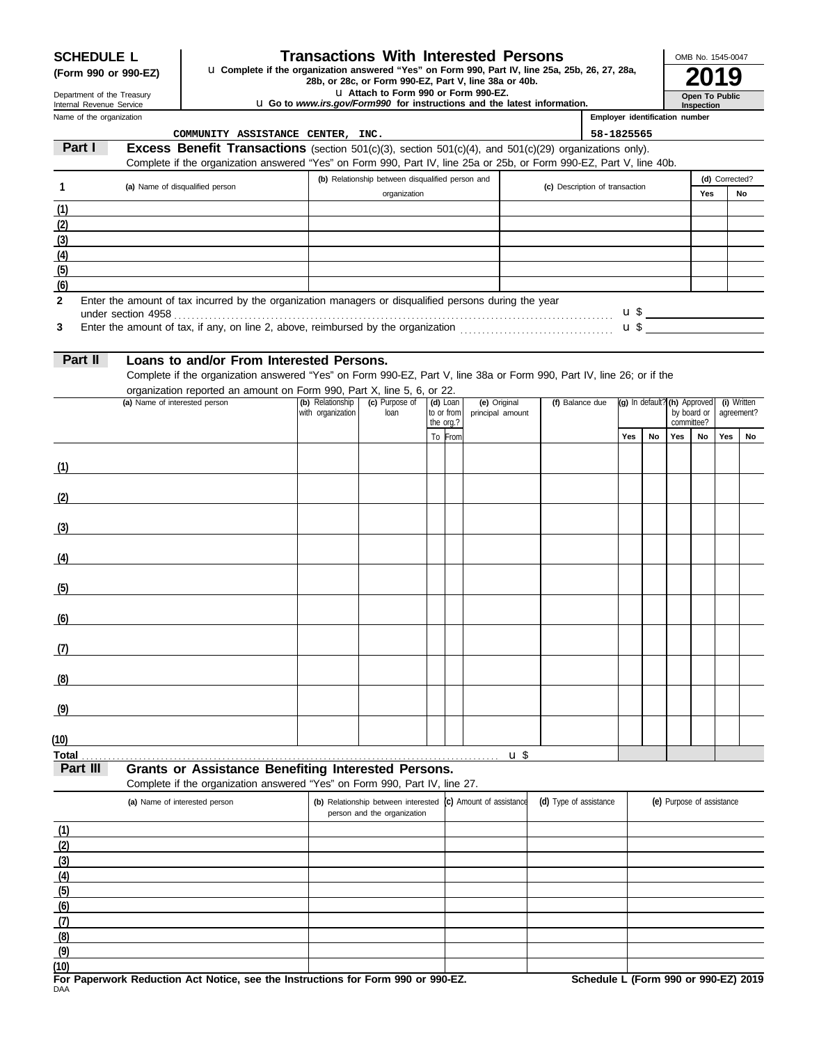**SCHEDULE L**
**(Form 990 or 990-EZ)**

Department of the Treasury
Internal Revenue Service

# Transactions With Interested Persons

u **Complete if the organization answered "Yes" on Form 990, Part IV, line 25a, 25b, 26, 27, 28a, 28b, or 28c, or Form 990-EZ, Part V, line 38a or 40b.**
u **Attach to Form 990 or Form 990-EZ.**
u **Go to *www.irs.gov/Form990* for instructions and the latest information.**

OMB No. 1545-0047
**2019**
**Open To Public Inspection**

Name of the organization: COMMUNITY ASSISTANCE CENTER, INC.
Employer identification number: 58-1825565

## Part I — Excess Benefit Transactions (section 501(c)(3), section 501(c)(4), and 501(c)(29) organizations only).

Complete if the organization answered "Yes" on Form 990, Part IV, line 25a or 25b, or Form 990-EZ, Part V, line 40b.

| 1 | (a) Name of disqualified person | (b) Relationship between disqualified person and organization | (c) Description of transaction | (d) Corrected? Yes | No |
|---|---|---|---|---|---|
| (1) | | | | | |
| (2) | | | | | |
| (3) | | | | | |
| (4) | | | | | |
| (5) | | | | | |
| (6) | | | | | |

**2** Enter the amount of tax incurred by the organization managers or disqualified persons during the year under section 4958 . . . u $

**3** Enter the amount of tax, if any, on line 2, above, reimbursed by the organization . . . u $

## Part II — Loans to and/or From Interested Persons.

Complete if the organization answered "Yes" on Form 990-EZ, Part V, line 38a or Form 990, Part IV, line 26; or if the organization reported an amount on Form 990, Part X, line 5, 6, or 22.

| | (a) Name of interested person | (b) Relationship with organization | (c) Purpose of loan | (d) Loan to or from the org.? To | From | (e) Original principal amount | (f) Balance due | (g) In default? Yes | No | (h) Approved by board or committee? Yes | No | (i) Written agreement? Yes | No |
|---|---|---|---|---|---|---|---|---|---|---|---|---|---|
| (1) | | | | | | | | | | | | | |
| (2) | | | | | | | | | | | | | |
| (3) | | | | | | | | | | | | | |
| (4) | | | | | | | | | | | | | |
| (5) | | | | | | | | | | | | | |
| (6) | | | | | | | | | | | | | |
| (7) | | | | | | | | | | | | | |
| (8) | | | | | | | | | | | | | |
| (9) | | | | | | | | | | | | | |
| (10) | | | | | | | | | | | | | |
| **Total** . . . u $ | | | | | | | | | | | | | |

## Part III — Grants or Assistance Benefiting Interested Persons.

Complete if the organization answered "Yes" on Form 990, Part IV, line 27.

| | (a) Name of interested person | (b) Relationship between interested person and the organization | (c) Amount of assistance | (d) Type of assistance | (e) Purpose of assistance |
|---|---|---|---|---|---|
| (1) | | | | | |
| (2) | | | | | |
| (3) | | | | | |
| (4) | | | | | |
| (5) | | | | | |
| (6) | | | | | |
| (7) | | | | | |
| (8) | | | | | |
| (9) | | | | | |
| (10) | | | | | |

**For Paperwork Reduction Act Notice, see the Instructions for Form 990 or 990-EZ.** **Schedule L (Form 990 or 990-EZ) 2019**

DAA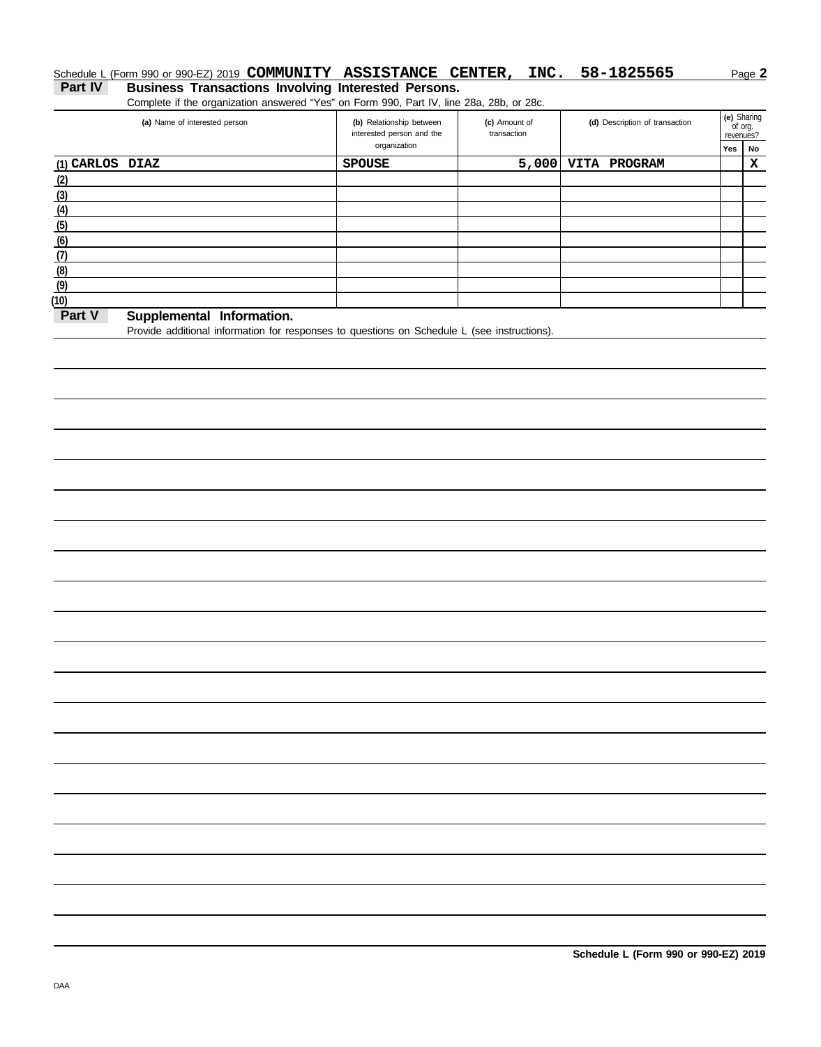Schedule L (Form 990 or 990-EZ) 2019 **COMMUNITY ASSISTANCE CENTER, INC. 58-1825565** Page **2**

## Part IV Business Transactions Involving Interested Persons.

Complete if the organization answered "Yes" on Form 990, Part IV, line 28a, 28b, or 28c.

| (a) Name of interested person | (b) Relationship between interested person and the organization | (c) Amount of transaction | (d) Description of transaction | (e) Sharing of org. revenues? Yes | No |
|---|---|---|---|---|---|
| (1) CARLOS DIAZ | SPOUSE | 5,000 | VITA PROGRAM | | X |
| (2) | | | | | |
| (3) | | | | | |
| (4) | | | | | |
| (5) | | | | | |
| (6) | | | | | |
| (7) | | | | | |
| (8) | | | | | |
| (9) | | | | | |
| (10) | | | | | |

## Part V Supplemental Information.

Provide additional information for responses to questions on Schedule L (see instructions).

**Schedule L (Form 990 or 990-EZ) 2019**

DAA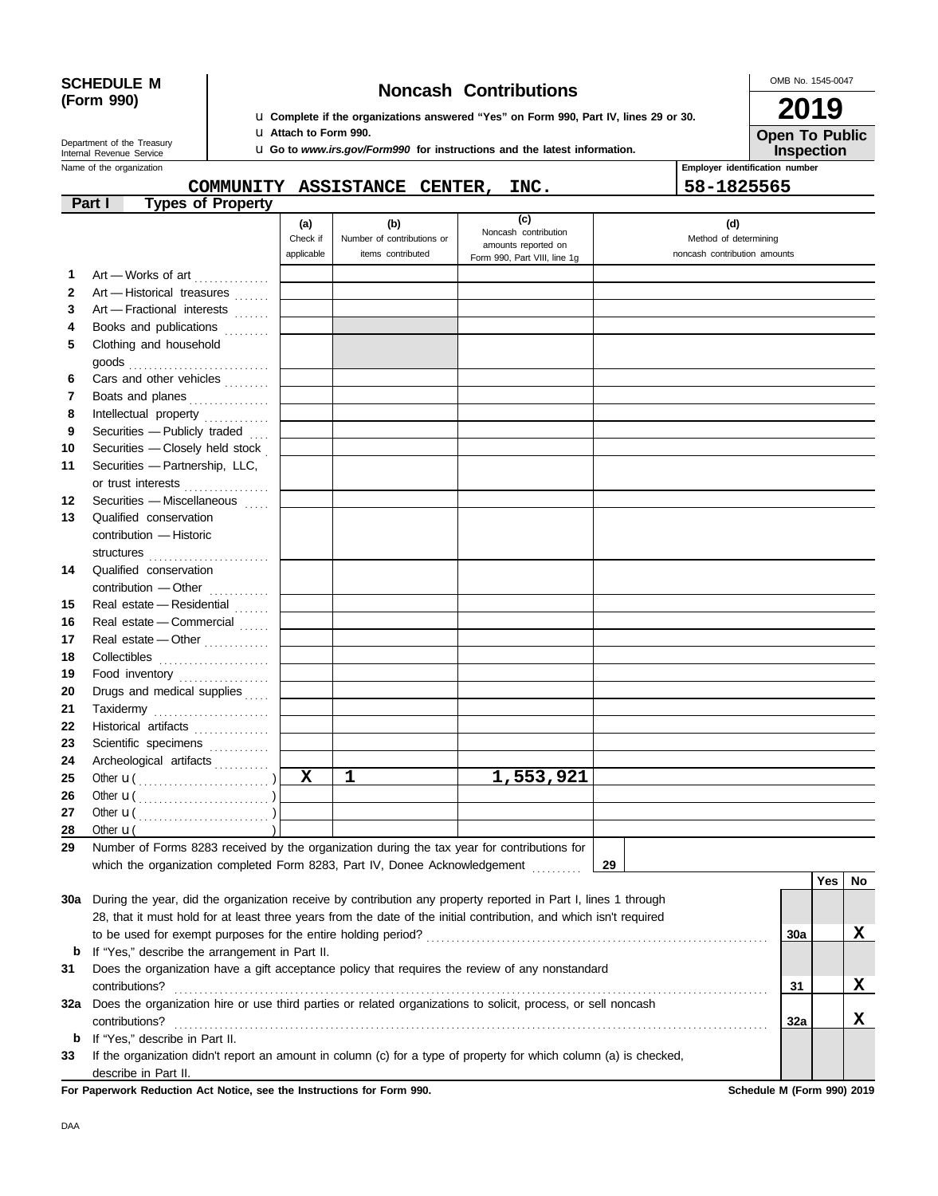**SCHEDULE M (Form 990)**

Department of the Treasury
Internal Revenue Service

# Noncash Contributions

u Complete if the organizations answered "Yes" on Form 990, Part IV, lines 29 or 30.
u Attach to Form 990.
u Go to *www.irs.gov/Form990* for instructions and the latest information.

OMB No. 1545-0047

**2019**

**Open To Public Inspection**

Name of the organization: **COMMUNITY ASSISTANCE CENTER, INC.**

Employer identification number: **58-1825565**

## Part I Types of Property

| | | (a) Check if applicable | (b) Number of contributions or items contributed | (c) Noncash contribution amounts reported on Form 990, Part VIII, line 1g | (d) Method of determining noncash contribution amounts |
|---|---|---|---|---|---|
| 1 | Art — Works of art | | | | |
| 2 | Art — Historical treasures | | | | |
| 3 | Art — Fractional interests | | | | |
| 4 | Books and publications | | | | |
| 5 | Clothing and household goods | | | | |
| 6 | Cars and other vehicles | | | | |
| 7 | Boats and planes | | | | |
| 8 | Intellectual property | | | | |
| 9 | Securities — Publicly traded | | | | |
| 10 | Securities — Closely held stock | | | | |
| 11 | Securities — Partnership, LLC, or trust interests | | | | |
| 12 | Securities — Miscellaneous | | | | |
| 13 | Qualified conservation contribution — Historic structures | | | | |
| 14 | Qualified conservation contribution — Other | | | | |
| 15 | Real estate — Residential | | | | |
| 16 | Real estate — Commercial | | | | |
| 17 | Real estate — Other | | | | |
| 18 | Collectibles | | | | |
| 19 | Food inventory | | | | |
| 20 | Drugs and medical supplies | | | | |
| 21 | Taxidermy | | | | |
| 22 | Historical artifacts | | | | |
| 23 | Scientific specimens | | | | |
| 24 | Archeological artifacts | | | | |
| 25 | Other u ( ) | X | 1 | 1,553,921 | |
| 26 | Other u ( ) | | | | |
| 27 | Other u ( ) | | | | |
| 28 | Other u ( ) | | | | |

29 Number of Forms 8283 received by the organization during the tax year for contributions for which the organization completed Form 8283, Part IV, Donee Acknowledgement . . . **29**

| | | | Yes | No |
|---|---|---|---|---|
| 30a | During the year, did the organization receive by contribution any property reported in Part I, lines 1 through 28, that it must hold for at least three years from the date of the initial contribution, and which isn't required to be used for exempt purposes for the entire holding period? | 30a | | X |
| b | If "Yes," describe the arrangement in Part II. | | | |
| 31 | Does the organization have a gift acceptance policy that requires the review of any nonstandard contributions? | 31 | | X |
| 32a | Does the organization hire or use third parties or related organizations to solicit, process, or sell noncash contributions? | 32a | | X |
| b | If "Yes," describe in Part II. | | | |
| 33 | If the organization didn't report an amount in column (c) for a type of property for which column (a) is checked, describe in Part II. | | | |

**For Paperwork Reduction Act Notice, see the Instructions for Form 990.** **Schedule M (Form 990) 2019**

DAA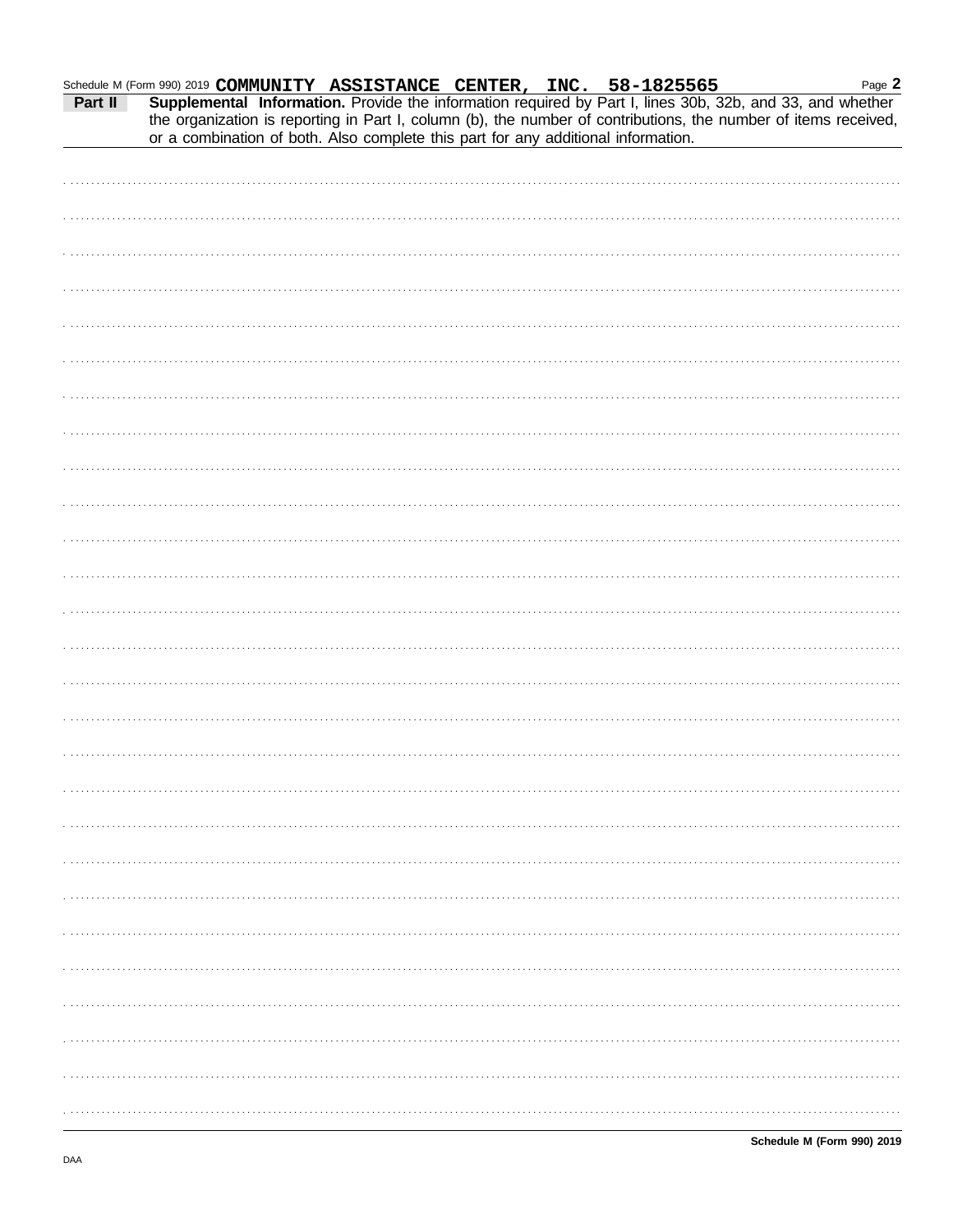Schedule M (Form 990) 2019 **COMMUNITY ASSISTANCE CENTER, INC. 58-1825565** Page **2**

**Part II** **Supplemental Information.** Provide the information required by Part I, lines 30b, 32b, and 33, and whether the organization is reporting in Part I, column (b), the number of contributions, the number of items received, or a combination of both. Also complete this part for any additional information.

**Schedule M (Form 990) 2019**

DAA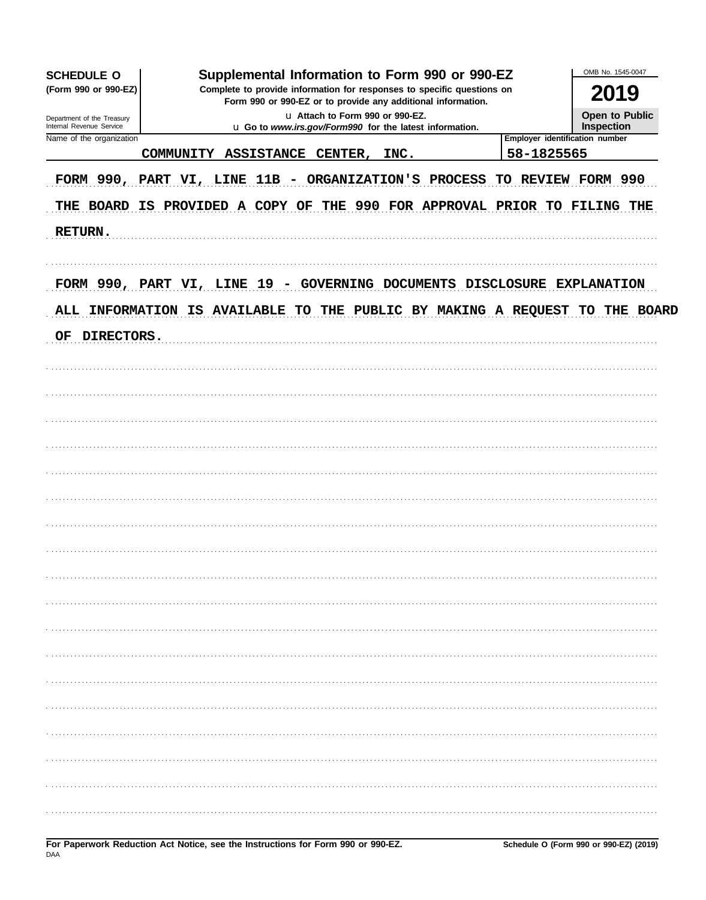**SCHEDULE O** (Form 990 or 990-EZ)

Department of the Treasury
Internal Revenue Service

# Supplemental Information to Form 990 or 990-EZ

**Complete to provide information for responses to specific questions on Form 990 or 990-EZ or to provide any additional information.**

u Attach to Form 990 or 990-EZ.

u Go to *www.irs.gov/Form990* for the latest information.

OMB No. 1545-0047

**2019**

**Open to Public Inspection**

| Name of the organization | Employer identification number |
|---|---|
| COMMUNITY ASSISTANCE CENTER, INC. | 58-1825565 |

FORM 990, PART VI, LINE 11B - ORGANIZATION'S PROCESS TO REVIEW FORM 990

THE BOARD IS PROVIDED A COPY OF THE 990 FOR APPROVAL PRIOR TO FILING THE RETURN.

FORM 990, PART VI, LINE 19 - GOVERNING DOCUMENTS DISCLOSURE EXPLANATION

ALL INFORMATION IS AVAILABLE TO THE PUBLIC BY MAKING A REQUEST TO THE BOARD OF DIRECTORS.

**For Paperwork Reduction Act Notice, see the Instructions for Form 990 or 990-EZ.**

**Schedule O (Form 990 or 990-EZ) (2019)**

DAA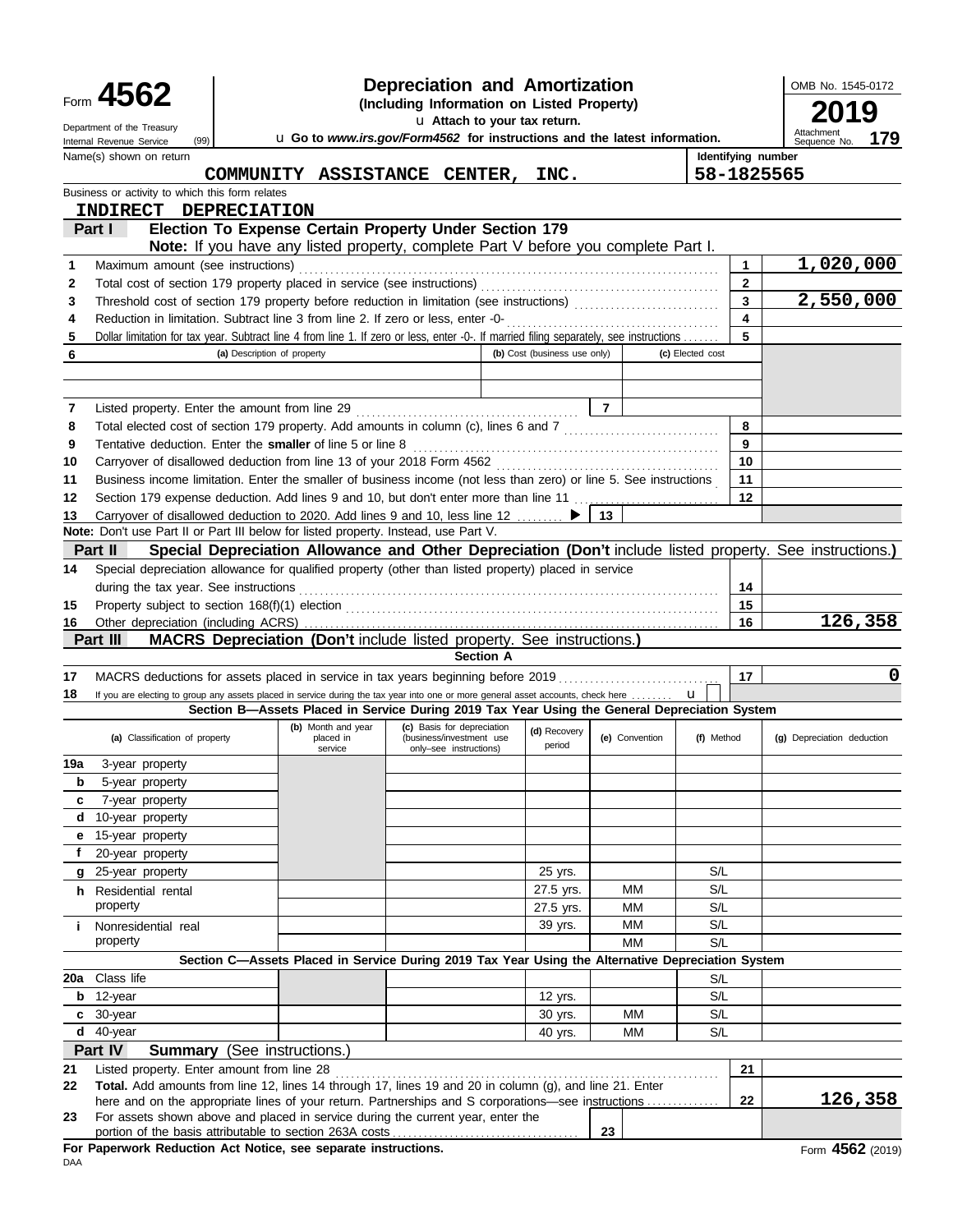Form **4562**

Department of the Treasury
Internal Revenue Service (99)

# Depreciation and Amortization

**(Including Information on Listed Property)**

▶ Attach to your tax return.

▶ Go to *www.irs.gov/Form4562* for instructions and the latest information.

OMB No. 1545-0172

**2019**

Attachment Sequence No. **179**

Name(s) shown on return: **COMMUNITY ASSISTANCE CENTER, INC.**

Identifying number: **58-1825565**

Business or activity to which this form relates: **INDIRECT DEPRECIATION**

## Part I Election To Expense Certain Property Under Section 179

**Note:** If you have any listed property, complete Part V before you complete Part I.

| Line | Description | Box | Amount |
|---|---|---|---|
| 1 | Maximum amount (see instructions) | 1 | 1,020,000 |
| 2 | Total cost of section 179 property placed in service (see instructions) | 2 | |
| 3 | Threshold cost of section 179 property before reduction in limitation (see instructions) | 3 | 2,550,000 |
| 4 | Reduction in limitation. Subtract line 3 from line 2. If zero or less, enter -0- | 4 | |
| 5 | Dollar limitation for tax year. Subtract line 4 from line 1. If zero or less, enter -0-. If married filing separately, see instructions | 5 | |

| 6 | (a) Description of property | (b) Cost (business use only) | (c) Elected cost |
|---|---|---|---|
| | | | |
| | | | |

| Line | Description | Box | Amount |
|---|---|---|---|
| 7 | Listed property. Enter the amount from line 29 | 7 | |
| 8 | Total elected cost of section 179 property. Add amounts in column (c), lines 6 and 7 | 8 | |
| 9 | Tentative deduction. Enter the **smaller** of line 5 or line 8 | 9 | |
| 10 | Carryover of disallowed deduction from line 13 of your 2018 Form 4562 | 10 | |
| 11 | Business income limitation. Enter the smaller of business income (not less than zero) or line 5. See instructions | 11 | |
| 12 | Section 179 expense deduction. Add lines 9 and 10, but don't enter more than line 11 | 12 | |
| 13 | Carryover of disallowed deduction to 2020. Add lines 9 and 10, less line 12 ▶ | 13 | |

**Note:** Don't use Part II or Part III below for listed property. Instead, use Part V.

## Part II Special Depreciation Allowance and Other Depreciation (Don't include listed property. See instructions.)

| Line | Description | Box | Amount |
|---|---|---|---|
| 14 | Special depreciation allowance for qualified property (other than listed property) placed in service during the tax year. See instructions | 14 | |
| 15 | Property subject to section 168(f)(1) election | 15 | |
| 16 | Other depreciation (including ACRS) | 16 | 126,358 |

## Part III MACRS Depreciation (Don't include listed property. See instructions.)

### Section A

| Line | Description | Box | Amount |
|---|---|---|---|
| 17 | MACRS deductions for assets placed in service in tax years beginning before 2019 | 17 | 0 |
| 18 | If you are electing to group any assets placed in service during the tax year into one or more general asset accounts, check here ▶ ☐ | | |

### Section B—Assets Placed in Service During 2019 Tax Year Using the General Depreciation System

| (a) Classification of property | (b) Month and year placed in service | (c) Basis for depreciation (business/investment use only–see instructions) | (d) Recovery period | (e) Convention | (f) Method | (g) Depreciation deduction |
|---|---|---|---|---|---|---|
| 19a 3-year property | | | | | | |
| b 5-year property | | | | | | |
| c 7-year property | | | | | | |
| d 10-year property | | | | | | |
| e 15-year property | | | | | | |
| f 20-year property | | | | | | |
| g 25-year property | | | 25 yrs. | | S/L | |
| h Residential rental property | | | 27.5 yrs. | MM | S/L | |
| | | | 27.5 yrs. | MM | S/L | |
| i Nonresidential real property | | | 39 yrs. | MM | S/L | |
| | | | | MM | S/L | |

### Section C—Assets Placed in Service During 2019 Tax Year Using the Alternative Depreciation System

| (a) Classification of property | (b) Month and year placed in service | (c) Basis for depreciation | (d) Recovery period | (e) Convention | (f) Method | (g) Depreciation deduction |
|---|---|---|---|---|---|---|
| 20a Class life | | | | | S/L | |
| b 12-year | | | 12 yrs. | | S/L | |
| c 30-year | | | 30 yrs. | MM | S/L | |
| d 40-year | | | 40 yrs. | MM | S/L | |

## Part IV Summary (See instructions.)

| Line | Description | Box | Amount |
|---|---|---|---|
| 21 | Listed property. Enter amount from line 28 | 21 | |
| 22 | **Total.** Add amounts from line 12, lines 14 through 17, lines 19 and 20 in column (g), and line 21. Enter here and on the appropriate lines of your return. Partnerships and S corporations—see instructions | 22 | 126,358 |
| 23 | For assets shown above and placed in service during the current year, enter the portion of the basis attributable to section 263A costs | 23 | |

**For Paperwork Reduction Act Notice, see separate instructions.**

DAA

Form **4562** (2019)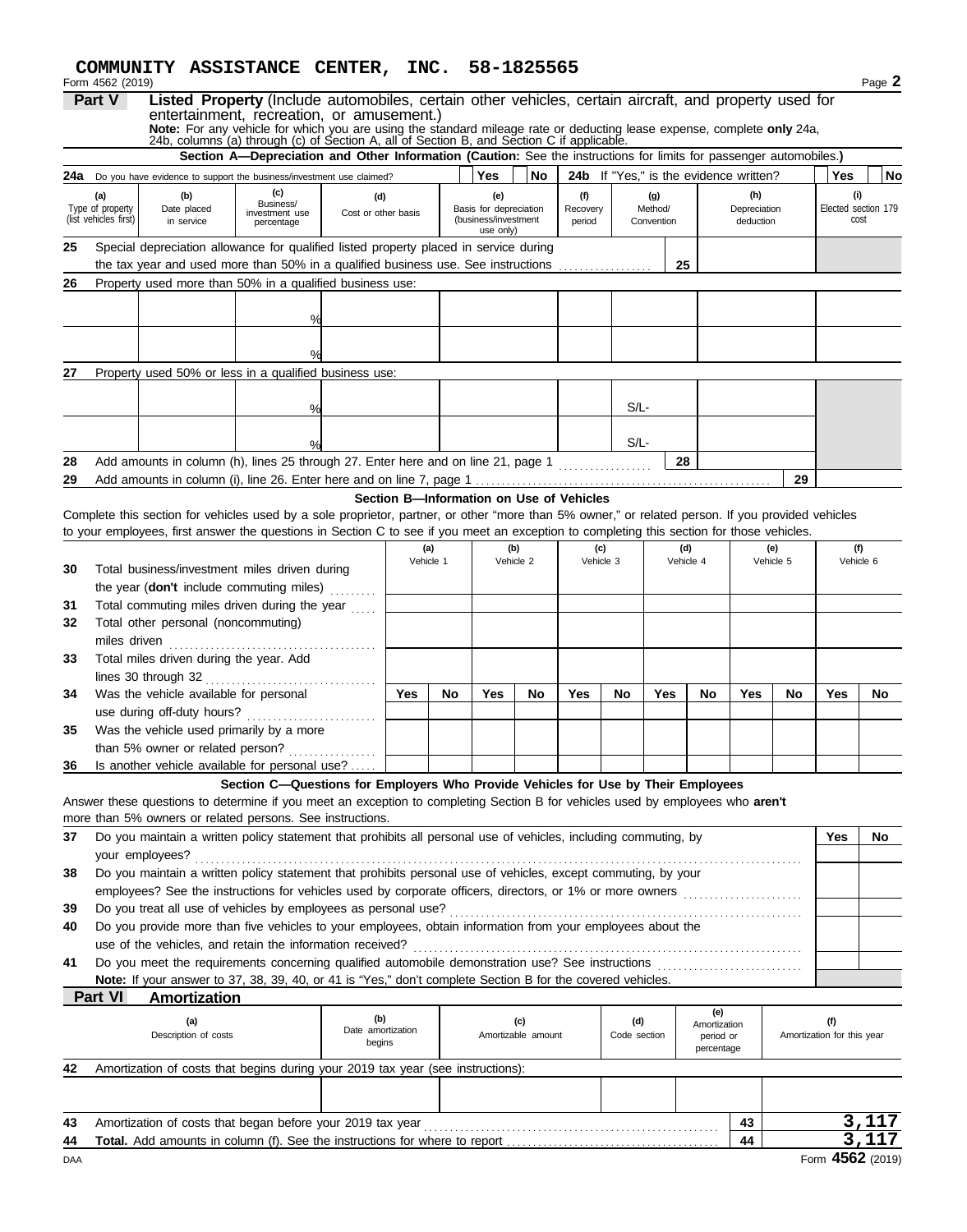**COMMUNITY ASSISTANCE CENTER, INC. 58-1825565**

Form 4562 (2019) Page **2**

## Part V Listed Property (Include automobiles, certain other vehicles, certain aircraft, and property used for entertainment, recreation, or amusement.)

**Note:** For any vehicle for which you are using the standard mileage rate or deducting lease expense, complete **only** 24a, 24b, columns (a) through (c) of Section A, all of Section B, and Section C if applicable.

### Section A—Depreciation and Other Information (Caution: See the instructions for limits for passenger automobiles.)

**24a** Do you have evidence to support the business/investment use claimed? Yes / No  **24b** If "Yes," is the evidence written? Yes / No

| | (a) Type of property (list vehicles first) | (b) Date placed in service | (c) Business/investment use percentage | (d) Cost or other basis | (e) Basis for depreciation (business/investment use only) | (f) Recovery period | (g) Method/Convention | (h) Depreciation deduction | (i) Elected section 179 cost |
|---|---|---|---|---|---|---|---|---|---|
| **25** | Special depreciation allowance for qualified listed property placed in service during the tax year and used more than 50% in a qualified business use. See instructions | | | | | | 25 | | |
| **26** | Property used more than 50% in a qualified business use: | | | | | | | | |
| | | | % | | | | | | |
| | | | % | | | | | | |
| **27** | Property used 50% or less in a qualified business use: | | | | | | | | |
| | | | % | | | | S/L- | | |
| | | | % | | | | S/L- | | |
| **28** | Add amounts in column (h), lines 25 through 27. Enter here and on line 21, page 1 | | | | | | 28 | | |
| **29** | Add amounts in column (i), line 26. Enter here and on line 7, page 1 | | | | | | | 29 | |

### Section B—Information on Use of Vehicles

Complete this section for vehicles used by a sole proprietor, partner, or other "more than 5% owner," or related person. If you provided vehicles to your employees, first answer the questions in Section C to see if you meet an exception to completing this section for those vehicles.

| | | (a) Vehicle 1 | | (b) Vehicle 2 | | (c) Vehicle 3 | | (d) Vehicle 4 | | (e) Vehicle 5 | | (f) Vehicle 6 | |
|---|---|---|---|---|---|---|---|---|---|---|---|---|---|
| **30** | Total business/investment miles driven during the year (**don't** include commuting miles) | | | | | | | | | | | | |
| **31** | Total commuting miles driven during the year | | | | | | | | | | | | |
| **32** | Total other personal (noncommuting) miles driven | | | | | | | | | | | | |
| **33** | Total miles driven during the year. Add lines 30 through 32 | | | | | | | | | | | | |
| | | Yes | No | Yes | No | Yes | No | Yes | No | Yes | No | Yes | No |
| **34** | Was the vehicle available for personal use during off-duty hours? | | | | | | | | | | | | |
| **35** | Was the vehicle used primarily by a more than 5% owner or related person? | | | | | | | | | | | | |
| **36** | Is another vehicle available for personal use? | | | | | | | | | | | | |

### Section C—Questions for Employers Who Provide Vehicles for Use by Their Employees

Answer these questions to determine if you meet an exception to completing Section B for vehicles used by employees who **aren't** more than 5% owners or related persons. See instructions.

| | | Yes | No |
|---|---|---|---|
| **37** | Do you maintain a written policy statement that prohibits all personal use of vehicles, including commuting, by your employees? | | |
| **38** | Do you maintain a written policy statement that prohibits personal use of vehicles, except commuting, by your employees? See the instructions for vehicles used by corporate officers, directors, or 1% or more owners | | |
| **39** | Do you treat all use of vehicles by employees as personal use? | | |
| **40** | Do you provide more than five vehicles to your employees, obtain information from your employees about the use of the vehicles, and retain the information received? | | |
| **41** | Do you meet the requirements concerning qualified automobile demonstration use? See instructions | | |

**Note:** If your answer to 37, 38, 39, 40, or 41 is "Yes," don't complete Section B for the covered vehicles.

## Part VI Amortization

| | (a) Description of costs | (b) Date amortization begins | (c) Amortizable amount | (d) Code section | (e) Amortization period or percentage | (f) Amortization for this year |
|---|---|---|---|---|---|---|
| **42** | Amortization of costs that begins during your 2019 tax year (see instructions): | | | | | |
| | | | | | | |
| **43** | Amortization of costs that began before your 2019 tax year | | | | 43 | 3,117 |
| **44** | **Total.** Add amounts in column (f). See the instructions for where to report | | | | 44 | 3,117 |

DAA Form **4562** (2019)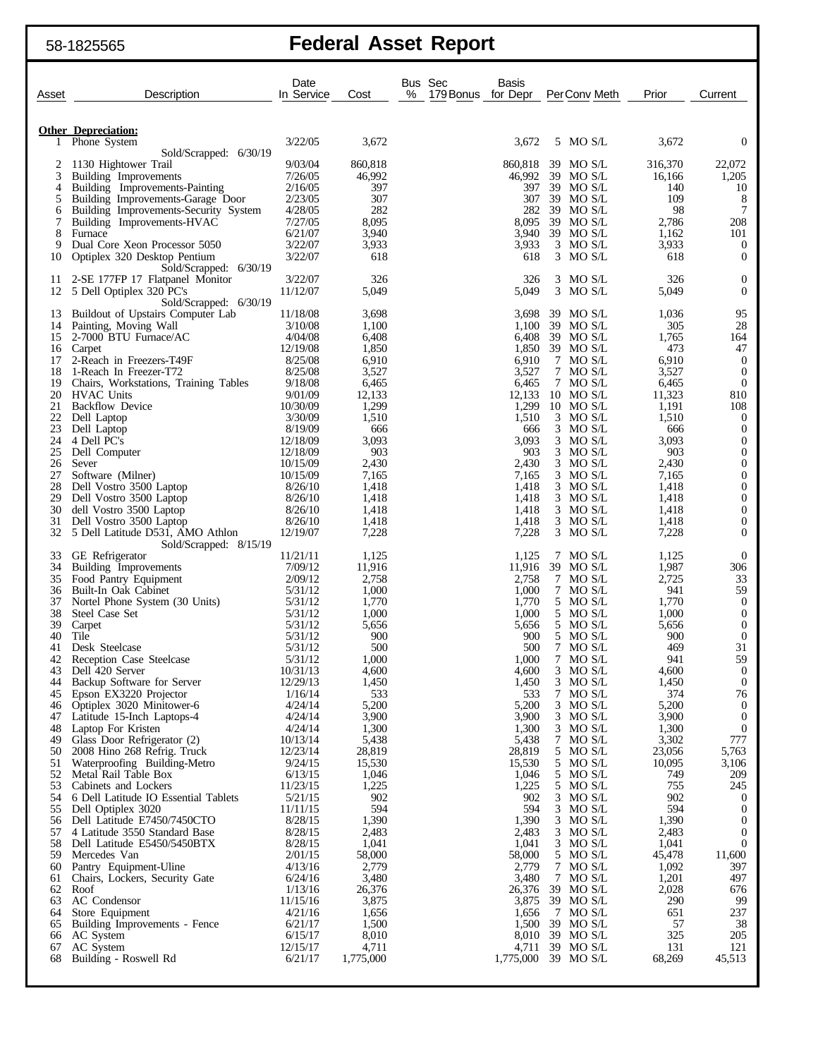58-1825565

# Federal Asset Report

| Asset | Description | Date In Service | Cost | Bus % | Sec 179 Bonus | Basis for Depr | Per | Conv | Meth | Prior | Current |
|---|---|---|---|---|---|---|---|---|---|---|---|
| | **Other Depreciation:** | | | | | | | | | | |
| 1 | Phone System | 3/22/05 | 3,672 | | | 3,672 | 5 | MO | S/L | 3,672 | 0 |
| | Sold/Scrapped: 6/30/19 | | | | | | | | | | |
| 2 | 1130 Hightower Trail | 9/03/04 | 860,818 | | | 860,818 | 39 | MO | S/L | 316,370 | 22,072 |
| 3 | Building Improvements | 7/26/05 | 46,992 | | | 46,992 | 39 | MO | S/L | 16,166 | 1,205 |
| 4 | Building Improvements-Painting | 2/16/05 | 397 | | | 397 | 39 | MO | S/L | 140 | 10 |
| 5 | Building Improvements-Garage Door | 2/23/05 | 307 | | | 307 | 39 | MO | S/L | 109 | 8 |
| 6 | Building Improvements-Security System | 4/28/05 | 282 | | | 282 | 39 | MO | S/L | 98 | 7 |
| 7 | Building Improvements-HVAC | 7/27/05 | 8,095 | | | 8,095 | 39 | MO | S/L | 2,786 | 208 |
| 8 | Furnace | 6/21/07 | 3,940 | | | 3,940 | 39 | MO | S/L | 1,162 | 101 |
| 9 | Dual Core Xeon Processor 5050 | 3/22/07 | 3,933 | | | 3,933 | 3 | MO | S/L | 3,933 | 0 |
| 10 | Optiplex 320 Desktop Pentium | 3/22/07 | 618 | | | 618 | 3 | MO | S/L | 618 | 0 |
| | Sold/Scrapped: 6/30/19 | | | | | | | | | | |
| 11 | 2-SE 177FP 17 Flatpanel Monitor | 3/22/07 | 326 | | | 326 | 3 | MO | S/L | 326 | 0 |
| 12 | 5 Dell Optiplex 320 PC's | 11/12/07 | 5,049 | | | 5,049 | 3 | MO | S/L | 5,049 | 0 |
| | Sold/Scrapped: 6/30/19 | | | | | | | | | | |
| 13 | Buildout of Upstairs Computer Lab | 11/18/08 | 3,698 | | | 3,698 | 39 | MO | S/L | 1,036 | 95 |
| 14 | Painting, Moving Wall | 3/10/08 | 1,100 | | | 1,100 | 39 | MO | S/L | 305 | 28 |
| 15 | 2-7000 BTU Furnace/AC | 4/04/08 | 6,408 | | | 6,408 | 39 | MO | S/L | 1,765 | 164 |
| 16 | Carpet | 12/19/08 | 1,850 | | | 1,850 | 39 | MO | S/L | 473 | 47 |
| 17 | 2-Reach in Freezers-T49F | 8/25/08 | 6,910 | | | 6,910 | 7 | MO | S/L | 6,910 | 0 |
| 18 | 1-Reach In Freezer-T72 | 8/25/08 | 3,527 | | | 3,527 | 7 | MO | S/L | 3,527 | 0 |
| 19 | Chairs, Workstations, Training Tables | 9/18/08 | 6,465 | | | 6,465 | 7 | MO | S/L | 6,465 | 0 |
| 20 | HVAC Units | 9/01/09 | 12,133 | | | 12,133 | 10 | MO | S/L | 11,323 | 810 |
| 21 | Backflow Device | 10/30/09 | 1,299 | | | 1,299 | 10 | MO | S/L | 1,191 | 108 |
| 22 | Dell Laptop | 3/30/09 | 1,510 | | | 1,510 | 3 | MO | S/L | 1,510 | 0 |
| 23 | Dell Laptop | 8/19/09 | 666 | | | 666 | 3 | MO | S/L | 666 | 0 |
| 24 | 4 Dell PC's | 12/18/09 | 3,093 | | | 3,093 | 3 | MO | S/L | 3,093 | 0 |
| 25 | Dell Computer | 12/18/09 | 903 | | | 903 | 3 | MO | S/L | 903 | 0 |
| 26 | Sever | 10/15/09 | 2,430 | | | 2,430 | 3 | MO | S/L | 2,430 | 0 |
| 27 | Software (Milner) | 10/15/09 | 7,165 | | | 7,165 | 3 | MO | S/L | 7,165 | 0 |
| 28 | Dell Vostro 3500 Laptop | 8/26/10 | 1,418 | | | 1,418 | 3 | MO | S/L | 1,418 | 0 |
| 29 | Dell Vostro 3500 Laptop | 8/26/10 | 1,418 | | | 1,418 | 3 | MO | S/L | 1,418 | 0 |
| 30 | dell Vostro 3500 Laptop | 8/26/10 | 1,418 | | | 1,418 | 3 | MO | S/L | 1,418 | 0 |
| 31 | Dell Vostro 3500 Laptop | 8/26/10 | 1,418 | | | 1,418 | 3 | MO | S/L | 1,418 | 0 |
| 32 | 5 Dell Latitude D531, AMO Athlon | 12/19/07 | 7,228 | | | 7,228 | 3 | MO | S/L | 7,228 | 0 |
| | Sold/Scrapped: 8/15/19 | | | | | | | | | | |
| 33 | GE Refrigerator | 11/21/11 | 1,125 | | | 1,125 | 7 | MO | S/L | 1,125 | 0 |
| 34 | Building Improvements | 7/09/12 | 11,916 | | | 11,916 | 39 | MO | S/L | 1,987 | 306 |
| 35 | Food Pantry Equipment | 2/09/12 | 2,758 | | | 2,758 | 7 | MO | S/L | 2,725 | 33 |
| 36 | Built-In Oak Cabinet | 5/31/12 | 1,000 | | | 1,000 | 7 | MO | S/L | 941 | 59 |
| 37 | Nortel Phone System (30 Units) | 5/31/12 | 1,770 | | | 1,770 | 5 | MO | S/L | 1,770 | 0 |
| 38 | Steel Case Set | 5/31/12 | 1,000 | | | 1,000 | 5 | MO | S/L | 1,000 | 0 |
| 39 | Carpet | 5/31/12 | 5,656 | | | 5,656 | 5 | MO | S/L | 5,656 | 0 |
| 40 | Tile | 5/31/12 | 900 | | | 900 | 5 | MO | S/L | 900 | 0 |
| 41 | Desk Steelcase | 5/31/12 | 500 | | | 500 | 7 | MO | S/L | 469 | 31 |
| 42 | Reception Case Steelcase | 5/31/12 | 1,000 | | | 1,000 | 7 | MO | S/L | 941 | 59 |
| 43 | Dell 420 Server | 10/31/13 | 4,600 | | | 4,600 | 3 | MO | S/L | 4,600 | 0 |
| 44 | Backup Software for Server | 12/29/13 | 1,450 | | | 1,450 | 3 | MO | S/L | 1,450 | 0 |
| 45 | Epson EX3220 Projector | 1/16/14 | 533 | | | 533 | 7 | MO | S/L | 374 | 76 |
| 46 | Optiplex 3020 Minitower-6 | 4/24/14 | 5,200 | | | 5,200 | 3 | MO | S/L | 5,200 | 0 |
| 47 | Latitude 15-Inch Laptops-4 | 4/24/14 | 3,900 | | | 3,900 | 3 | MO | S/L | 3,900 | 0 |
| 48 | Laptop For Kristen | 4/24/14 | 1,300 | | | 1,300 | 3 | MO | S/L | 1,300 | 0 |
| 49 | Glass Door Refrigerator (2) | 10/13/14 | 5,438 | | | 5,438 | 7 | MO | S/L | 3,302 | 777 |
| 50 | 2008 Hino 268 Refrig. Truck | 12/23/14 | 28,819 | | | 28,819 | 5 | MO | S/L | 23,056 | 5,763 |
| 51 | Waterproofing Building-Metro | 9/24/15 | 15,530 | | | 15,530 | 5 | MO | S/L | 10,095 | 3,106 |
| 52 | Metal Rail Table Box | 6/13/15 | 1,046 | | | 1,046 | 5 | MO | S/L | 749 | 209 |
| 53 | Cabinets and Lockers | 11/23/15 | 1,225 | | | 1,225 | 5 | MO | S/L | 755 | 245 |
| 54 | 6 Dell Latitude IO Essential Tablets | 5/21/15 | 902 | | | 902 | 3 | MO | S/L | 902 | 0 |
| 55 | Dell Optiplex 3020 | 11/11/15 | 594 | | | 594 | 3 | MO | S/L | 594 | 0 |
| 56 | Dell Latitude E7450/7450CTO | 8/28/15 | 1,390 | | | 1,390 | 3 | MO | S/L | 1,390 | 0 |
| 57 | 4 Latitude 3550 Standard Base | 8/28/15 | 2,483 | | | 2,483 | 3 | MO | S/L | 2,483 | 0 |
| 58 | Dell Latitude E5450/5450BTX | 8/28/15 | 1,041 | | | 1,041 | 3 | MO | S/L | 1,041 | 0 |
| 59 | Mercedes Van | 2/01/15 | 58,000 | | | 58,000 | 5 | MO | S/L | 45,478 | 11,600 |
| 60 | Pantry Equipment-Uline | 4/13/16 | 2,779 | | | 2,779 | 7 | MO | S/L | 1,092 | 397 |
| 61 | Chairs, Lockers, Security Gate | 6/24/16 | 3,480 | | | 3,480 | 7 | MO | S/L | 1,201 | 497 |
| 62 | Roof | 1/13/16 | 26,376 | | | 26,376 | 39 | MO | S/L | 2,028 | 676 |
| 63 | AC Condensor | 11/15/16 | 3,875 | | | 3,875 | 39 | MO | S/L | 290 | 99 |
| 64 | Store Equipment | 4/21/16 | 1,656 | | | 1,656 | 7 | MO | S/L | 651 | 237 |
| 65 | Building Improvements - Fence | 6/21/17 | 1,500 | | | 1,500 | 39 | MO | S/L | 57 | 38 |
| 66 | AC System | 6/15/17 | 8,010 | | | 8,010 | 39 | MO | S/L | 325 | 205 |
| 67 | AC System | 12/15/17 | 4,711 | | | 4,711 | 39 | MO | S/L | 131 | 121 |
| 68 | Building - Roswell Rd | 6/21/17 | 1,775,000 | | | 1,775,000 | 39 | MO | S/L | 68,269 | 45,513 |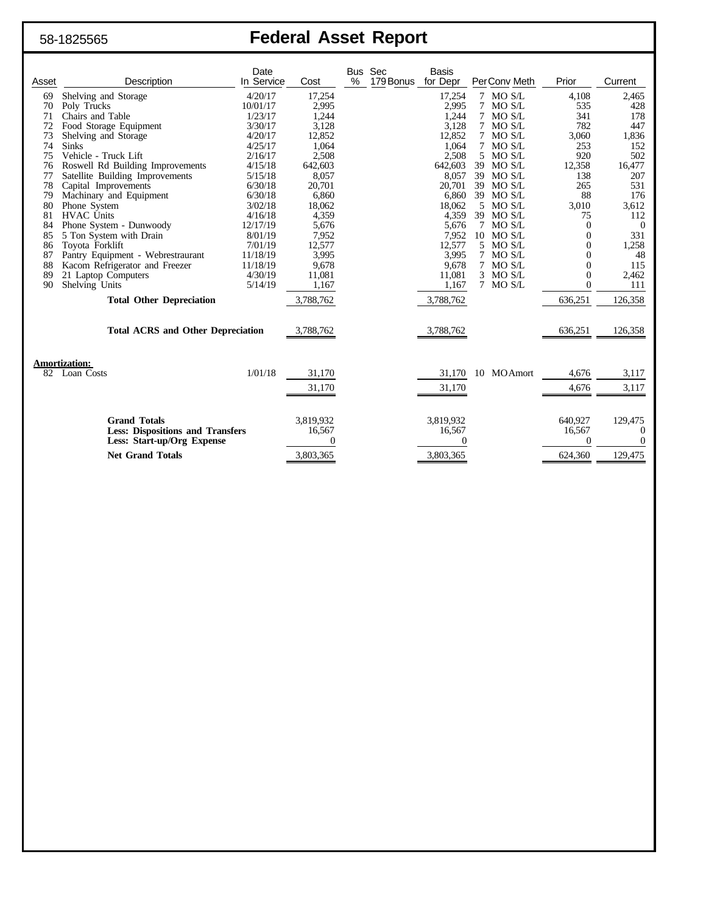58-1825565

# Federal Asset Report

| Asset | Description | Date In Service | Cost | Bus % | Sec 179 Bonus | Basis for Depr | Per | Conv | Meth | Prior | Current |
|---|---|---|---|---|---|---|---|---|---|---|---|
| 69 | Shelving and Storage | 4/20/17 | 17,254 | | | 17,254 | 7 | MO | S/L | 4,108 | 2,465 |
| 70 | Poly Trucks | 10/01/17 | 2,995 | | | 2,995 | 7 | MO | S/L | 535 | 428 |
| 71 | Chairs and Table | 1/23/17 | 1,244 | | | 1,244 | 7 | MO | S/L | 341 | 178 |
| 72 | Food Storage Equipment | 3/30/17 | 3,128 | | | 3,128 | 7 | MO | S/L | 782 | 447 |
| 73 | Shelving and Storage | 4/20/17 | 12,852 | | | 12,852 | 7 | MO | S/L | 3,060 | 1,836 |
| 74 | Sinks | 4/25/17 | 1,064 | | | 1,064 | 7 | MO | S/L | 253 | 152 |
| 75 | Vehicle - Truck Lift | 2/16/17 | 2,508 | | | 2,508 | 5 | MO | S/L | 920 | 502 |
| 76 | Roswell Rd Building Improvements | 4/15/18 | 642,603 | | | 642,603 | 39 | MO | S/L | 12,358 | 16,477 |
| 77 | Satellite Building Improvements | 5/15/18 | 8,057 | | | 8,057 | 39 | MO | S/L | 138 | 207 |
| 78 | Capital Improvements | 6/30/18 | 20,701 | | | 20,701 | 39 | MO | S/L | 265 | 531 |
| 79 | Machinary and Equipment | 6/30/18 | 6,860 | | | 6,860 | 39 | MO | S/L | 88 | 176 |
| 80 | Phone System | 3/02/18 | 18,062 | | | 18,062 | 5 | MO | S/L | 3,010 | 3,612 |
| 81 | HVAC Units | 4/16/18 | 4,359 | | | 4,359 | 39 | MO | S/L | 75 | 112 |
| 84 | Phone System - Dunwoody | 12/17/19 | 5,676 | | | 5,676 | 7 | MO | S/L | 0 | 0 |
| 85 | 5 Ton System with Drain | 8/01/19 | 7,952 | | | 7,952 | 10 | MO | S/L | 0 | 331 |
| 86 | Toyota Forklift | 7/01/19 | 12,577 | | | 12,577 | 5 | MO | S/L | 0 | 1,258 |
| 87 | Pantry Equipment - Webrestraurant | 11/18/19 | 3,995 | | | 3,995 | 7 | MO | S/L | 0 | 48 |
| 88 | Kacom Refrigerator and Freezer | 11/18/19 | 9,678 | | | 9,678 | 7 | MO | S/L | 0 | 115 |
| 89 | 21 Laptop Computers | 4/30/19 | 11,081 | | | 11,081 | 3 | MO | S/L | 0 | 2,462 |
| 90 | Shelving Units | 5/14/19 | 1,167 | | | 1,167 | 7 | MO | S/L | 0 | 111 |
| | **Total Other Depreciation** | | 3,788,762 | | | 3,788,762 | | | | 636,251 | 126,358 |
| | **Total ACRS and Other Depreciation** | | 3,788,762 | | | 3,788,762 | | | | 636,251 | 126,358 |
| **Amortization:** | | | | | | | | | | | |
| 82 | Loan Costs | 1/01/18 | 31,170 | | | 31,170 | 10 | MO | Amort | 4,676 | 3,117 |
| | | | 31,170 | | | 31,170 | | | | 4,676 | 3,117 |
| | **Grand Totals** | | 3,819,932 | | | 3,819,932 | | | | 640,927 | 129,475 |
| | **Less: Dispositions and Transfers** | | 16,567 | | | 16,567 | | | | 16,567 | 0 |
| | **Less: Start-up/Org Expense** | | 0 | | | 0 | | | | 0 | 0 |
| | **Net Grand Totals** | | 3,803,365 | | | 3,803,365 | | | | 624,360 | 129,475 |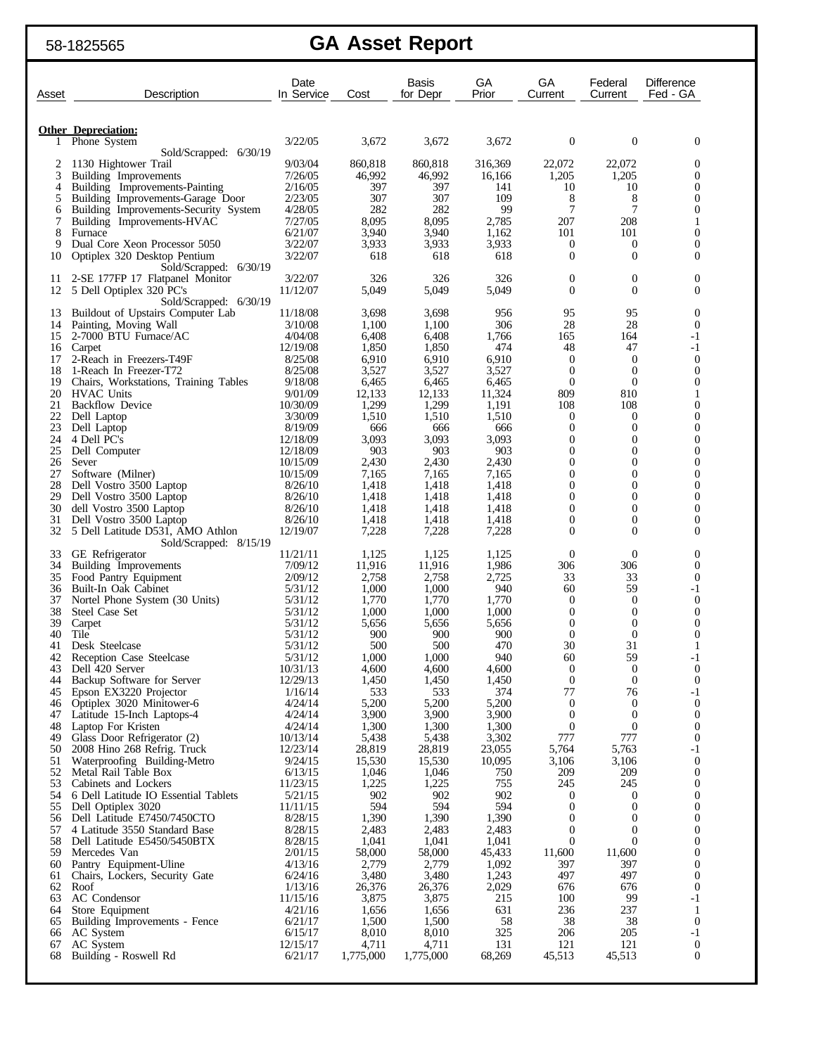58-1825565

# GA Asset Report

| Asset | Description | Date In Service | Cost | Basis for Depr | GA Prior | GA Current | Federal Current | Difference Fed - GA |
|---|---|---|---|---|---|---|---|---|
| | **Other Depreciation:** | | | | | | | |
| 1 | Phone System | 3/22/05 | 3,672 | 3,672 | 3,672 | 0 | 0 | 0 |
| | Sold/Scrapped: 6/30/19 | | | | | | | |
| 2 | 1130 Hightower Trail | 9/03/04 | 860,818 | 860,818 | 316,369 | 22,072 | 22,072 | 0 |
| 3 | Building Improvements | 7/26/05 | 46,992 | 46,992 | 16,166 | 1,205 | 1,205 | 0 |
| 4 | Building Improvements-Painting | 2/16/05 | 397 | 397 | 141 | 10 | 10 | 0 |
| 5 | Building Improvements-Garage Door | 2/23/05 | 307 | 307 | 109 | 8 | 8 | 0 |
| 6 | Building Improvements-Security System | 4/28/05 | 282 | 282 | 99 | 7 | 7 | 0 |
| 7 | Building Improvements-HVAC | 7/27/05 | 8,095 | 8,095 | 2,785 | 207 | 208 | 1 |
| 8 | Furnace | 6/21/07 | 3,940 | 3,940 | 1,162 | 101 | 101 | 0 |
| 9 | Dual Core Xeon Processor 5050 | 3/22/07 | 3,933 | 3,933 | 3,933 | 0 | 0 | 0 |
| 10 | Optiplex 320 Desktop Pentium | 3/22/07 | 618 | 618 | 618 | 0 | 0 | 0 |
| | Sold/Scrapped: 6/30/19 | | | | | | | |
| 11 | 2-SE 177FP 17 Flatpanel Monitor | 3/22/07 | 326 | 326 | 326 | 0 | 0 | 0 |
| 12 | 5 Dell Optiplex 320 PC's | 11/12/07 | 5,049 | 5,049 | 5,049 | 0 | 0 | 0 |
| | Sold/Scrapped: 6/30/19 | | | | | | | |
| 13 | Buildout of Upstairs Computer Lab | 11/18/08 | 3,698 | 3,698 | 956 | 95 | 95 | 0 |
| 14 | Painting, Moving Wall | 3/10/08 | 1,100 | 1,100 | 306 | 28 | 28 | 0 |
| 15 | 2-7000 BTU Furnace/AC | 4/04/08 | 6,408 | 6,408 | 1,766 | 165 | 164 | -1 |
| 16 | Carpet | 12/19/08 | 1,850 | 1,850 | 474 | 48 | 47 | -1 |
| 17 | 2-Reach in Freezers-T49F | 8/25/08 | 6,910 | 6,910 | 6,910 | 0 | 0 | 0 |
| 18 | 1-Reach In Freezer-T72 | 8/25/08 | 3,527 | 3,527 | 3,527 | 0 | 0 | 0 |
| 19 | Chairs, Workstations, Training Tables | 9/18/08 | 6,465 | 6,465 | 6,465 | 0 | 0 | 0 |
| 20 | HVAC Units | 9/01/09 | 12,133 | 12,133 | 11,324 | 809 | 810 | 1 |
| 21 | Backflow Device | 10/30/09 | 1,299 | 1,299 | 1,191 | 108 | 108 | 0 |
| 22 | Dell Laptop | 3/30/09 | 1,510 | 1,510 | 1,510 | 0 | 0 | 0 |
| 23 | Dell Laptop | 8/19/09 | 666 | 666 | 666 | 0 | 0 | 0 |
| 24 | 4 Dell PC's | 12/18/09 | 3,093 | 3,093 | 3,093 | 0 | 0 | 0 |
| 25 | Dell Computer | 12/18/09 | 903 | 903 | 903 | 0 | 0 | 0 |
| 26 | Sever | 10/15/09 | 2,430 | 2,430 | 2,430 | 0 | 0 | 0 |
| 27 | Software (Milner) | 10/15/09 | 7,165 | 7,165 | 7,165 | 0 | 0 | 0 |
| 28 | Dell Vostro 3500 Laptop | 8/26/10 | 1,418 | 1,418 | 1,418 | 0 | 0 | 0 |
| 29 | Dell Vostro 3500 Laptop | 8/26/10 | 1,418 | 1,418 | 1,418 | 0 | 0 | 0 |
| 30 | dell Vostro 3500 Laptop | 8/26/10 | 1,418 | 1,418 | 1,418 | 0 | 0 | 0 |
| 31 | Dell Vostro 3500 Laptop | 8/26/10 | 1,418 | 1,418 | 1,418 | 0 | 0 | 0 |
| 32 | 5 Dell Latitude D531, AMO Athlon | 12/19/07 | 7,228 | 7,228 | 7,228 | 0 | 0 | 0 |
| | Sold/Scrapped: 8/15/19 | | | | | | | |
| 33 | GE Refrigerator | 11/21/11 | 1,125 | 1,125 | 1,125 | 0 | 0 | 0 |
| 34 | Building Improvements | 7/09/12 | 11,916 | 11,916 | 1,986 | 306 | 306 | 0 |
| 35 | Food Pantry Equipment | 2/09/12 | 2,758 | 2,758 | 2,725 | 33 | 33 | 0 |
| 36 | Built-In Oak Cabinet | 5/31/12 | 1,000 | 1,000 | 940 | 60 | 59 | -1 |
| 37 | Nortel Phone System (30 Units) | 5/31/12 | 1,770 | 1,770 | 1,770 | 0 | 0 | 0 |
| 38 | Steel Case Set | 5/31/12 | 1,000 | 1,000 | 1,000 | 0 | 0 | 0 |
| 39 | Carpet | 5/31/12 | 5,656 | 5,656 | 5,656 | 0 | 0 | 0 |
| 40 | Tile | 5/31/12 | 900 | 900 | 900 | 0 | 0 | 0 |
| 41 | Desk Steelcase | 5/31/12 | 500 | 500 | 470 | 30 | 31 | 1 |
| 42 | Reception Case Steelcase | 5/31/12 | 1,000 | 1,000 | 940 | 60 | 59 | -1 |
| 43 | Dell 420 Server | 10/31/13 | 4,600 | 4,600 | 4,600 | 0 | 0 | 0 |
| 44 | Backup Software for Server | 12/29/13 | 1,450 | 1,450 | 1,450 | 0 | 0 | 0 |
| 45 | Epson EX3220 Projector | 1/16/14 | 533 | 533 | 374 | 77 | 76 | -1 |
| 46 | Optiplex 3020 Minitower-6 | 4/24/14 | 5,200 | 5,200 | 5,200 | 0 | 0 | 0 |
| 47 | Latitude 15-Inch Laptops-4 | 4/24/14 | 3,900 | 3,900 | 3,900 | 0 | 0 | 0 |
| 48 | Laptop For Kristen | 4/24/14 | 1,300 | 1,300 | 1,300 | 0 | 0 | 0 |
| 49 | Glass Door Refrigerator (2) | 10/13/14 | 5,438 | 5,438 | 3,302 | 777 | 777 | 0 |
| 50 | 2008 Hino 268 Refrig. Truck | 12/23/14 | 28,819 | 28,819 | 23,055 | 5,764 | 5,763 | -1 |
| 51 | Waterproofing Building-Metro | 9/24/15 | 15,530 | 15,530 | 10,095 | 3,106 | 3,106 | 0 |
| 52 | Metal Rail Table Box | 6/13/15 | 1,046 | 1,046 | 750 | 209 | 209 | 0 |
| 53 | Cabinets and Lockers | 11/23/15 | 1,225 | 1,225 | 755 | 245 | 245 | 0 |
| 54 | 6 Dell Latitude IO Essential Tablets | 5/21/15 | 902 | 902 | 902 | 0 | 0 | 0 |
| 55 | Dell Optiplex 3020 | 11/11/15 | 594 | 594 | 594 | 0 | 0 | 0 |
| 56 | Dell Latitude E7450/7450CTO | 8/28/15 | 1,390 | 1,390 | 1,390 | 0 | 0 | 0 |
| 57 | 4 Latitude 3550 Standard Base | 8/28/15 | 2,483 | 2,483 | 2,483 | 0 | 0 | 0 |
| 58 | Dell Latitude E5450/5450BTX | 8/28/15 | 1,041 | 1,041 | 1,041 | 0 | 0 | 0 |
| 59 | Mercedes Van | 2/01/15 | 58,000 | 58,000 | 45,433 | 11,600 | 11,600 | 0 |
| 60 | Pantry Equipment-Uline | 4/13/16 | 2,779 | 2,779 | 1,092 | 397 | 397 | 0 |
| 61 | Chairs, Lockers, Security Gate | 6/24/16 | 3,480 | 3,480 | 1,243 | 497 | 497 | 0 |
| 62 | Roof | 1/13/16 | 26,376 | 26,376 | 2,029 | 676 | 676 | 0 |
| 63 | AC Condensor | 11/15/16 | 3,875 | 3,875 | 215 | 100 | 99 | -1 |
| 64 | Store Equipment | 4/21/16 | 1,656 | 1,656 | 631 | 236 | 237 | 1 |
| 65 | Building Improvements - Fence | 6/21/17 | 1,500 | 1,500 | 58 | 38 | 38 | 0 |
| 66 | AC System | 6/15/17 | 8,010 | 8,010 | 325 | 206 | 205 | -1 |
| 67 | AC System | 12/15/17 | 4,711 | 4,711 | 131 | 121 | 121 | 0 |
| 68 | Building - Roswell Rd | 6/21/17 | 1,775,000 | 1,775,000 | 68,269 | 45,513 | 45,513 | 0 |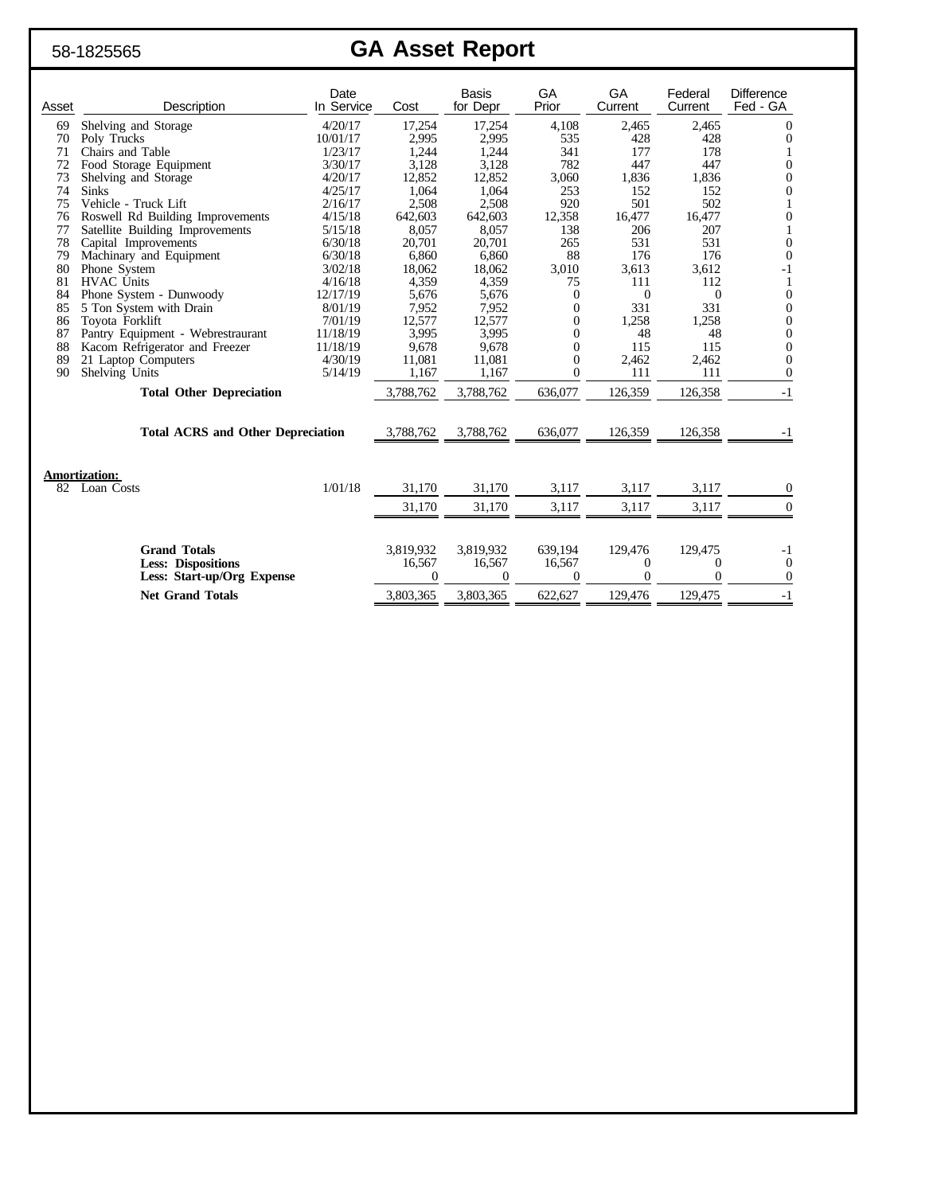58-1825565

# GA Asset Report

| Asset | Description | Date In Service | Cost | Basis for Depr | GA Prior | GA Current | Federal Current | Difference Fed - GA |
|---|---|---|---|---|---|---|---|---|
| 69 | Shelving and Storage | 4/20/17 | 17,254 | 17,254 | 4,108 | 2,465 | 2,465 | 0 |
| 70 | Poly Trucks | 10/01/17 | 2,995 | 2,995 | 535 | 428 | 428 | 0 |
| 71 | Chairs and Table | 1/23/17 | 1,244 | 1,244 | 341 | 177 | 178 | 1 |
| 72 | Food Storage Equipment | 3/30/17 | 3,128 | 3,128 | 782 | 447 | 447 | 0 |
| 73 | Shelving and Storage | 4/20/17 | 12,852 | 12,852 | 3,060 | 1,836 | 1,836 | 0 |
| 74 | Sinks | 4/25/17 | 1,064 | 1,064 | 253 | 152 | 152 | 0 |
| 75 | Vehicle - Truck Lift | 2/16/17 | 2,508 | 2,508 | 920 | 501 | 502 | 1 |
| 76 | Roswell Rd Building Improvements | 4/15/18 | 642,603 | 642,603 | 12,358 | 16,477 | 16,477 | 0 |
| 77 | Satellite Building Improvements | 5/15/18 | 8,057 | 8,057 | 138 | 206 | 207 | 1 |
| 78 | Capital Improvements | 6/30/18 | 20,701 | 20,701 | 265 | 531 | 531 | 0 |
| 79 | Machinary and Equipment | 6/30/18 | 6,860 | 6,860 | 88 | 176 | 176 | 0 |
| 80 | Phone System | 3/02/18 | 18,062 | 18,062 | 3,010 | 3,613 | 3,612 | -1 |
| 81 | HVAC Units | 4/16/18 | 4,359 | 4,359 | 75 | 111 | 112 | 1 |
| 84 | Phone System - Dunwoody | 12/17/19 | 5,676 | 5,676 | 0 | 0 | 0 | 0 |
| 85 | 5 Ton System with Drain | 8/01/19 | 7,952 | 7,952 | 0 | 331 | 331 | 0 |
| 86 | Toyota Forklift | 7/01/19 | 12,577 | 12,577 | 0 | 1,258 | 1,258 | 0 |
| 87 | Pantry Equipment - Webrestraurant | 11/18/19 | 3,995 | 3,995 | 0 | 48 | 48 | 0 |
| 88 | Kacom Refrigerator and Freezer | 11/18/19 | 9,678 | 9,678 | 0 | 115 | 115 | 0 |
| 89 | 21 Laptop Computers | 4/30/19 | 11,081 | 11,081 | 0 | 2,462 | 2,462 | 0 |
| 90 | Shelving Units | 5/14/19 | 1,167 | 1,167 | 0 | 111 | 111 | 0 |
| | **Total Other Depreciation** | | 3,788,762 | 3,788,762 | 636,077 | 126,359 | 126,358 | -1 |
| | **Total ACRS and Other Depreciation** | | 3,788,762 | 3,788,762 | 636,077 | 126,359 | 126,358 | -1 |
| | **Amortization:** | | | | | | | |
| 82 | Loan Costs | 1/01/18 | 31,170 | 31,170 | 3,117 | 3,117 | 3,117 | 0 |
| | | | 31,170 | 31,170 | 3,117 | 3,117 | 3,117 | 0 |
| | **Grand Totals** | | 3,819,932 | 3,819,932 | 639,194 | 129,476 | 129,475 | -1 |
| | **Less: Dispositions** | | 16,567 | 16,567 | 16,567 | 0 | 0 | 0 |
| | **Less: Start-up/Org Expense** | | 0 | 0 | 0 | 0 | 0 | 0 |
| | **Net Grand Totals** | | 3,803,365 | 3,803,365 | 622,627 | 129,476 | 129,475 | -1 |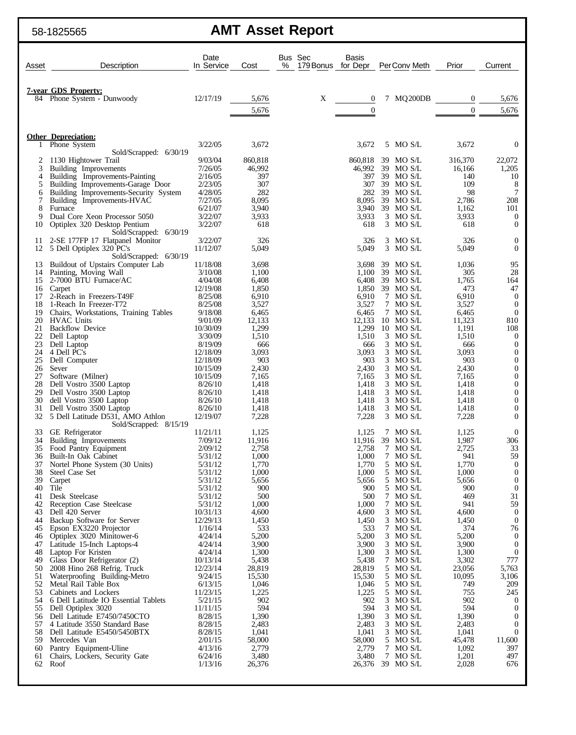58-1825565

# AMT Asset Report

| Asset | Description | Date In Service | Cost | Bus % | Sec 179 | Bonus | Basis for Depr | Per | Conv | Meth | Prior | Current |
|---|---|---|---|---|---|---|---|---|---|---|---|---|
| | **7-year GDS Property:** | | | | | | | | | | | |
| 84 | Phone System - Dunwoody | 12/17/19 | 5,676 | | | X | 0 | 7 | MQ | 200DB | 0 | 5,676 |
| | | | 5,676 | | | | 0 | | | | 0 | 5,676 |
| | **Other Depreciation:** | | | | | | | | | | | |
| 1 | Phone System<br>Sold/Scrapped: 6/30/19 | 3/22/05 | 3,672 | | | | 3,672 | 5 | MO | S/L | 3,672 | 0 |
| 2 | 1130 Hightower Trail | 9/03/04 | 860,818 | | | | 860,818 | 39 | MO | S/L | 316,370 | 22,072 |
| 3 | Building Improvements | 7/26/05 | 46,992 | | | | 46,992 | 39 | MO | S/L | 16,166 | 1,205 |
| 4 | Building Improvements-Painting | 2/16/05 | 397 | | | | 397 | 39 | MO | S/L | 140 | 10 |
| 5 | Building Improvements-Garage Door | 2/23/05 | 307 | | | | 307 | 39 | MO | S/L | 109 | 8 |
| 6 | Building Improvements-Security System | 4/28/05 | 282 | | | | 282 | 39 | MO | S/L | 98 | 7 |
| 7 | Building Improvements-HVAC | 7/27/05 | 8,095 | | | | 8,095 | 39 | MO | S/L | 2,786 | 208 |
| 8 | Furnace | 6/21/07 | 3,940 | | | | 3,940 | 39 | MO | S/L | 1,162 | 101 |
| 9 | Dual Core Xeon Processor 5050 | 3/22/07 | 3,933 | | | | 3,933 | 3 | MO | S/L | 3,933 | 0 |
| 10 | Optiplex 320 Desktop Pentium<br>Sold/Scrapped: 6/30/19 | 3/22/07 | 618 | | | | 618 | 3 | MO | S/L | 618 | 0 |
| 11 | 2-SE 177FP 17 Flatpanel Monitor | 3/22/07 | 326 | | | | 326 | 3 | MO | S/L | 326 | 0 |
| 12 | 5 Dell Optiplex 320 PC's<br>Sold/Scrapped: 6/30/19 | 11/12/07 | 5,049 | | | | 5,049 | 3 | MO | S/L | 5,049 | 0 |
| 13 | Buildout of Upstairs Computer Lab | 11/18/08 | 3,698 | | | | 3,698 | 39 | MO | S/L | 1,036 | 95 |
| 14 | Painting, Moving Wall | 3/10/08 | 1,100 | | | | 1,100 | 39 | MO | S/L | 305 | 28 |
| 15 | 2-7000 BTU Furnace/AC | 4/04/08 | 6,408 | | | | 6,408 | 39 | MO | S/L | 1,765 | 164 |
| 16 | Carpet | 12/19/08 | 1,850 | | | | 1,850 | 39 | MO | S/L | 473 | 47 |
| 17 | 2-Reach in Freezers-T49F | 8/25/08 | 6,910 | | | | 6,910 | 7 | MO | S/L | 6,910 | 0 |
| 18 | 1-Reach In Freezer-T72 | 8/25/08 | 3,527 | | | | 3,527 | 7 | MO | S/L | 3,527 | 0 |
| 19 | Chairs, Workstations, Training Tables | 9/18/08 | 6,465 | | | | 6,465 | 7 | MO | S/L | 6,465 | 0 |
| 20 | HVAC Units | 9/01/09 | 12,133 | | | | 12,133 | 10 | MO | S/L | 11,323 | 810 |
| 21 | Backflow Device | 10/30/09 | 1,299 | | | | 1,299 | 10 | MO | S/L | 1,191 | 108 |
| 22 | Dell Laptop | 3/30/09 | 1,510 | | | | 1,510 | 3 | MO | S/L | 1,510 | 0 |
| 23 | Dell Laptop | 8/19/09 | 666 | | | | 666 | 3 | MO | S/L | 666 | 0 |
| 24 | 4 Dell PC's | 12/18/09 | 3,093 | | | | 3,093 | 3 | MO | S/L | 3,093 | 0 |
| 25 | Dell Computer | 12/18/09 | 903 | | | | 903 | 3 | MO | S/L | 903 | 0 |
| 26 | Sever | 10/15/09 | 2,430 | | | | 2,430 | 3 | MO | S/L | 2,430 | 0 |
| 27 | Software (Milner) | 10/15/09 | 7,165 | | | | 7,165 | 3 | MO | S/L | 7,165 | 0 |
| 28 | Dell Vostro 3500 Laptop | 8/26/10 | 1,418 | | | | 1,418 | 3 | MO | S/L | 1,418 | 0 |
| 29 | Dell Vostro 3500 Laptop | 8/26/10 | 1,418 | | | | 1,418 | 3 | MO | S/L | 1,418 | 0 |
| 30 | dell Vostro 3500 Laptop | 8/26/10 | 1,418 | | | | 1,418 | 3 | MO | S/L | 1,418 | 0 |
| 31 | Dell Vostro 3500 Laptop | 8/26/10 | 1,418 | | | | 1,418 | 3 | MO | S/L | 1,418 | 0 |
| 32 | 5 Dell Latitude D531, AMO Athlon<br>Sold/Scrapped: 8/15/19 | 12/19/07 | 7,228 | | | | 7,228 | 3 | MO | S/L | 7,228 | 0 |
| 33 | GE Refrigerator | 11/21/11 | 1,125 | | | | 1,125 | 7 | MO | S/L | 1,125 | 0 |
| 34 | Building Improvements | 7/09/12 | 11,916 | | | | 11,916 | 39 | MO | S/L | 1,987 | 306 |
| 35 | Food Pantry Equipment | 2/09/12 | 2,758 | | | | 2,758 | 7 | MO | S/L | 2,725 | 33 |
| 36 | Built-In Oak Cabinet | 5/31/12 | 1,000 | | | | 1,000 | 7 | MO | S/L | 941 | 59 |
| 37 | Nortel Phone System (30 Units) | 5/31/12 | 1,770 | | | | 1,770 | 5 | MO | S/L | 1,770 | 0 |
| 38 | Steel Case Set | 5/31/12 | 1,000 | | | | 1,000 | 5 | MO | S/L | 1,000 | 0 |
| 39 | Carpet | 5/31/12 | 5,656 | | | | 5,656 | 5 | MO | S/L | 5,656 | 0 |
| 40 | Tile | 5/31/12 | 900 | | | | 900 | 5 | MO | S/L | 900 | 0 |
| 41 | Desk Steelcase | 5/31/12 | 500 | | | | 500 | 7 | MO | S/L | 469 | 31 |
| 42 | Reception Case Steelcase | 5/31/12 | 1,000 | | | | 1,000 | 7 | MO | S/L | 941 | 59 |
| 43 | Dell 420 Server | 10/31/13 | 4,600 | | | | 4,600 | 3 | MO | S/L | 4,600 | 0 |
| 44 | Backup Software for Server | 12/29/13 | 1,450 | | | | 1,450 | 3 | MO | S/L | 1,450 | 0 |
| 45 | Epson EX3220 Projector | 1/16/14 | 533 | | | | 533 | 7 | MO | S/L | 374 | 76 |
| 46 | Optiplex 3020 Minitower-6 | 4/24/14 | 5,200 | | | | 5,200 | 3 | MO | S/L | 5,200 | 0 |
| 47 | Latitude 15-Inch Laptops-4 | 4/24/14 | 3,900 | | | | 3,900 | 3 | MO | S/L | 3,900 | 0 |
| 48 | Laptop For Kristen | 4/24/14 | 1,300 | | | | 1,300 | 3 | MO | S/L | 1,300 | 0 |
| 49 | Glass Door Refrigerator (2) | 10/13/14 | 5,438 | | | | 5,438 | 7 | MO | S/L | 3,302 | 777 |
| 50 | 2008 Hino 268 Refrig. Truck | 12/23/14 | 28,819 | | | | 28,819 | 5 | MO | S/L | 23,056 | 5,763 |
| 51 | Waterproofing Building-Metro | 9/24/15 | 15,530 | | | | 15,530 | 5 | MO | S/L | 10,095 | 3,106 |
| 52 | Metal Rail Table Box | 6/13/15 | 1,046 | | | | 1,046 | 5 | MO | S/L | 749 | 209 |
| 53 | Cabinets and Lockers | 11/23/15 | 1,225 | | | | 1,225 | 5 | MO | S/L | 755 | 245 |
| 54 | 6 Dell Latitude IO Essential Tablets | 5/21/15 | 902 | | | | 902 | 3 | MO | S/L | 902 | 0 |
| 55 | Dell Optiplex 3020 | 11/11/15 | 594 | | | | 594 | 3 | MO | S/L | 594 | 0 |
| 56 | Dell Latitude E7450/7450CTO | 8/28/15 | 1,390 | | | | 1,390 | 3 | MO | S/L | 1,390 | 0 |
| 57 | 4 Latitude 3550 Standard Base | 8/28/15 | 2,483 | | | | 2,483 | 3 | MO | S/L | 2,483 | 0 |
| 58 | Dell Latitude E5450/5450BTX | 8/28/15 | 1,041 | | | | 1,041 | 3 | MO | S/L | 1,041 | 0 |
| 59 | Mercedes Van | 2/01/15 | 58,000 | | | | 58,000 | 5 | MO | S/L | 45,478 | 11,600 |
| 60 | Pantry Equipment-Uline | 4/13/16 | 2,779 | | | | 2,779 | 7 | MO | S/L | 1,092 | 397 |
| 61 | Chairs, Lockers, Security Gate | 6/24/16 | 3,480 | | | | 3,480 | 7 | MO | S/L | 1,201 | 497 |
| 62 | Roof | 1/13/16 | 26,376 | | | | 26,376 | 39 | MO | S/L | 2,028 | 676 |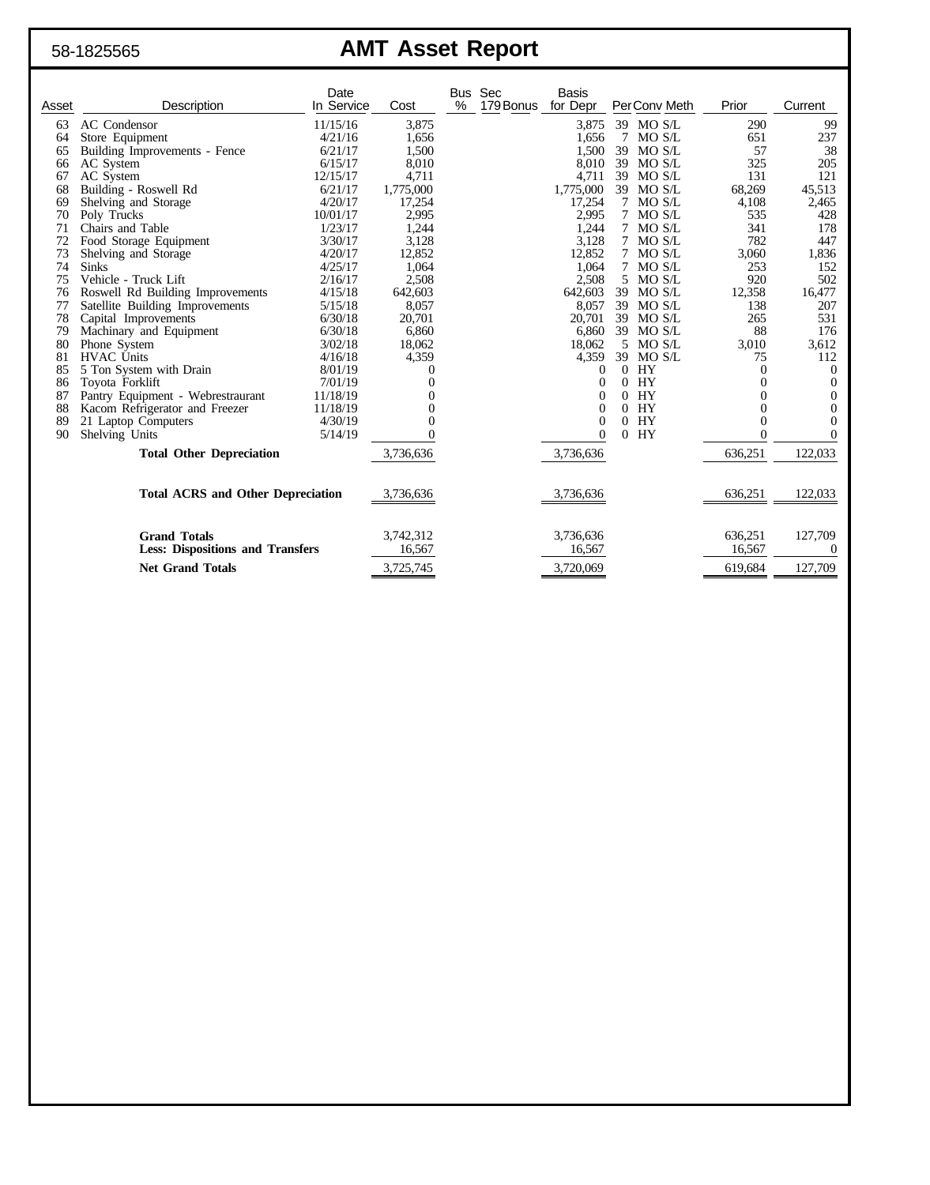58-1825565

# AMT Asset Report

| Asset | Description | Date In Service | Cost | Bus % | Sec 179 Bonus | Basis for Depr | Per | Conv | Meth | Prior | Current |
|---|---|---|---|---|---|---|---|---|---|---|---|
| 63 | AC Condensor | 11/15/16 | 3,875 | | | 3,875 | 39 | MO | S/L | 290 | 99 |
| 64 | Store Equipment | 4/21/16 | 1,656 | | | 1,656 | 7 | MO | S/L | 651 | 237 |
| 65 | Building Improvements - Fence | 6/21/17 | 1,500 | | | 1,500 | 39 | MO | S/L | 57 | 38 |
| 66 | AC System | 6/15/17 | 8,010 | | | 8,010 | 39 | MO | S/L | 325 | 205 |
| 67 | AC System | 12/15/17 | 4,711 | | | 4,711 | 39 | MO | S/L | 131 | 121 |
| 68 | Building - Roswell Rd | 6/21/17 | 1,775,000 | | | 1,775,000 | 39 | MO | S/L | 68,269 | 45,513 |
| 69 | Shelving and Storage | 4/20/17 | 17,254 | | | 17,254 | 7 | MO | S/L | 4,108 | 2,465 |
| 70 | Poly Trucks | 10/01/17 | 2,995 | | | 2,995 | 7 | MO | S/L | 535 | 428 |
| 71 | Chairs and Table | 1/23/17 | 1,244 | | | 1,244 | 7 | MO | S/L | 341 | 178 |
| 72 | Food Storage Equipment | 3/30/17 | 3,128 | | | 3,128 | 7 | MO | S/L | 782 | 447 |
| 73 | Shelving and Storage | 4/20/17 | 12,852 | | | 12,852 | 7 | MO | S/L | 3,060 | 1,836 |
| 74 | Sinks | 4/25/17 | 1,064 | | | 1,064 | 7 | MO | S/L | 253 | 152 |
| 75 | Vehicle - Truck Lift | 2/16/17 | 2,508 | | | 2,508 | 5 | MO | S/L | 920 | 502 |
| 76 | Roswell Rd Building Improvements | 4/15/18 | 642,603 | | | 642,603 | 39 | MO | S/L | 12,358 | 16,477 |
| 77 | Satellite Building Improvements | 5/15/18 | 8,057 | | | 8,057 | 39 | MO | S/L | 138 | 207 |
| 78 | Capital Improvements | 6/30/18 | 20,701 | | | 20,701 | 39 | MO | S/L | 265 | 531 |
| 79 | Machinary and Equipment | 6/30/18 | 6,860 | | | 6,860 | 39 | MO | S/L | 88 | 176 |
| 80 | Phone System | 3/02/18 | 18,062 | | | 18,062 | 5 | MO | S/L | 3,010 | 3,612 |
| 81 | HVAC Units | 4/16/18 | 4,359 | | | 4,359 | 39 | MO | S/L | 75 | 112 |
| 85 | 5 Ton System with Drain | 8/01/19 | 0 | | | 0 | 0 | HY | | 0 | 0 |
| 86 | Toyota Forklift | 7/01/19 | 0 | | | 0 | 0 | HY | | 0 | 0 |
| 87 | Pantry Equipment - Webrestraurant | 11/18/19 | 0 | | | 0 | 0 | HY | | 0 | 0 |
| 88 | Kacom Refrigerator and Freezer | 11/18/19 | 0 | | | 0 | 0 | HY | | 0 | 0 |
| 89 | 21 Laptop Computers | 4/30/19 | 0 | | | 0 | 0 | HY | | 0 | 0 |
| 90 | Shelving Units | 5/14/19 | 0 | | | 0 | 0 | HY | | 0 | 0 |
| | **Total Other Depreciation** | | 3,736,636 | | | 3,736,636 | | | | 636,251 | 122,033 |
| | **Total ACRS and Other Depreciation** | | 3,736,636 | | | 3,736,636 | | | | 636,251 | 122,033 |
| | **Grand Totals** | | 3,742,312 | | | 3,736,636 | | | | 636,251 | 127,709 |
| | **Less: Dispositions and Transfers** | | 16,567 | | | 16,567 | | | | 16,567 | 0 |
| | **Net Grand Totals** | | 3,725,745 | | | 3,720,069 | | | | 619,684 | 127,709 |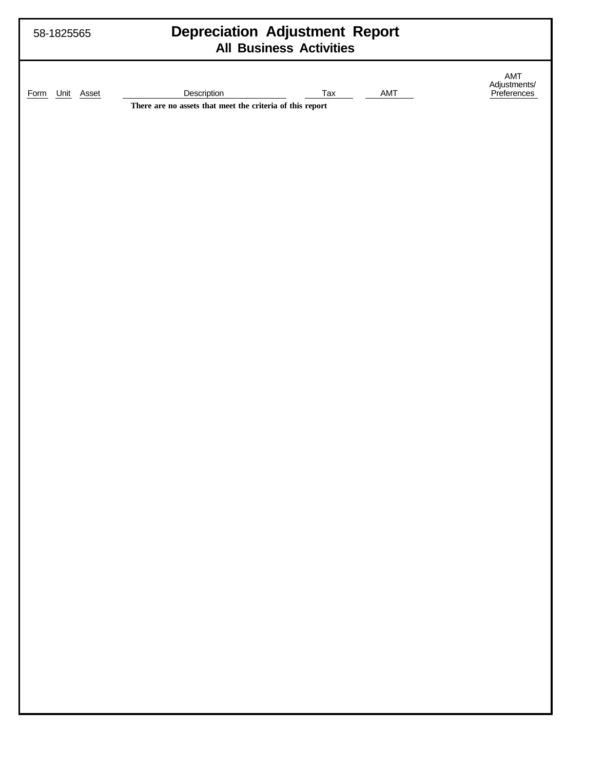58-1825565

# Depreciation Adjustment Report

## All Business Activities

| Form | Unit | Asset | Description | Tax | AMT | AMT Adjustments/ Preferences |
|---|---|---|---|---|---|---|
| | | | **There are no assets that meet the criteria of this report** | | | |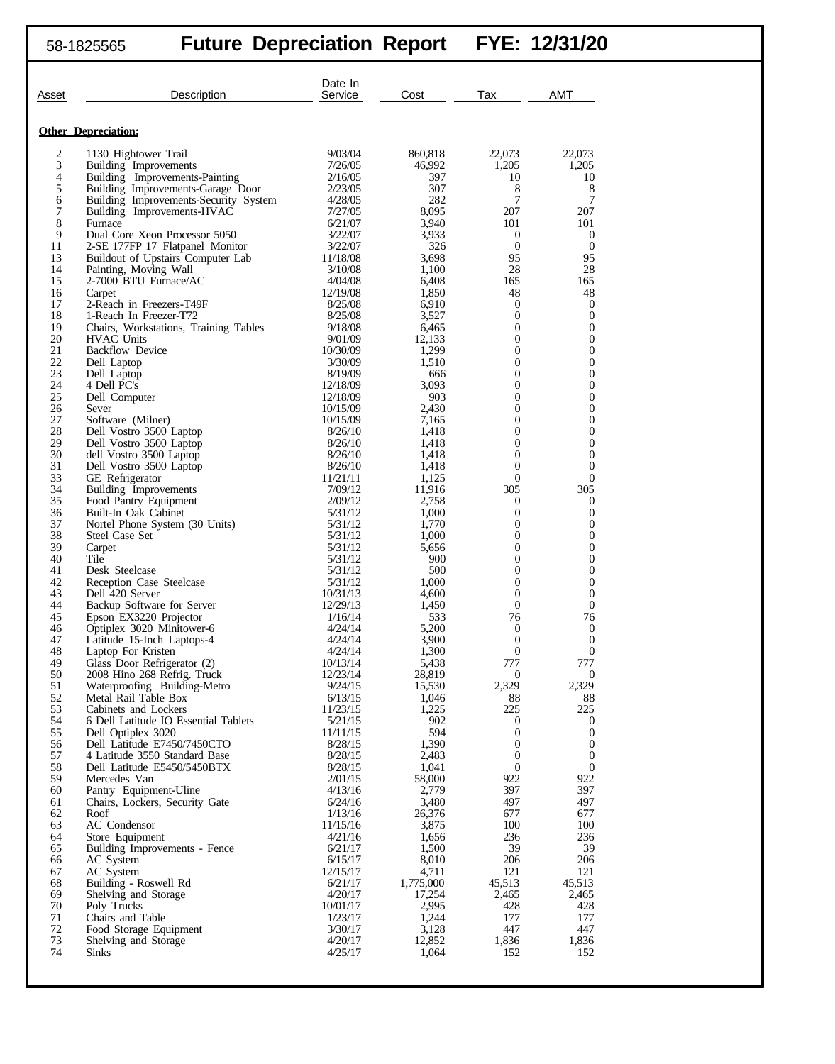58-1825565 **Future Depreciation Report FYE: 12/31/20**

| Asset | Description | Date In Service | Cost | Tax | AMT |
|---|---|---|---|---|---|
| **Other Depreciation:** | | | | | |
| 2 | 1130 Hightower Trail | 9/03/04 | 860,818 | 22,073 | 22,073 |
| 3 | Building Improvements | 7/26/05 | 46,992 | 1,205 | 1,205 |
| 4 | Building Improvements-Painting | 2/16/05 | 397 | 10 | 10 |
| 5 | Building Improvements-Garage Door | 2/23/05 | 307 | 8 | 8 |
| 6 | Building Improvements-Security System | 4/28/05 | 282 | 7 | 7 |
| 7 | Building Improvements-HVAC | 7/27/05 | 8,095 | 207 | 207 |
| 8 | Furnace | 6/21/07 | 3,940 | 101 | 101 |
| 9 | Dual Core Xeon Processor 5050 | 3/22/07 | 3,933 | 0 | 0 |
| 11 | 2-SE 177FP 17 Flatpanel Monitor | 3/22/07 | 326 | 0 | 0 |
| 13 | Buildout of Upstairs Computer Lab | 11/18/08 | 3,698 | 95 | 95 |
| 14 | Painting, Moving Wall | 3/10/08 | 1,100 | 28 | 28 |
| 15 | 2-7000 BTU Furnace/AC | 4/04/08 | 6,408 | 165 | 165 |
| 16 | Carpet | 12/19/08 | 1,850 | 48 | 48 |
| 17 | 2-Reach in Freezers-T49F | 8/25/08 | 6,910 | 0 | 0 |
| 18 | 1-Reach In Freezer-T72 | 8/25/08 | 3,527 | 0 | 0 |
| 19 | Chairs, Workstations, Training Tables | 9/18/08 | 6,465 | 0 | 0 |
| 20 | HVAC Units | 9/01/09 | 12,133 | 0 | 0 |
| 21 | Backflow Device | 10/30/09 | 1,299 | 0 | 0 |
| 22 | Dell Laptop | 3/30/09 | 1,510 | 0 | 0 |
| 23 | Dell Laptop | 8/19/09 | 666 | 0 | 0 |
| 24 | 4 Dell PC's | 12/18/09 | 3,093 | 0 | 0 |
| 25 | Dell Computer | 12/18/09 | 903 | 0 | 0 |
| 26 | Sever | 10/15/09 | 2,430 | 0 | 0 |
| 27 | Software (Milner) | 10/15/09 | 7,165 | 0 | 0 |
| 28 | Dell Vostro 3500 Laptop | 8/26/10 | 1,418 | 0 | 0 |
| 29 | Dell Vostro 3500 Laptop | 8/26/10 | 1,418 | 0 | 0 |
| 30 | dell Vostro 3500 Laptop | 8/26/10 | 1,418 | 0 | 0 |
| 31 | Dell Vostro 3500 Laptop | 8/26/10 | 1,418 | 0 | 0 |
| 33 | GE Refrigerator | 11/21/11 | 1,125 | 0 | 0 |
| 34 | Building Improvements | 7/09/12 | 11,916 | 305 | 305 |
| 35 | Food Pantry Equipment | 2/09/12 | 2,758 | 0 | 0 |
| 36 | Built-In Oak Cabinet | 5/31/12 | 1,000 | 0 | 0 |
| 37 | Nortel Phone System (30 Units) | 5/31/12 | 1,770 | 0 | 0 |
| 38 | Steel Case Set | 5/31/12 | 1,000 | 0 | 0 |
| 39 | Carpet | 5/31/12 | 5,656 | 0 | 0 |
| 40 | Tile | 5/31/12 | 900 | 0 | 0 |
| 41 | Desk Steelcase | 5/31/12 | 500 | 0 | 0 |
| 42 | Reception Case Steelcase | 5/31/12 | 1,000 | 0 | 0 |
| 43 | Dell 420 Server | 10/31/13 | 4,600 | 0 | 0 |
| 44 | Backup Software for Server | 12/29/13 | 1,450 | 0 | 0 |
| 45 | Epson EX3220 Projector | 1/16/14 | 533 | 76 | 76 |
| 46 | Optiplex 3020 Minitower-6 | 4/24/14 | 5,200 | 0 | 0 |
| 47 | Latitude 15-Inch Laptops-4 | 4/24/14 | 3,900 | 0 | 0 |
| 48 | Laptop For Kristen | 4/24/14 | 1,300 | 0 | 0 |
| 49 | Glass Door Refrigerator (2) | 10/13/14 | 5,438 | 777 | 777 |
| 50 | 2008 Hino 268 Refrig. Truck | 12/23/14 | 28,819 | 0 | 0 |
| 51 | Waterproofing Building-Metro | 9/24/15 | 15,530 | 2,329 | 2,329 |
| 52 | Metal Rail Table Box | 6/13/15 | 1,046 | 88 | 88 |
| 53 | Cabinets and Lockers | 11/23/15 | 1,225 | 225 | 225 |
| 54 | 6 Dell Latitude IO Essential Tablets | 5/21/15 | 902 | 0 | 0 |
| 55 | Dell Optiplex 3020 | 11/11/15 | 594 | 0 | 0 |
| 56 | Dell Latitude E7450/7450CTO | 8/28/15 | 1,390 | 0 | 0 |
| 57 | 4 Latitude 3550 Standard Base | 8/28/15 | 2,483 | 0 | 0 |
| 58 | Dell Latitude E5450/5450BTX | 8/28/15 | 1,041 | 0 | 0 |
| 59 | Mercedes Van | 2/01/15 | 58,000 | 922 | 922 |
| 60 | Pantry Equipment-Uline | 4/13/16 | 2,779 | 397 | 397 |
| 61 | Chairs, Lockers, Security Gate | 6/24/16 | 3,480 | 497 | 497 |
| 62 | Roof | 1/13/16 | 26,376 | 677 | 677 |
| 63 | AC Condensor | 11/15/16 | 3,875 | 100 | 100 |
| 64 | Store Equipment | 4/21/16 | 1,656 | 236 | 236 |
| 65 | Building Improvements - Fence | 6/21/17 | 1,500 | 39 | 39 |
| 66 | AC System | 6/15/17 | 8,010 | 206 | 206 |
| 67 | AC System | 12/15/17 | 4,711 | 121 | 121 |
| 68 | Building - Roswell Rd | 6/21/17 | 1,775,000 | 45,513 | 45,513 |
| 69 | Shelving and Storage | 4/20/17 | 17,254 | 2,465 | 2,465 |
| 70 | Poly Trucks | 10/01/17 | 2,995 | 428 | 428 |
| 71 | Chairs and Table | 1/23/17 | 1,244 | 177 | 177 |
| 72 | Food Storage Equipment | 3/30/17 | 3,128 | 447 | 447 |
| 73 | Shelving and Storage | 4/20/17 | 12,852 | 1,836 | 1,836 |
| 74 | Sinks | 4/25/17 | 1,064 | 152 | 152 |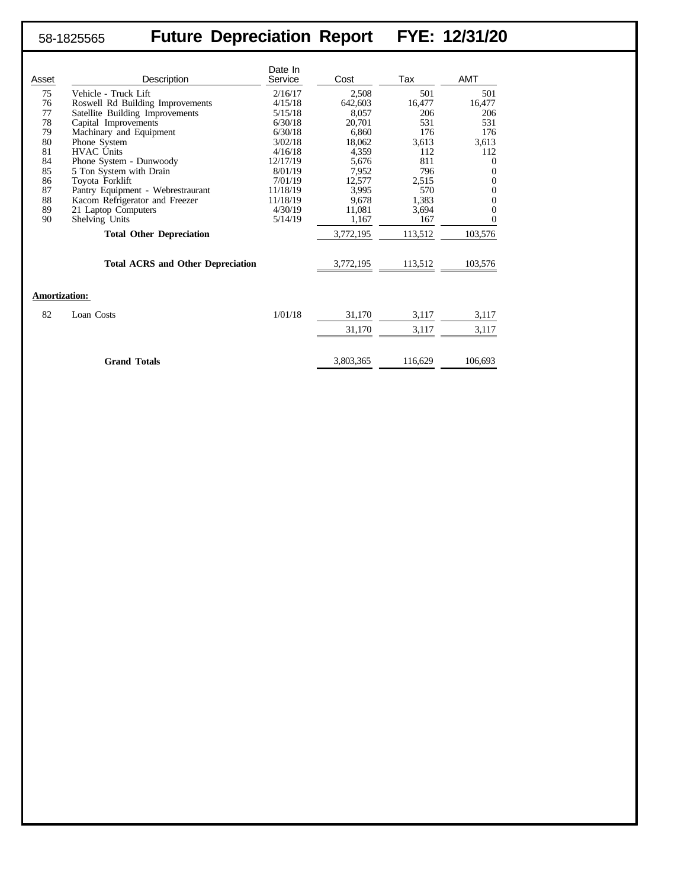# 58-1825565 Future Depreciation Report FYE: 12/31/20

| Asset | Description | Date In Service | Cost | Tax | AMT |
|---|---|---|---|---|---|
| 75 | Vehicle - Truck Lift | 2/16/17 | 2,508 | 501 | 501 |
| 76 | Roswell Rd Building Improvements | 4/15/18 | 642,603 | 16,477 | 16,477 |
| 77 | Satellite Building Improvements | 5/15/18 | 8,057 | 206 | 206 |
| 78 | Capital Improvements | 6/30/18 | 20,701 | 531 | 531 |
| 79 | Machinary and Equipment | 6/30/18 | 6,860 | 176 | 176 |
| 80 | Phone System | 3/02/18 | 18,062 | 3,613 | 3,613 |
| 81 | HVAC Units | 4/16/18 | 4,359 | 112 | 112 |
| 84 | Phone System - Dunwoody | 12/17/19 | 5,676 | 811 | 0 |
| 85 | 5 Ton System with Drain | 8/01/19 | 7,952 | 796 | 0 |
| 86 | Toyota Forklift | 7/01/19 | 12,577 | 2,515 | 0 |
| 87 | Pantry Equipment - Webrestraurant | 11/18/19 | 3,995 | 570 | 0 |
| 88 | Kacom Refrigerator and Freezer | 11/18/19 | 9,678 | 1,383 | 0 |
| 89 | 21 Laptop Computers | 4/30/19 | 11,081 | 3,694 | 0 |
| 90 | Shelving Units | 5/14/19 | 1,167 | 167 | 0 |
| | **Total Other Depreciation** | | 3,772,195 | 113,512 | 103,576 |
| | **Total ACRS and Other Depreciation** | | 3,772,195 | 113,512 | 103,576 |
| **Amortization:** | | | | | |
| 82 | Loan Costs | 1/01/18 | 31,170 | 3,117 | 3,117 |
| | | | 31,170 | 3,117 | 3,117 |
| | **Grand Totals** | | 3,803,365 | 116,629 | 106,693 |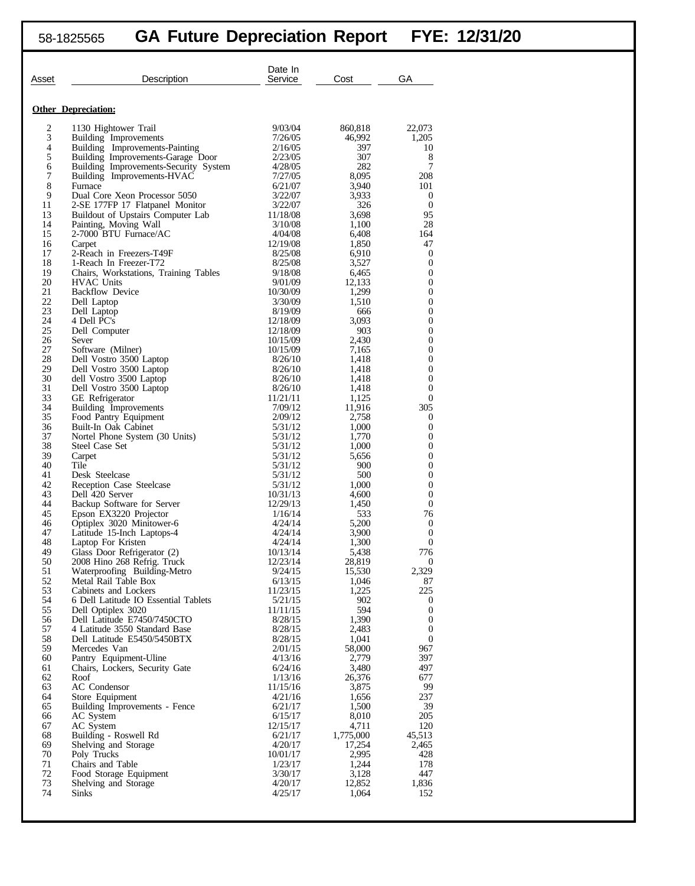58-1825565 **GA Future Depreciation Report** **FYE: 12/31/20**

| Asset | Description | Date In Service | Cost | GA |
|---|---|---|---|---|
| | **Other Depreciation:** | | | |
| 2 | 1130 Hightower Trail | 9/03/04 | 860,818 | 22,073 |
| 3 | Building Improvements | 7/26/05 | 46,992 | 1,205 |
| 4 | Building Improvements-Painting | 2/16/05 | 397 | 10 |
| 5 | Building Improvements-Garage Door | 2/23/05 | 307 | 8 |
| 6 | Building Improvements-Security System | 4/28/05 | 282 | 7 |
| 7 | Building Improvements-HVAC | 7/27/05 | 8,095 | 208 |
| 8 | Furnace | 6/21/07 | 3,940 | 101 |
| 9 | Dual Core Xeon Processor 5050 | 3/22/07 | 3,933 | 0 |
| 11 | 2-SE 177FP 17 Flatpanel Monitor | 3/22/07 | 326 | 0 |
| 13 | Buildout of Upstairs Computer Lab | 11/18/08 | 3,698 | 95 |
| 14 | Painting, Moving Wall | 3/10/08 | 1,100 | 28 |
| 15 | 2-7000 BTU Furnace/AC | 4/04/08 | 6,408 | 164 |
| 16 | Carpet | 12/19/08 | 1,850 | 47 |
| 17 | 2-Reach in Freezers-T49F | 8/25/08 | 6,910 | 0 |
| 18 | 1-Reach In Freezer-T72 | 8/25/08 | 3,527 | 0 |
| 19 | Chairs, Workstations, Training Tables | 9/18/08 | 6,465 | 0 |
| 20 | HVAC Units | 9/01/09 | 12,133 | 0 |
| 21 | Backflow Device | 10/30/09 | 1,299 | 0 |
| 22 | Dell Laptop | 3/30/09 | 1,510 | 0 |
| 23 | Dell Laptop | 8/19/09 | 666 | 0 |
| 24 | 4 Dell PC's | 12/18/09 | 3,093 | 0 |
| 25 | Dell Computer | 12/18/09 | 903 | 0 |
| 26 | Sever | 10/15/09 | 2,430 | 0 |
| 27 | Software (Milner) | 10/15/09 | 7,165 | 0 |
| 28 | Dell Vostro 3500 Laptop | 8/26/10 | 1,418 | 0 |
| 29 | Dell Vostro 3500 Laptop | 8/26/10 | 1,418 | 0 |
| 30 | dell Vostro 3500 Laptop | 8/26/10 | 1,418 | 0 |
| 31 | Dell Vostro 3500 Laptop | 8/26/10 | 1,418 | 0 |
| 33 | GE Refrigerator | 11/21/11 | 1,125 | 0 |
| 34 | Building Improvements | 7/09/12 | 11,916 | 305 |
| 35 | Food Pantry Equipment | 2/09/12 | 2,758 | 0 |
| 36 | Built-In Oak Cabinet | 5/31/12 | 1,000 | 0 |
| 37 | Nortel Phone System (30 Units) | 5/31/12 | 1,770 | 0 |
| 38 | Steel Case Set | 5/31/12 | 1,000 | 0 |
| 39 | Carpet | 5/31/12 | 5,656 | 0 |
| 40 | Tile | 5/31/12 | 900 | 0 |
| 41 | Desk Steelcase | 5/31/12 | 500 | 0 |
| 42 | Reception Case Steelcase | 5/31/12 | 1,000 | 0 |
| 43 | Dell 420 Server | 10/31/13 | 4,600 | 0 |
| 44 | Backup Software for Server | 12/29/13 | 1,450 | 0 |
| 45 | Epson EX3220 Projector | 1/16/14 | 533 | 76 |
| 46 | Optiplex 3020 Minitower-6 | 4/24/14 | 5,200 | 0 |
| 47 | Latitude 15-Inch Laptops-4 | 4/24/14 | 3,900 | 0 |
| 48 | Laptop For Kristen | 4/24/14 | 1,300 | 0 |
| 49 | Glass Door Refrigerator (2) | 10/13/14 | 5,438 | 776 |
| 50 | 2008 Hino 268 Refrig. Truck | 12/23/14 | 28,819 | 0 |
| 51 | Waterproofing Building-Metro | 9/24/15 | 15,530 | 2,329 |
| 52 | Metal Rail Table Box | 6/13/15 | 1,046 | 87 |
| 53 | Cabinets and Lockers | 11/23/15 | 1,225 | 225 |
| 54 | 6 Dell Latitude IO Essential Tablets | 5/21/15 | 902 | 0 |
| 55 | Dell Optiplex 3020 | 11/11/15 | 594 | 0 |
| 56 | Dell Latitude E7450/7450CTO | 8/28/15 | 1,390 | 0 |
| 57 | 4 Latitude 3550 Standard Base | 8/28/15 | 2,483 | 0 |
| 58 | Dell Latitude E5450/5450BTX | 8/28/15 | 1,041 | 0 |
| 59 | Mercedes Van | 2/01/15 | 58,000 | 967 |
| 60 | Pantry Equipment-Uline | 4/13/16 | 2,779 | 397 |
| 61 | Chairs, Lockers, Security Gate | 6/24/16 | 3,480 | 497 |
| 62 | Roof | 1/13/16 | 26,376 | 677 |
| 63 | AC Condensor | 11/15/16 | 3,875 | 99 |
| 64 | Store Equipment | 4/21/16 | 1,656 | 237 |
| 65 | Building Improvements - Fence | 6/21/17 | 1,500 | 39 |
| 66 | AC System | 6/15/17 | 8,010 | 205 |
| 67 | AC System | 12/15/17 | 4,711 | 120 |
| 68 | Building - Roswell Rd | 6/21/17 | 1,775,000 | 45,513 |
| 69 | Shelving and Storage | 4/20/17 | 17,254 | 2,465 |
| 70 | Poly Trucks | 10/01/17 | 2,995 | 428 |
| 71 | Chairs and Table | 1/23/17 | 1,244 | 178 |
| 72 | Food Storage Equipment | 3/30/17 | 3,128 | 447 |
| 73 | Shelving and Storage | 4/20/17 | 12,852 | 1,836 |
| 74 | Sinks | 4/25/17 | 1,064 | 152 |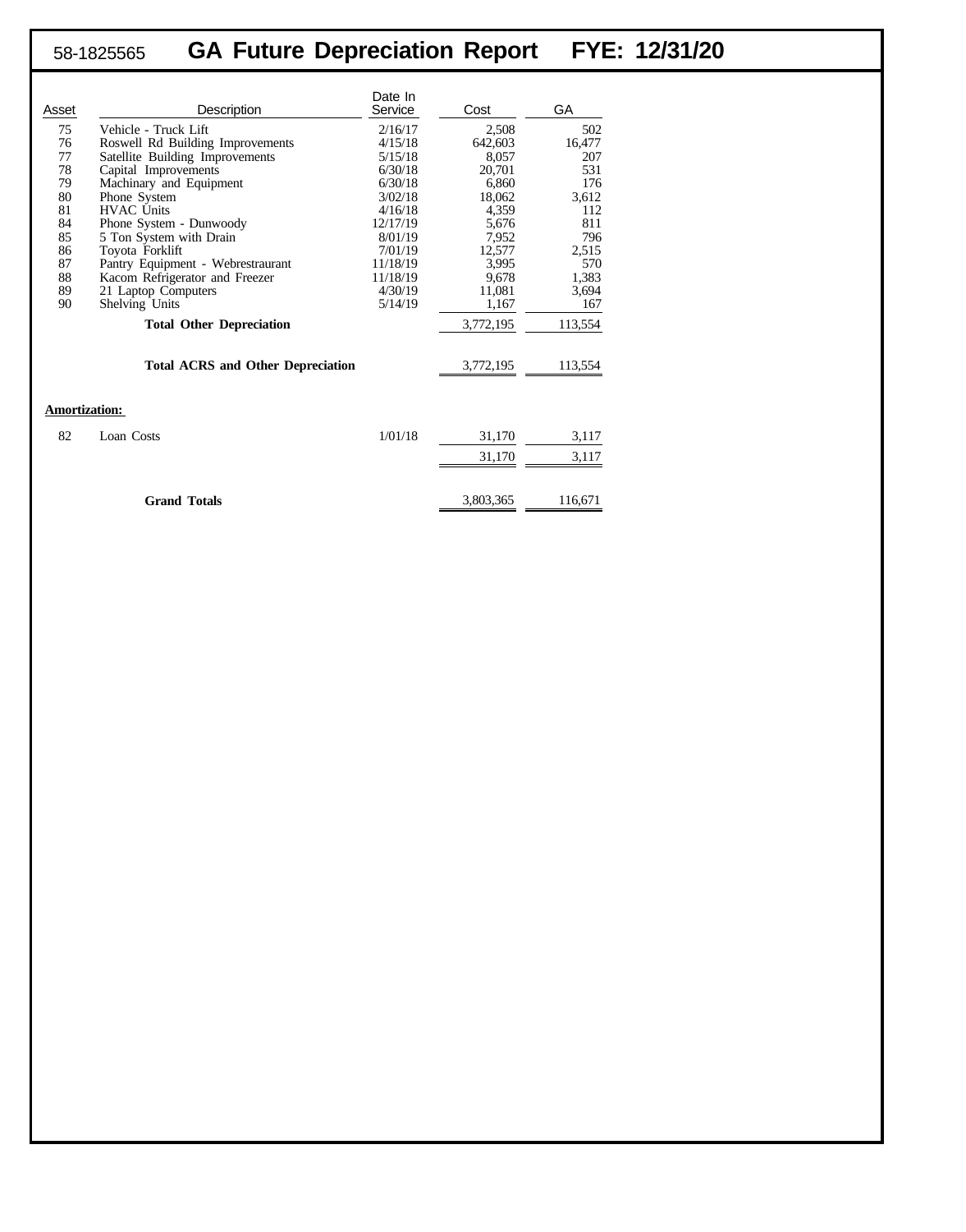# 58-1825565 GA Future Depreciation Report FYE: 12/31/20

| Asset | Description | Date In Service | Cost | GA |
|---|---|---|---|---|
| 75 | Vehicle - Truck Lift | 2/16/17 | 2,508 | 502 |
| 76 | Roswell Rd Building Improvements | 4/15/18 | 642,603 | 16,477 |
| 77 | Satellite Building Improvements | 5/15/18 | 8,057 | 207 |
| 78 | Capital Improvements | 6/30/18 | 20,701 | 531 |
| 79 | Machinary and Equipment | 6/30/18 | 6,860 | 176 |
| 80 | Phone System | 3/02/18 | 18,062 | 3,612 |
| 81 | HVAC Units | 4/16/18 | 4,359 | 112 |
| 84 | Phone System - Dunwoody | 12/17/19 | 5,676 | 811 |
| 85 | 5 Ton System with Drain | 8/01/19 | 7,952 | 796 |
| 86 | Toyota Forklift | 7/01/19 | 12,577 | 2,515 |
| 87 | Pantry Equipment - Webrestraurant | 11/18/19 | 3,995 | 570 |
| 88 | Kacom Refrigerator and Freezer | 11/18/19 | 9,678 | 1,383 |
| 89 | 21 Laptop Computers | 4/30/19 | 11,081 | 3,694 |
| 90 | Shelving Units | 5/14/19 | 1,167 | 167 |
| | **Total Other Depreciation** | | 3,772,195 | 113,554 |
| | **Total ACRS and Other Depreciation** | | 3,772,195 | 113,554 |

**Amortization:**

| Asset | Description | Date In Service | Cost | GA |
|---|---|---|---|---|
| 82 | Loan Costs | 1/01/18 | 31,170 | 3,117 |
| | | | 31,170 | 3,117 |
| | **Grand Totals** | | 3,803,365 | 116,671 |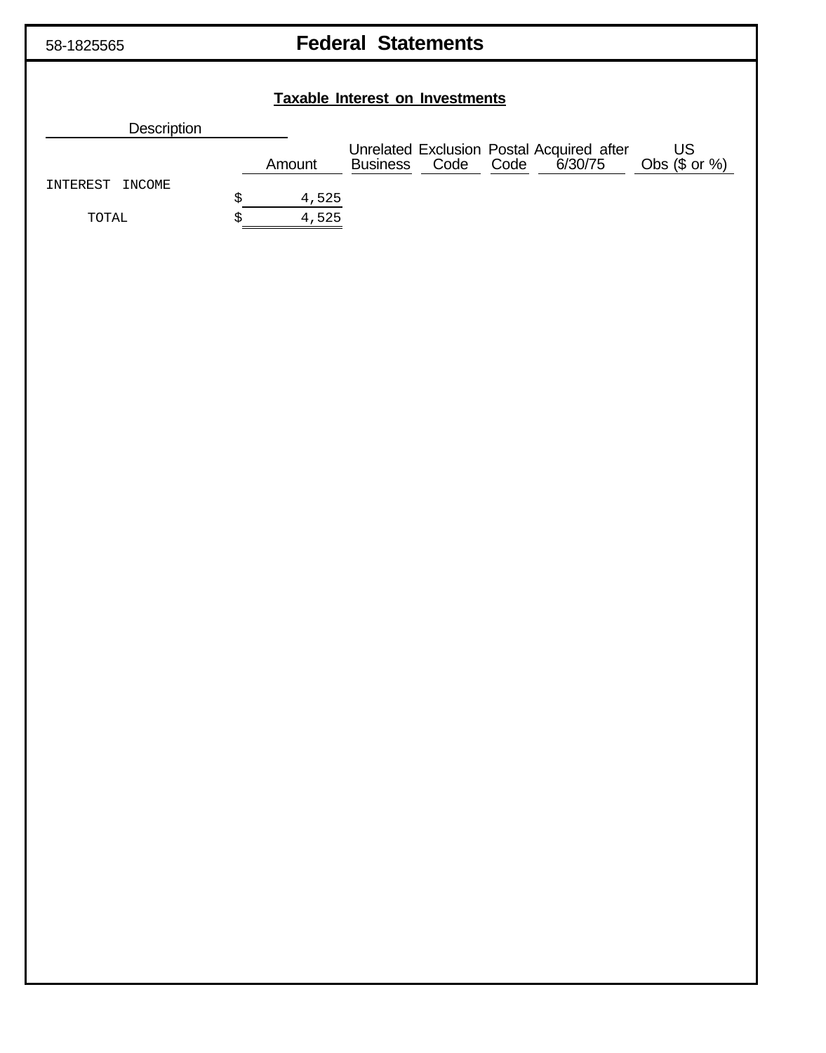58-1825565

# Federal Statements

## Taxable Interest on Investments

| Description | Amount | Unrelated Business | Exclusion Code | Postal Code | Acquired after 6/30/75 | US Obs ($ or %) |
|---|---|---|---|---|---|---|
| INTEREST INCOME | $ 4,525 | | | | | |
| TOTAL | $ 4,525 | | | | | |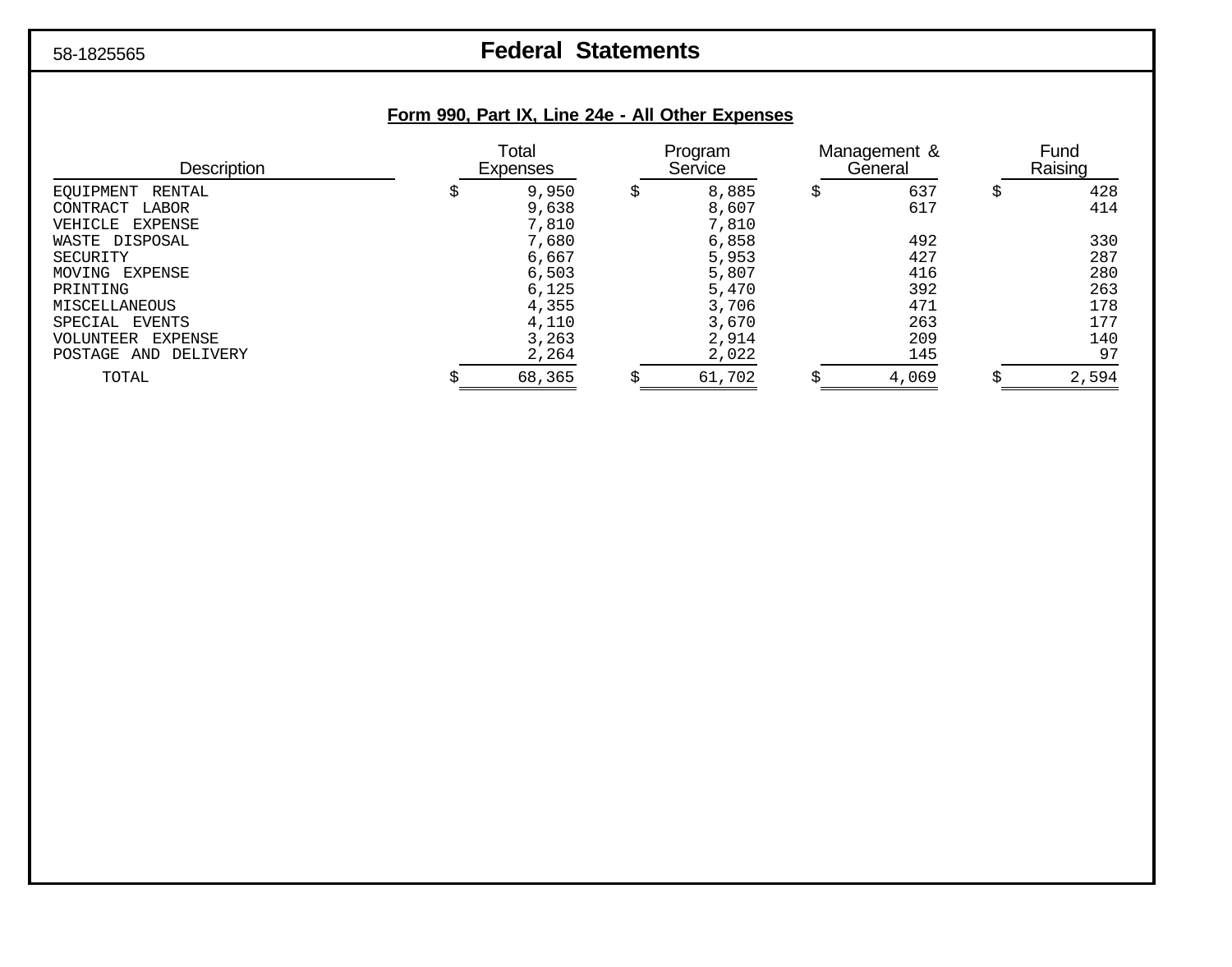58-1825565

# Federal Statements

## Form 990, Part IX, Line 24e - All Other Expenses

| Description | Total Expenses | Program Service | Management & General | Fund Raising |
|---|---|---|---|---|
| EQUIPMENT RENTAL | $ 9,950 | $ 8,885 | $ 637 | $ 428 |
| CONTRACT LABOR | 9,638 | 8,607 | 617 | 414 |
| VEHICLE EXPENSE | 7,810 | 7,810 | | |
| WASTE DISPOSAL | 7,680 | 6,858 | 492 | 330 |
| SECURITY | 6,667 | 5,953 | 427 | 287 |
| MOVING EXPENSE | 6,503 | 5,807 | 416 | 280 |
| PRINTING | 6,125 | 5,470 | 392 | 263 |
| MISCELLANEOUS | 4,355 | 3,706 | 471 | 178 |
| SPECIAL EVENTS | 4,110 | 3,670 | 263 | 177 |
| VOLUNTEER EXPENSE | 3,263 | 2,914 | 209 | 140 |
| POSTAGE AND DELIVERY | 2,264 | 2,022 | 145 | 97 |
| TOTAL | $ 68,365 | $ 61,702 | $ 4,069 | $ 2,594 |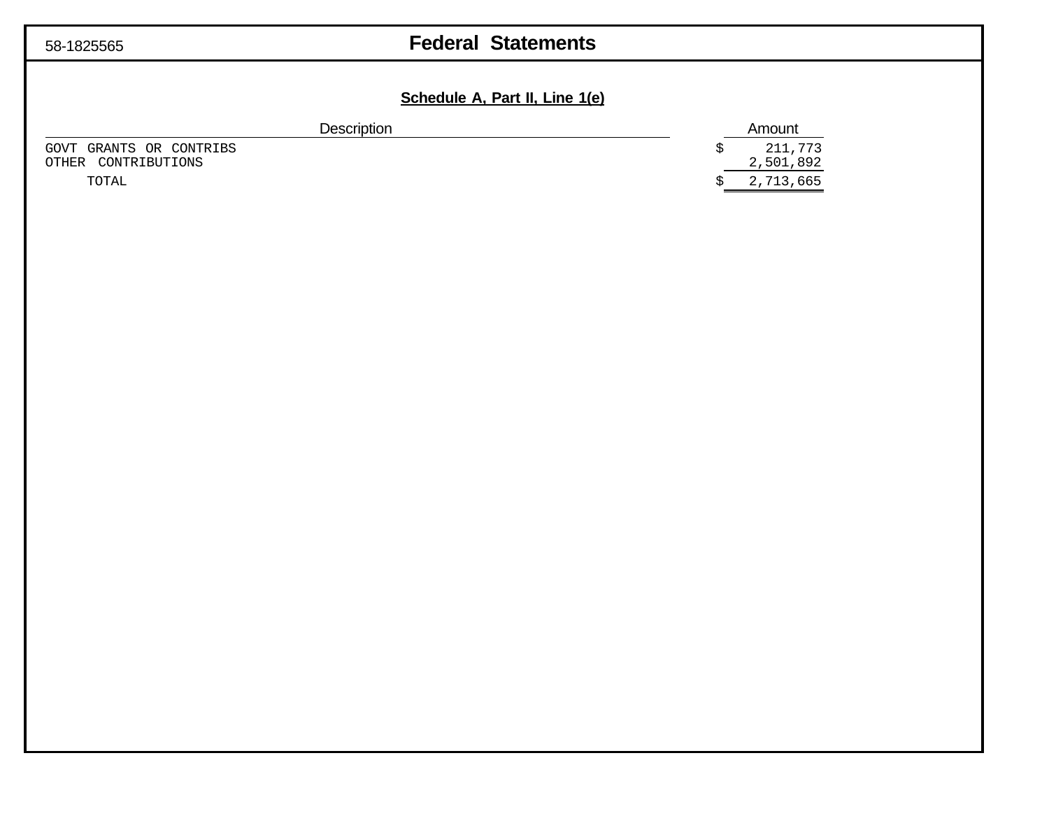58-1825565

# Federal Statements

## Schedule A, Part II, Line 1(e)

| Description | Amount |
|---|---|
| GOVT GRANTS OR CONTRIBS | $ 211,773 |
| OTHER CONTRIBUTIONS | 2,501,892 |
| TOTAL | $ 2,713,665 |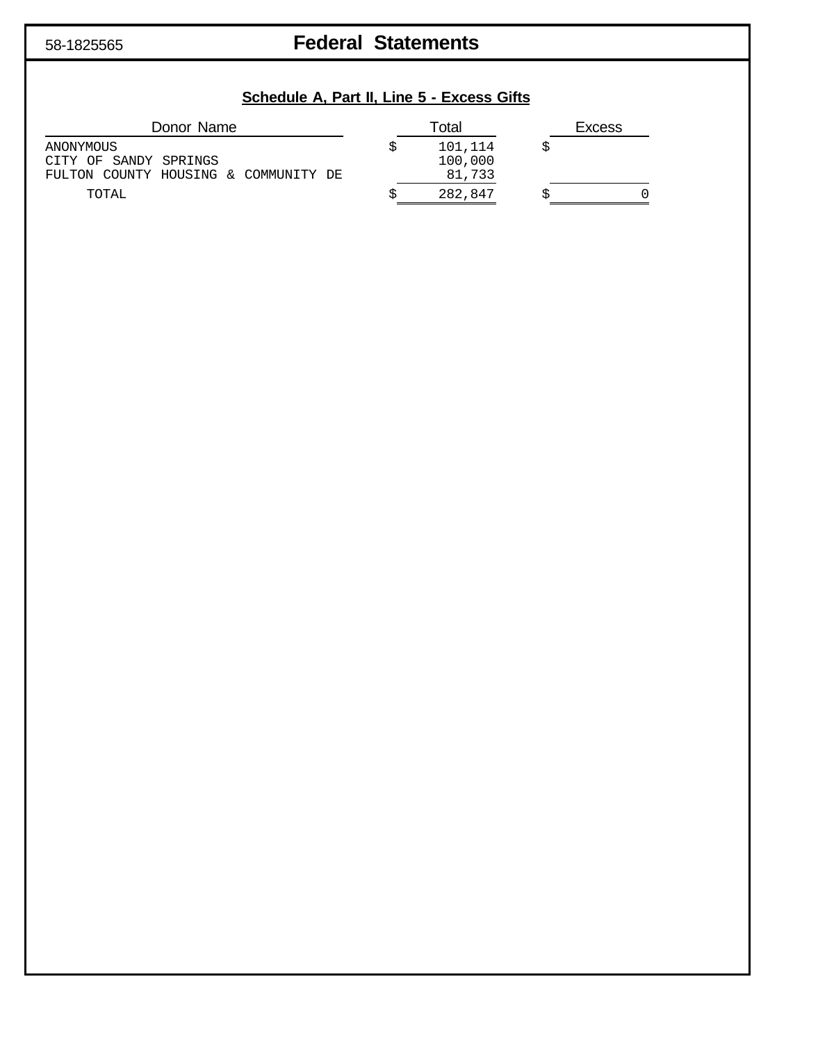58-1825565

# Federal Statements

## Schedule A, Part II, Line 5 - Excess Gifts

| Donor Name | Total | Excess |
|---|---|---|
| ANONYMOUS | $ 101,114 | $ |
| CITY OF SANDY SPRINGS | 100,000 | |
| FULTON COUNTY HOUSING & COMMUNITY DE | 81,733 | |
| TOTAL | $ 282,847 | $ 0 |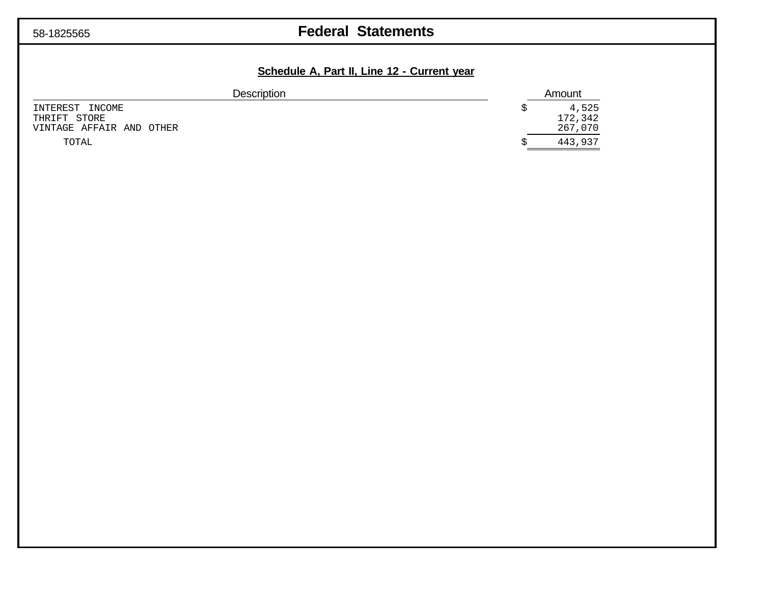58-1825565

# Federal Statements

## Schedule A, Part II, Line 12 - Current year

| Description | Amount |
|---|---|
| INTEREST INCOME | $ 4,525 |
| THRIFT STORE | 172,342 |
| VINTAGE AFFAIR AND OTHER | 267,070 |
| TOTAL | $ 443,937 |